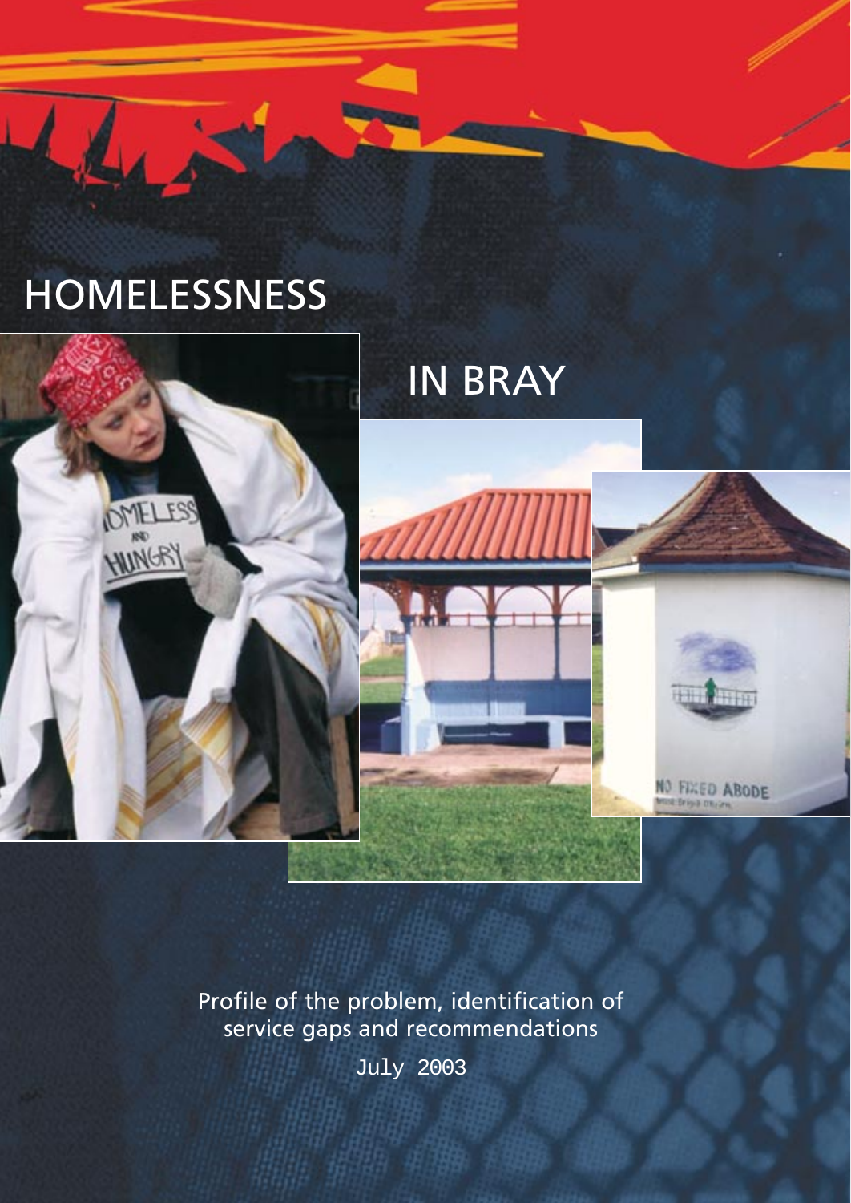# HOMELESSNESS IN BRAY

Profile of the problem, identification of service gaps and recommendations

July 2003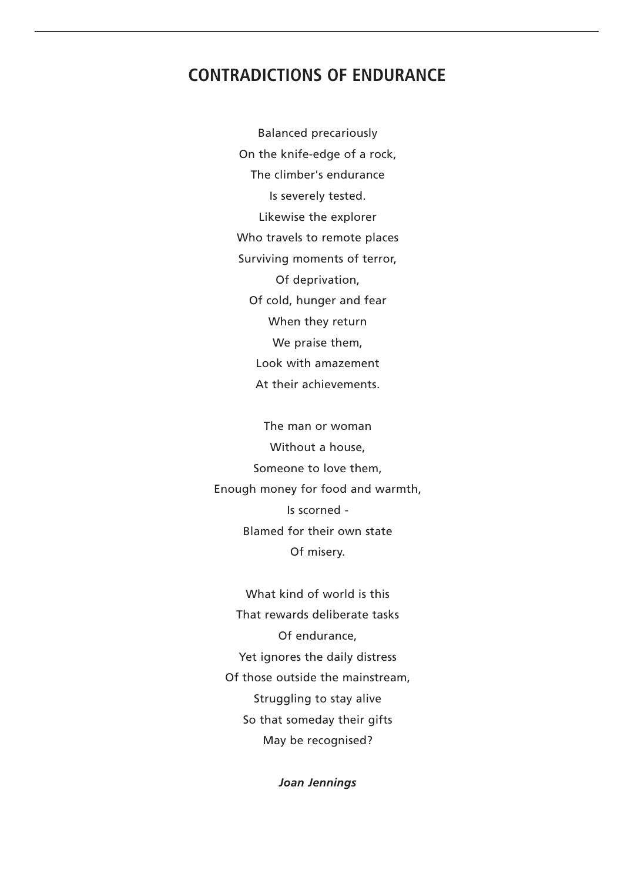## CONTRADICTIONS OF ENDURANCE

Balanced precariously  
On the knife-edge of a rock,  
The climber's endurance  
Is severely tested.  
Likewise the explorer  
Who travels to remote places  
Surviving moments of terror,  
Of deprivation,  
Of cold, hunger and fear  
When they return  
We praise them,  
Look with amazement  
At their achievements.

The man or woman  
Without a house,  
Someone to love them,  
Enough money for food and warmth,  
Is scorned -  
Blamed for their own state  
Of misery.

What kind of world is this  
That rewards deliberate tasks  
Of endurance,  
Yet ignores the daily distress  
Of those outside the mainstream,  
Struggling to stay alive  
So that someday their gifts  
May be recognised?

***Joan Jennings***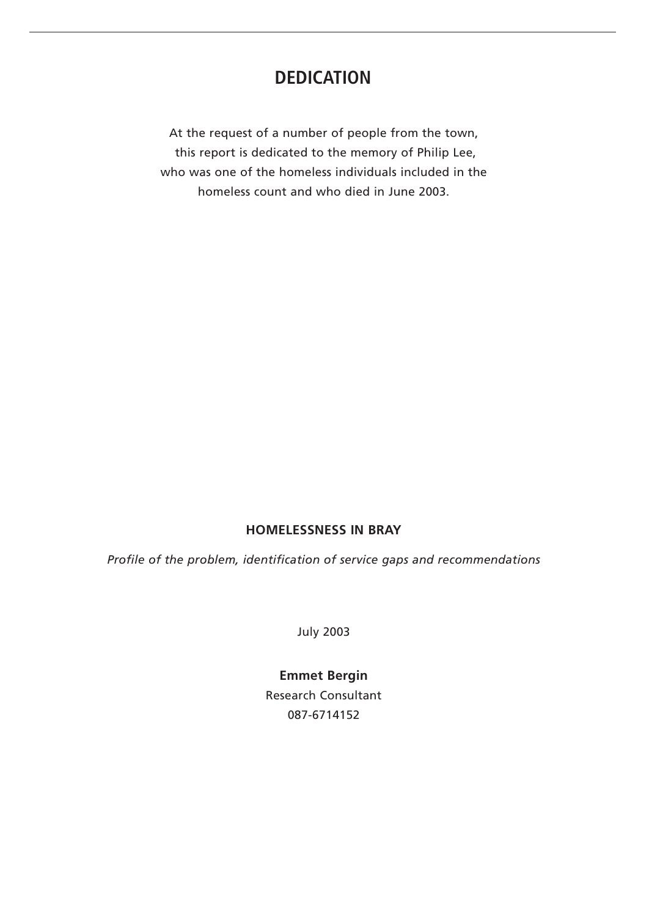# DEDICATION

At the request of a number of people from the town, this report is dedicated to the memory of Philip Lee, who was one of the homeless individuals included in the homeless count and who died in June 2003.

**HOMELESSNESS IN BRAY**

*Profile of the problem, identification of service gaps and recommendations*

July 2003

**Emmet Bergin**
Research Consultant
087-6714152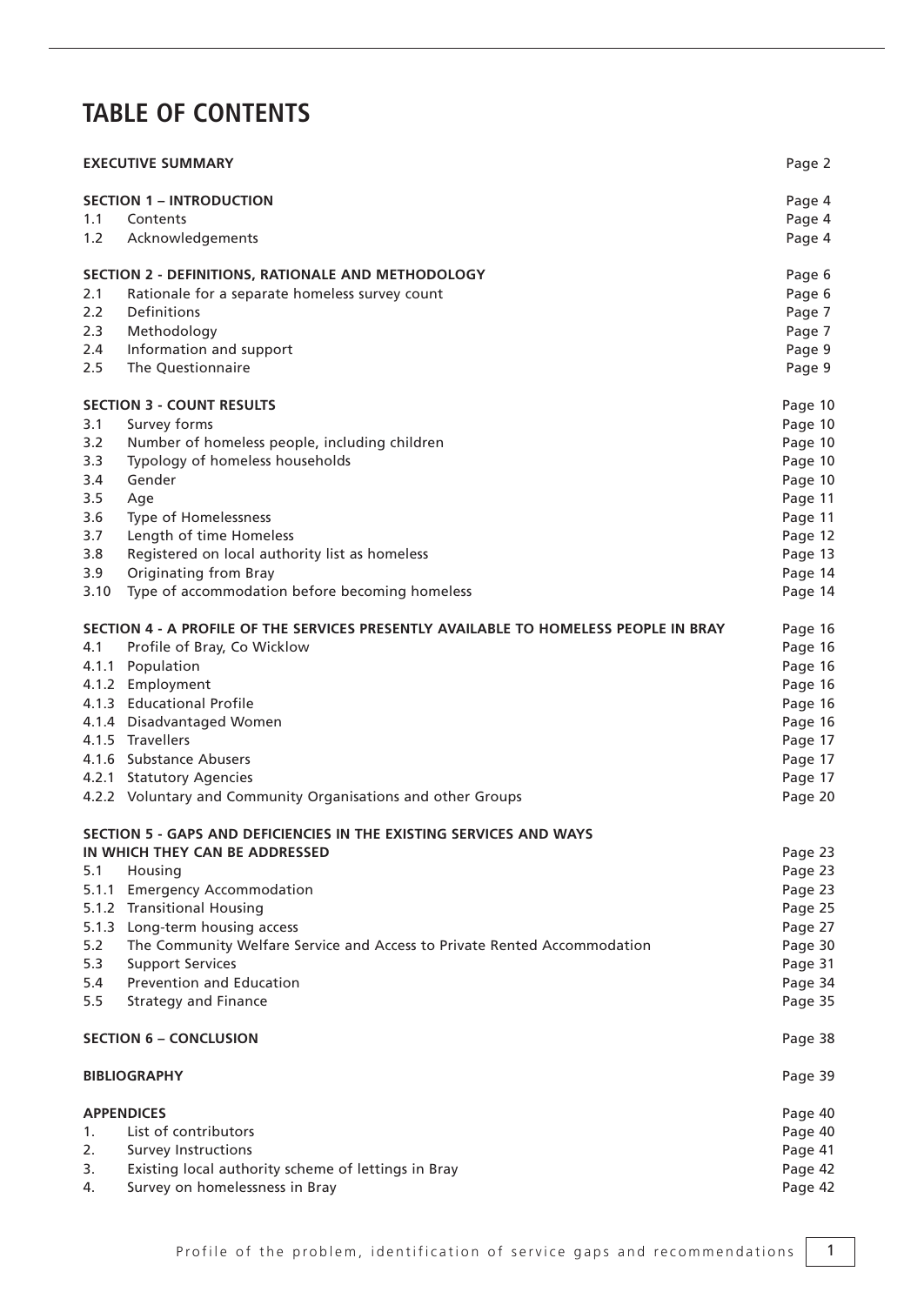# TABLE OF CONTENTS

| | | |
|---|---|---|
| **EXECUTIVE SUMMARY** | | Page 2 |
| **SECTION 1 – INTRODUCTION** | | Page 4 |
| 1.1 | Contents | Page 4 |
| 1.2 | Acknowledgements | Page 4 |
| **SECTION 2 - DEFINITIONS, RATIONALE AND METHODOLOGY** | | Page 6 |
| 2.1 | Rationale for a separate homeless survey count | Page 6 |
| 2.2 | Definitions | Page 7 |
| 2.3 | Methodology | Page 7 |
| 2.4 | Information and support | Page 9 |
| 2.5 | The Questionnaire | Page 9 |
| **SECTION 3 - COUNT RESULTS** | | Page 10 |
| 3.1 | Survey forms | Page 10 |
| 3.2 | Number of homeless people, including children | Page 10 |
| 3.3 | Typology of homeless households | Page 10 |
| 3.4 | Gender | Page 10 |
| 3.5 | Age | Page 11 |
| 3.6 | Type of Homelessness | Page 11 |
| 3.7 | Length of time Homeless | Page 12 |
| 3.8 | Registered on local authority list as homeless | Page 13 |
| 3.9 | Originating from Bray | Page 14 |
| 3.10 | Type of accommodation before becoming homeless | Page 14 |
| **SECTION 4 - A PROFILE OF THE SERVICES PRESENTLY AVAILABLE TO HOMELESS PEOPLE IN BRAY** | | Page 16 |
| 4.1 | Profile of Bray, Co Wicklow | Page 16 |
| 4.1.1 | Population | Page 16 |
| 4.1.2 | Employment | Page 16 |
| 4.1.3 | Educational Profile | Page 16 |
| 4.1.4 | Disadvantaged Women | Page 16 |
| 4.1.5 | Travellers | Page 17 |
| 4.1.6 | Substance Abusers | Page 17 |
| 4.2.1 | Statutory Agencies | Page 17 |
| 4.2.2 | Voluntary and Community Organisations and other Groups | Page 20 |
| **SECTION 5 - GAPS AND DEFICIENCIES IN THE EXISTING SERVICES AND WAYS IN WHICH THEY CAN BE ADDRESSED** | | Page 23 |
| 5.1 | Housing | Page 23 |
| 5.1.1 | Emergency Accommodation | Page 23 |
| 5.1.2 | Transitional Housing | Page 25 |
| 5.1.3 | Long-term housing access | Page 27 |
| 5.2 | The Community Welfare Service and Access to Private Rented Accommodation | Page 30 |
| 5.3 | Support Services | Page 31 |
| 5.4 | Prevention and Education | Page 34 |
| 5.5 | Strategy and Finance | Page 35 |
| **SECTION 6 – CONCLUSION** | | Page 38 |
| **BIBLIOGRAPHY** | | Page 39 |
| **APPENDICES** | | Page 40 |
| 1. | List of contributors | Page 40 |
| 2. | Survey Instructions | Page 41 |
| 3. | Existing local authority scheme of lettings in Bray | Page 42 |
| 4. | Survey on homelessness in Bray | Page 42 |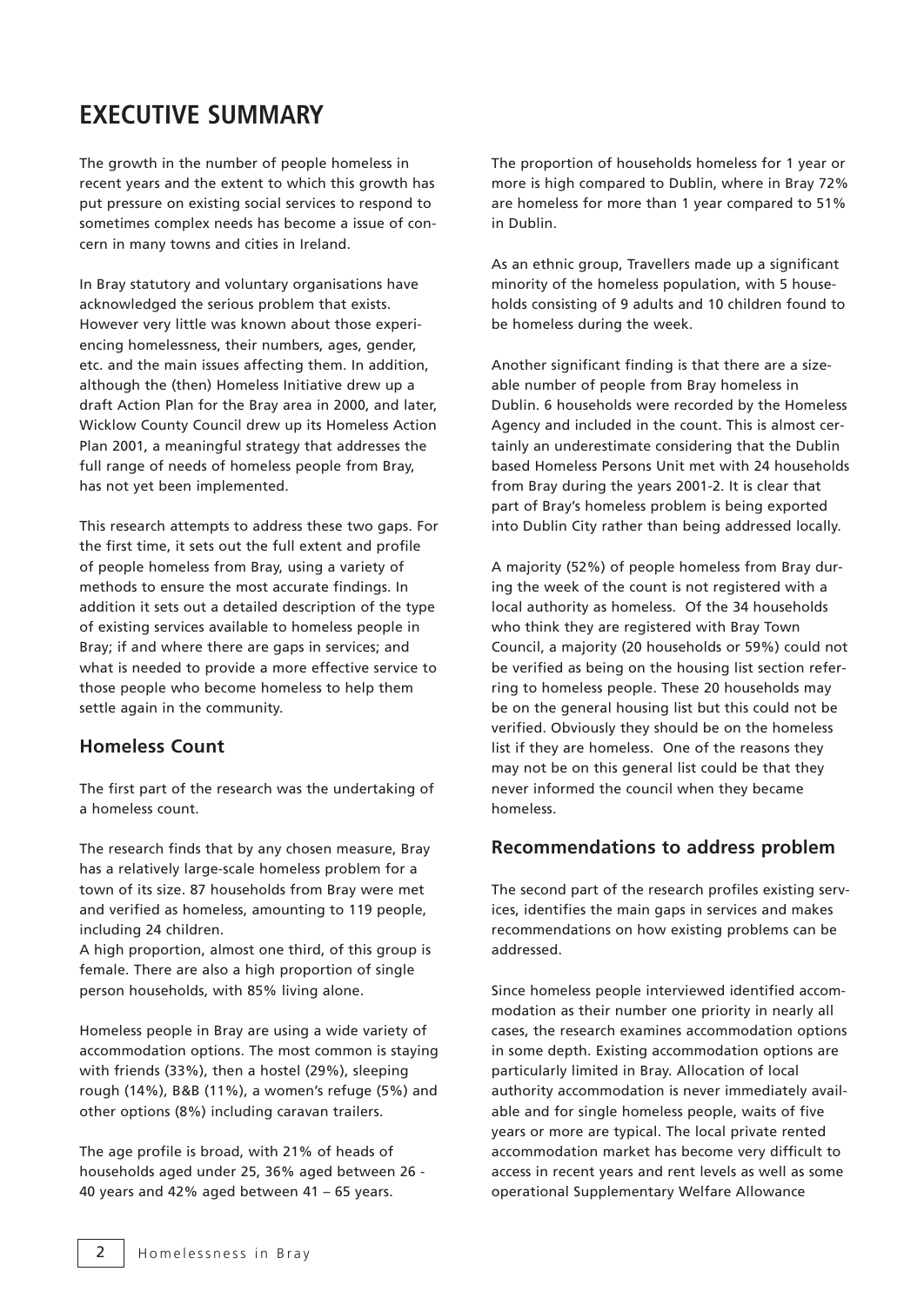# EXECUTIVE SUMMARY

The growth in the number of people homeless in recent years and the extent to which this growth has put pressure on existing social services to respond to sometimes complex needs has become a issue of concern in many towns and cities in Ireland.

In Bray statutory and voluntary organisations have acknowledged the serious problem that exists. However very little was known about those experiencing homelessness, their numbers, ages, gender, etc. and the main issues affecting them. In addition, although the (then) Homeless Initiative drew up a draft Action Plan for the Bray area in 2000, and later, Wicklow County Council drew up its Homeless Action Plan 2001, a meaningful strategy that addresses the full range of needs of homeless people from Bray, has not yet been implemented.

This research attempts to address these two gaps. For the first time, it sets out the full extent and profile of people homeless from Bray, using a variety of methods to ensure the most accurate findings. In addition it sets out a detailed description of the type of existing services available to homeless people in Bray; if and where there are gaps in services; and what is needed to provide a more effective service to those people who become homeless to help them settle again in the community.

## Homeless Count

The first part of the research was the undertaking of a homeless count.

The research finds that by any chosen measure, Bray has a relatively large-scale homeless problem for a town of its size. 87 households from Bray were met and verified as homeless, amounting to 119 people, including 24 children.
A high proportion, almost one third, of this group is female. There are also a high proportion of single person households, with 85% living alone.

Homeless people in Bray are using a wide variety of accommodation options. The most common is staying with friends (33%), then a hostel (29%), sleeping rough (14%), B&B (11%), a women's refuge (5%) and other options (8%) including caravan trailers.

The age profile is broad, with 21% of heads of households aged under 25, 36% aged between 26 - 40 years and 42% aged between 41 – 65 years.

The proportion of households homeless for 1 year or more is high compared to Dublin, where in Bray 72% are homeless for more than 1 year compared to 51% in Dublin.

As an ethnic group, Travellers made up a significant minority of the homeless population, with 5 households consisting of 9 adults and 10 children found to be homeless during the week.

Another significant finding is that there are a sizeable number of people from Bray homeless in Dublin. 6 households were recorded by the Homeless Agency and included in the count. This is almost certainly an underestimate considering that the Dublin based Homeless Persons Unit met with 24 households from Bray during the years 2001-2. It is clear that part of Bray's homeless problem is being exported into Dublin City rather than being addressed locally.

A majority (52%) of people homeless from Bray during the week of the count is not registered with a local authority as homeless. Of the 34 households who think they are registered with Bray Town Council, a majority (20 households or 59%) could not be verified as being on the housing list section referring to homeless people. These 20 households may be on the general housing list but this could not be verified. Obviously they should be on the homeless list if they are homeless. One of the reasons they may not be on this general list could be that they never informed the council when they became homeless.

## Recommendations to address problem

The second part of the research profiles existing services, identifies the main gaps in services and makes recommendations on how existing problems can be addressed.

Since homeless people interviewed identified accommodation as their number one priority in nearly all cases, the research examines accommodation options in some depth. Existing accommodation options are particularly limited in Bray. Allocation of local authority accommodation is never immediately available and for single homeless people, waits of five years or more are typical. The local private rented accommodation market has become very difficult to access in recent years and rent levels as well as some operational Supplementary Welfare Allowance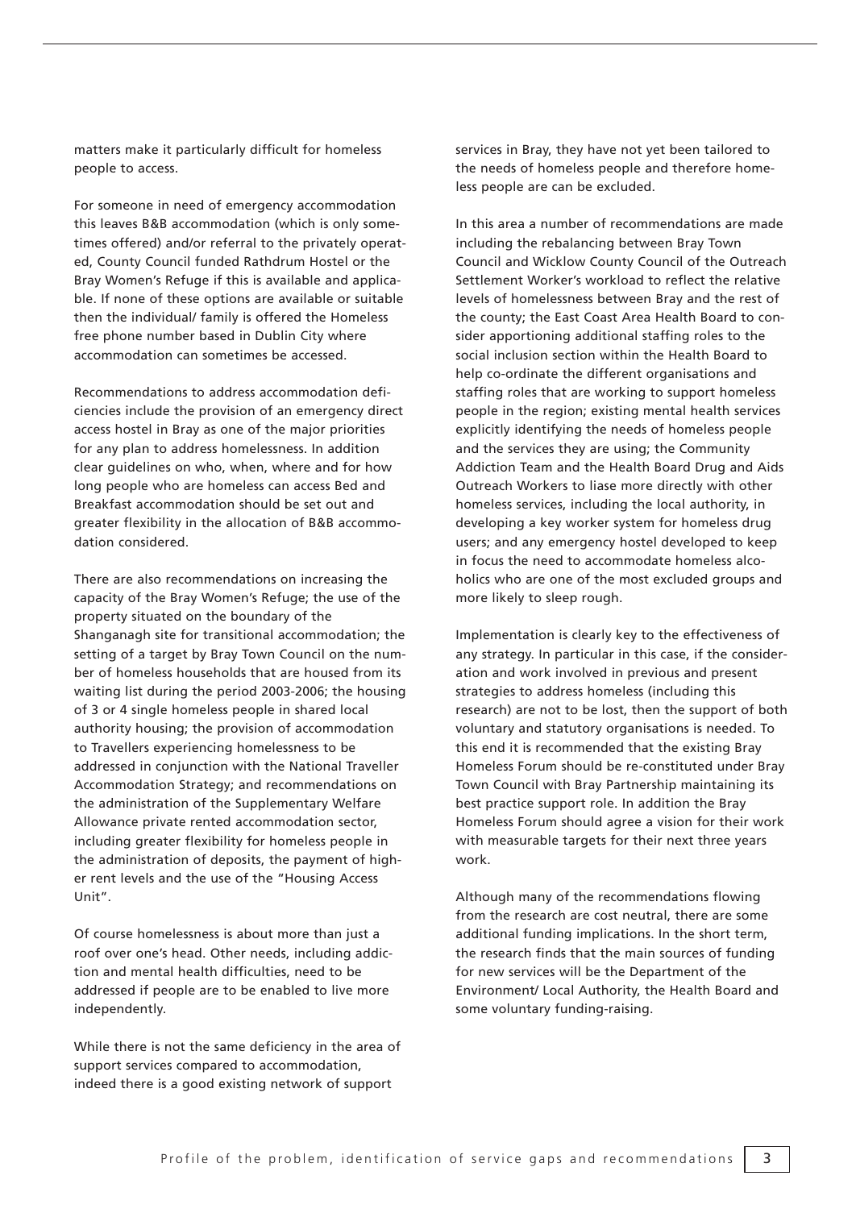matters make it particularly difficult for homeless people to access.

For someone in need of emergency accommodation this leaves B&B accommodation (which is only sometimes offered) and/or referral to the privately operated, County Council funded Rathdrum Hostel or the Bray Women's Refuge if this is available and applicable. If none of these options are available or suitable then the individual/ family is offered the Homeless free phone number based in Dublin City where accommodation can sometimes be accessed.

Recommendations to address accommodation deficiencies include the provision of an emergency direct access hostel in Bray as one of the major priorities for any plan to address homelessness. In addition clear guidelines on who, when, where and for how long people who are homeless can access Bed and Breakfast accommodation should be set out and greater flexibility in the allocation of B&B accommodation considered.

There are also recommendations on increasing the capacity of the Bray Women's Refuge; the use of the property situated on the boundary of the Shanganagh site for transitional accommodation; the setting of a target by Bray Town Council on the number of homeless households that are housed from its waiting list during the period 2003-2006; the housing of 3 or 4 single homeless people in shared local authority housing; the provision of accommodation to Travellers experiencing homelessness to be addressed in conjunction with the National Traveller Accommodation Strategy; and recommendations on the administration of the Supplementary Welfare Allowance private rented accommodation sector, including greater flexibility for homeless people in the administration of deposits, the payment of higher rent levels and the use of the "Housing Access Unit".

Of course homelessness is about more than just a roof over one's head. Other needs, including addiction and mental health difficulties, need to be addressed if people are to be enabled to live more independently.

While there is not the same deficiency in the area of support services compared to accommodation, indeed there is a good existing network of support services in Bray, they have not yet been tailored to the needs of homeless people and therefore homeless people are can be excluded.

In this area a number of recommendations are made including the rebalancing between Bray Town Council and Wicklow County Council of the Outreach Settlement Worker's workload to reflect the relative levels of homelessness between Bray and the rest of the county; the East Coast Area Health Board to consider apportioning additional staffing roles to the social inclusion section within the Health Board to help co-ordinate the different organisations and staffing roles that are working to support homeless people in the region; existing mental health services explicitly identifying the needs of homeless people and the services they are using; the Community Addiction Team and the Health Board Drug and Aids Outreach Workers to liase more directly with other homeless services, including the local authority, in developing a key worker system for homeless drug users; and any emergency hostel developed to keep in focus the need to accommodate homeless alcoholics who are one of the most excluded groups and more likely to sleep rough.

Implementation is clearly key to the effectiveness of any strategy. In particular in this case, if the consideration and work involved in previous and present strategies to address homeless (including this research) are not to be lost, then the support of both voluntary and statutory organisations is needed. To this end it is recommended that the existing Bray Homeless Forum should be re-constituted under Bray Town Council with Bray Partnership maintaining its best practice support role. In addition the Bray Homeless Forum should agree a vision for their work with measurable targets for their next three years work.

Although many of the recommendations flowing from the research are cost neutral, there are some additional funding implications. In the short term, the research finds that the main sources of funding for new services will be the Department of the Environment/ Local Authority, the Health Board and some voluntary funding-raising.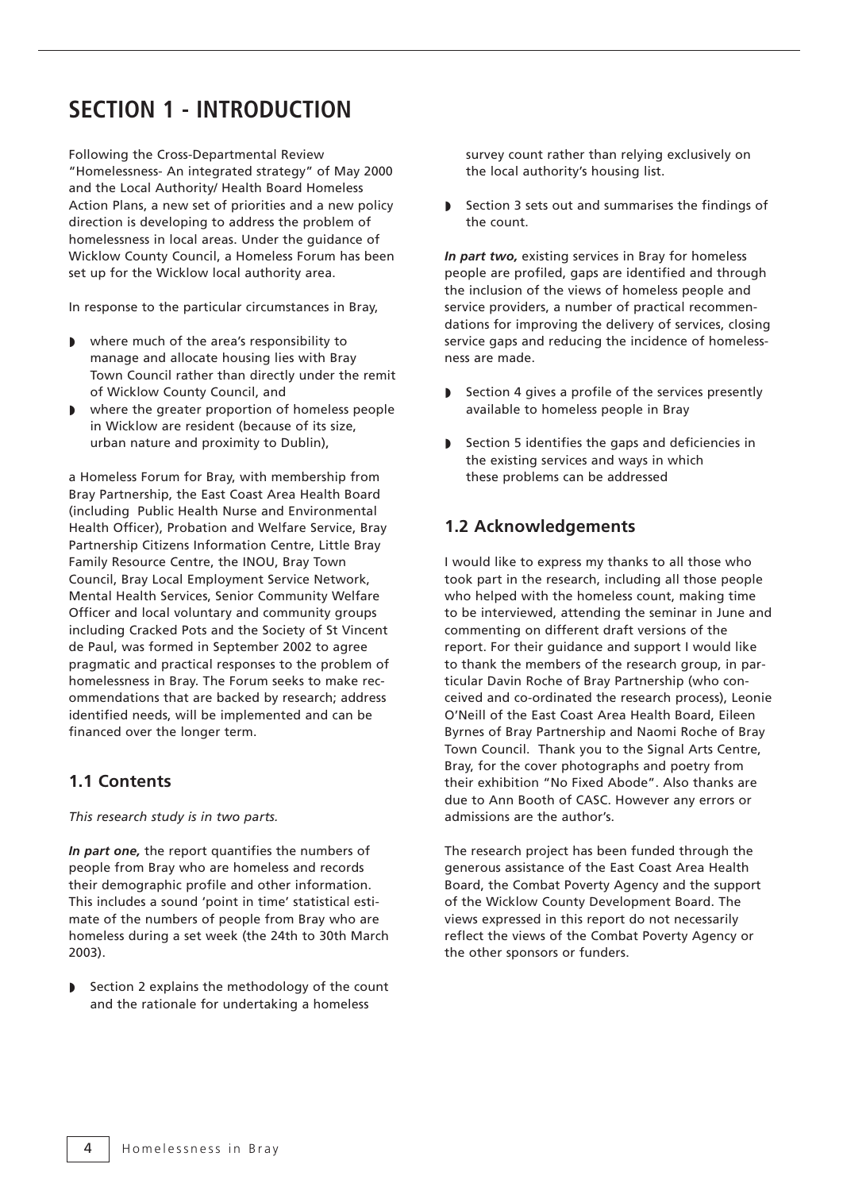# SECTION 1 - INTRODUCTION

Following the Cross-Departmental Review "Homelessness- An integrated strategy" of May 2000 and the Local Authority/ Health Board Homeless Action Plans, a new set of priorities and a new policy direction is developing to address the problem of homelessness in local areas. Under the guidance of Wicklow County Council, a Homeless Forum has been set up for the Wicklow local authority area.

In response to the particular circumstances in Bray,

- where much of the area's responsibility to manage and allocate housing lies with Bray Town Council rather than directly under the remit of Wicklow County Council, and
- where the greater proportion of homeless people in Wicklow are resident (because of its size, urban nature and proximity to Dublin),

a Homeless Forum for Bray, with membership from Bray Partnership, the East Coast Area Health Board (including Public Health Nurse and Environmental Health Officer), Probation and Welfare Service, Bray Partnership Citizens Information Centre, Little Bray Family Resource Centre, the INOU, Bray Town Council, Bray Local Employment Service Network, Mental Health Services, Senior Community Welfare Officer and local voluntary and community groups including Cracked Pots and the Society of St Vincent de Paul, was formed in September 2002 to agree pragmatic and practical responses to the problem of homelessness in Bray. The Forum seeks to make recommendations that are backed by research; address identified needs, will be implemented and can be financed over the longer term.

## 1.1 Contents

*This research study is in two parts.*

***In part one,*** the report quantifies the numbers of people from Bray who are homeless and records their demographic profile and other information. This includes a sound 'point in time' statistical estimate of the numbers of people from Bray who are homeless during a set week (the 24th to 30th March 2003).

- Section 2 explains the methodology of the count and the rationale for undertaking a homeless survey count rather than relying exclusively on the local authority's housing list.
- Section 3 sets out and summarises the findings of the count.

***In part two,*** existing services in Bray for homeless people are profiled, gaps are identified and through the inclusion of the views of homeless people and service providers, a number of practical recommendations for improving the delivery of services, closing service gaps and reducing the incidence of homelessness are made.

- Section 4 gives a profile of the services presently available to homeless people in Bray
- Section 5 identifies the gaps and deficiencies in the existing services and ways in which these problems can be addressed

## 1.2 Acknowledgements

I would like to express my thanks to all those who took part in the research, including all those people who helped with the homeless count, making time to be interviewed, attending the seminar in June and commenting on different draft versions of the report. For their guidance and support I would like to thank the members of the research group, in particular Davin Roche of Bray Partnership (who conceived and co-ordinated the research process), Leonie O'Neill of the East Coast Area Health Board, Eileen Byrnes of Bray Partnership and Naomi Roche of Bray Town Council. Thank you to the Signal Arts Centre, Bray, for the cover photographs and poetry from their exhibition "No Fixed Abode". Also thanks are due to Ann Booth of CASC. However any errors or admissions are the author's.

The research project has been funded through the generous assistance of the East Coast Area Health Board, the Combat Poverty Agency and the support of the Wicklow County Development Board. The views expressed in this report do not necessarily reflect the views of the Combat Poverty Agency or the other sponsors or funders.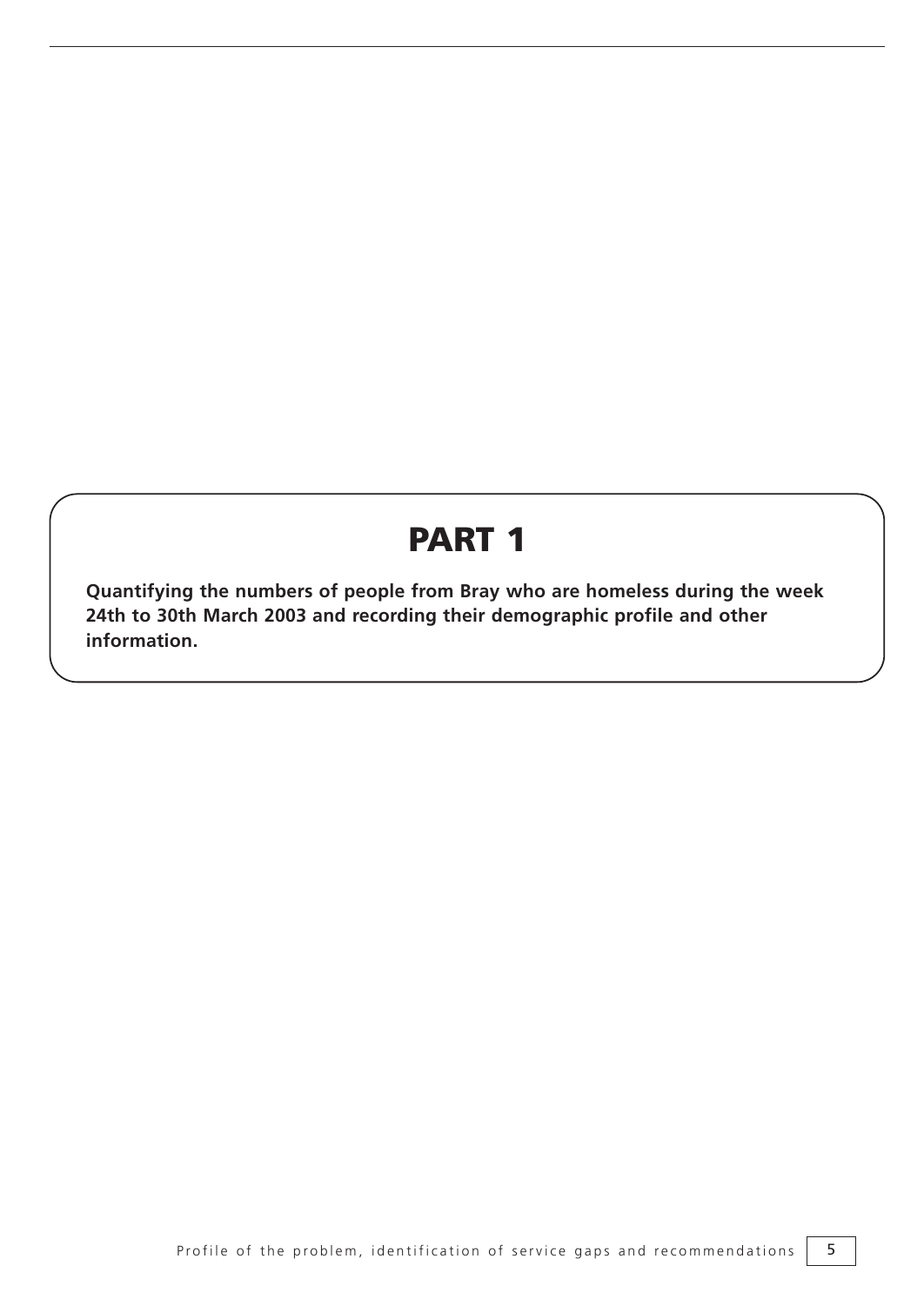# PART 1

**Quantifying the numbers of people from Bray who are homeless during the week 24th to 30th March 2003 and recording their demographic profile and other information.**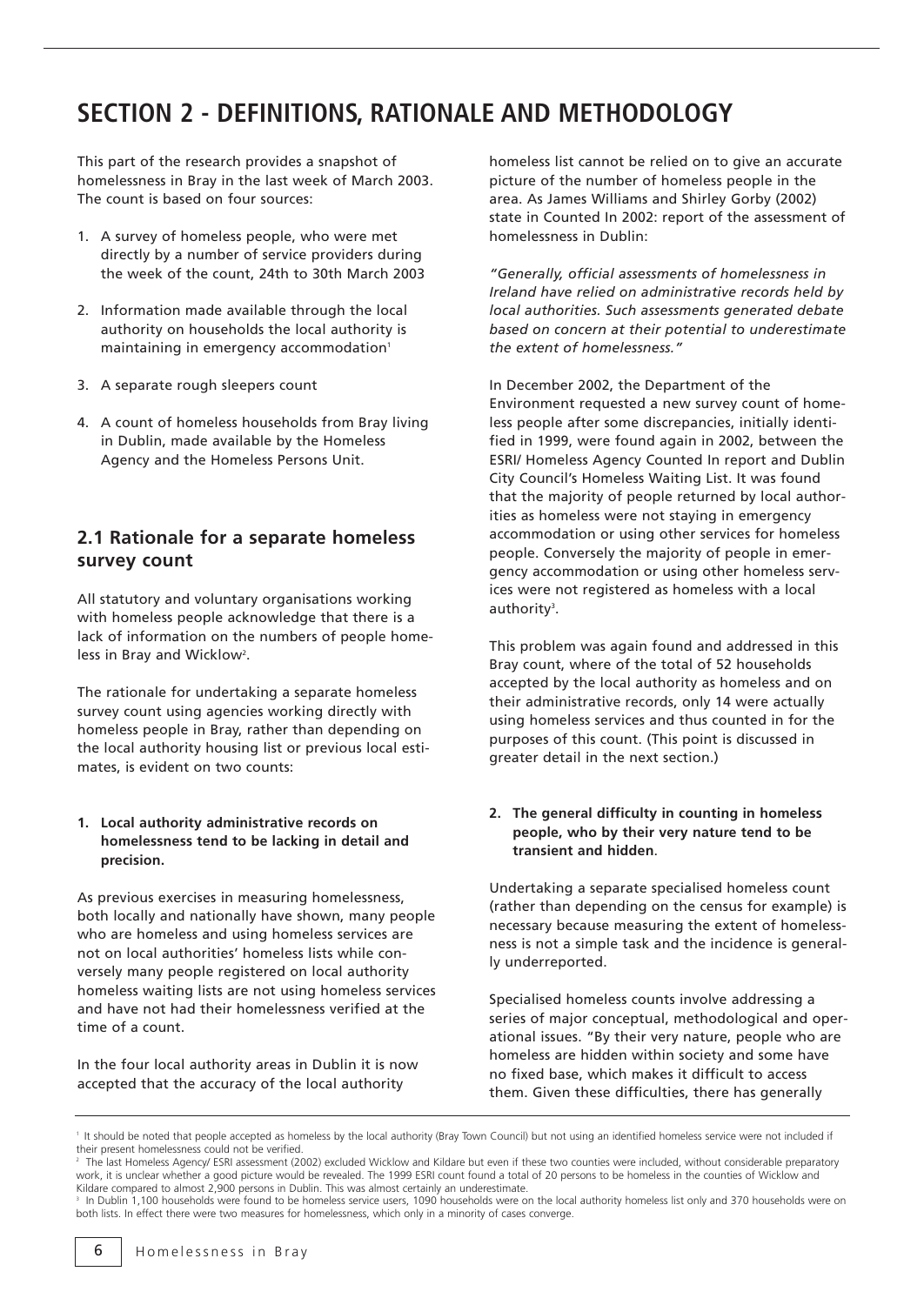# SECTION 2 - DEFINITIONS, RATIONALE AND METHODOLOGY

This part of the research provides a snapshot of homelessness in Bray in the last week of March 2003. The count is based on four sources:

1. A survey of homeless people, who were met directly by a number of service providers during the week of the count, 24th to 30th March 2003
2. Information made available through the local authority on households the local authority is maintaining in emergency accommodation[1]
3. A separate rough sleepers count
4. A count of homeless households from Bray living in Dublin, made available by the Homeless Agency and the Homeless Persons Unit.

## 2.1 Rationale for a separate homeless survey count

All statutory and voluntary organisations working with homeless people acknowledge that there is a lack of information on the numbers of people homeless in Bray and Wicklow[2].

The rationale for undertaking a separate homeless survey count using agencies working directly with homeless people in Bray, rather than depending on the local authority housing list or previous local estimates, is evident on two counts:

**1. Local authority administrative records on homelessness tend to be lacking in detail and precision.**

As previous exercises in measuring homelessness, both locally and nationally have shown, many people who are homeless and using homeless services are not on local authorities' homeless lists while conversely many people registered on local authority homeless waiting lists are not using homeless services and have not had their homelessness verified at the time of a count.

In the four local authority areas in Dublin it is now accepted that the accuracy of the local authority homeless list cannot be relied on to give an accurate picture of the number of homeless people in the area. As James Williams and Shirley Gorby (2002) state in Counted In 2002: report of the assessment of homelessness in Dublin:

*"Generally, official assessments of homelessness in Ireland have relied on administrative records held by local authorities. Such assessments generated debate based on concern at their potential to underestimate the extent of homelessness."*

In December 2002, the Department of the Environment requested a new survey count of homeless people after some discrepancies, initially identified in 1999, were found again in 2002, between the ESRI/ Homeless Agency Counted In report and Dublin City Council's Homeless Waiting List. It was found that the majority of people returned by local authorities as homeless were not staying in emergency accommodation or using other services for homeless people. Conversely the majority of people in emergency accommodation or using other homeless services were not registered as homeless with a local authority[3].

This problem was again found and addressed in this Bray count, where of the total of 52 households accepted by the local authority as homeless and on their administrative records, only 14 were actually using homeless services and thus counted in for the purposes of this count. (This point is discussed in greater detail in the next section.)

**2. The general difficulty in counting in homeless people, who by their very nature tend to be transient and hidden.**

Undertaking a separate specialised homeless count (rather than depending on the census for example) is necessary because measuring the extent of homelessness is not a simple task and the incidence is generally underreported.

Specialised homeless counts involve addressing a series of major conceptual, methodological and operational issues. "By their very nature, people who are homeless are hidden within society and some have no fixed base, which makes it difficult to access them. Given these difficulties, there has generally

---

[1] It should be noted that people accepted as homeless by the local authority (Bray Town Council) but not using an identified homeless service were not included if their present homelessness could not be verified.

[2] The last Homeless Agency/ ESRI assessment (2002) excluded Wicklow and Kildare but even if these two counties were included, without considerable preparatory work, it is unclear whether a good picture would be revealed. The 1999 ESRI count found a total of 20 persons to be homeless in the counties of Wicklow and Kildare compared to almost 2,900 persons in Dublin. This was almost certainly an underestimate.

[3] In Dublin 1,100 households were found to be homeless service users, 1090 households were on the local authority homeless list only and 370 households were on both lists. In effect there were two measures for homelessness, which only in a minority of cases converge.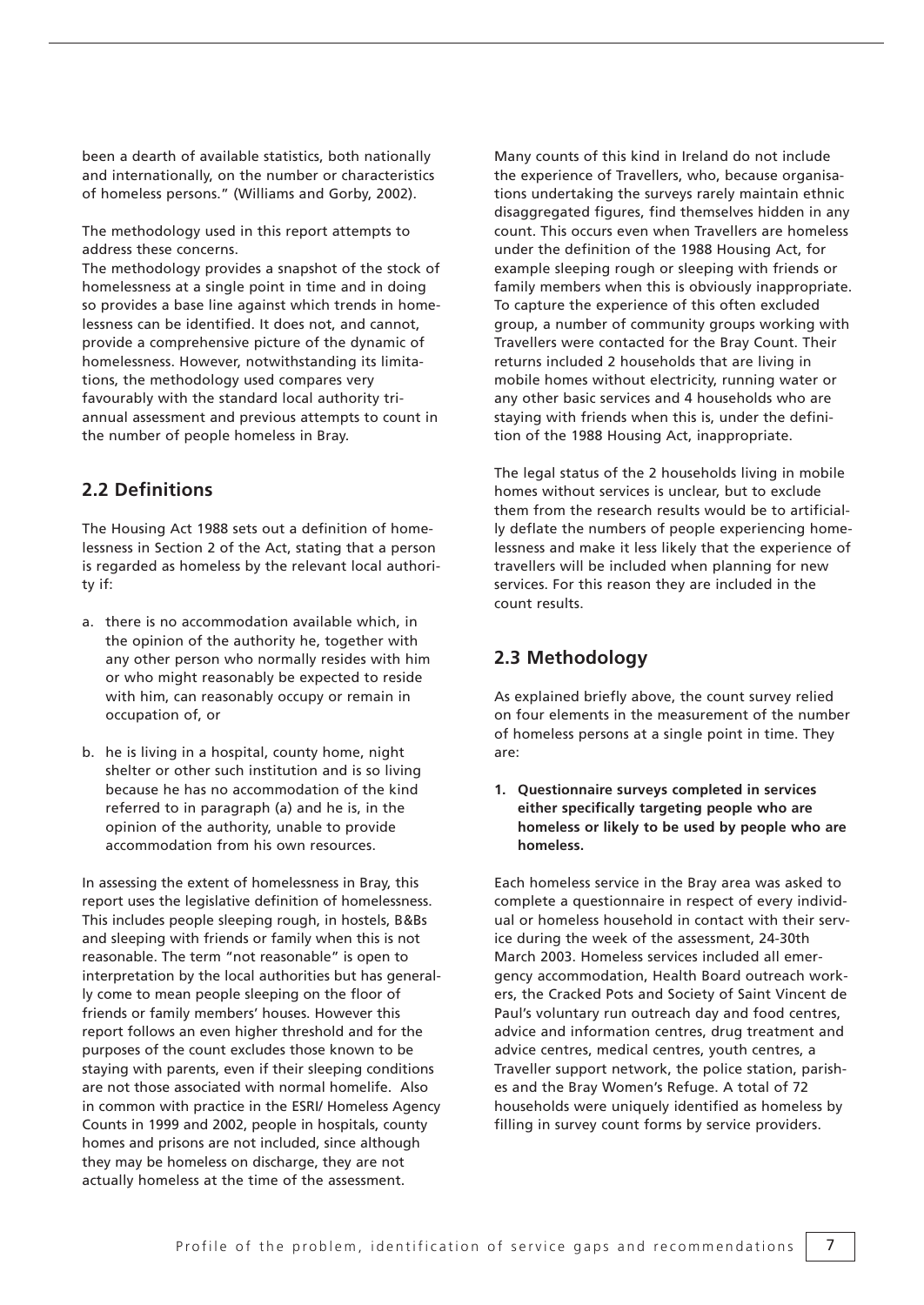been a dearth of available statistics, both nationally and internationally, on the number or characteristics of homeless persons." (Williams and Gorby, 2002).

The methodology used in this report attempts to address these concerns.

The methodology provides a snapshot of the stock of homelessness at a single point in time and in doing so provides a base line against which trends in homelessness can be identified. It does not, and cannot, provide a comprehensive picture of the dynamic of homelessness. However, notwithstanding its limitations, the methodology used compares very favourably with the standard local authority triannual assessment and previous attempts to count in the number of people homeless in Bray.

## 2.2 Definitions

The Housing Act 1988 sets out a definition of homelessness in Section 2 of the Act, stating that a person is regarded as homeless by the relevant local authority if:

a. there is no accommodation available which, in the opinion of the authority he, together with any other person who normally resides with him or who might reasonably be expected to reside with him, can reasonably occupy or remain in occupation of, or

b. he is living in a hospital, county home, night shelter or other such institution and is so living because he has no accommodation of the kind referred to in paragraph (a) and he is, in the opinion of the authority, unable to provide accommodation from his own resources.

In assessing the extent of homelessness in Bray, this report uses the legislative definition of homelessness. This includes people sleeping rough, in hostels, B&Bs and sleeping with friends or family when this is not reasonable. The term "not reasonable" is open to interpretation by the local authorities but has generally come to mean people sleeping on the floor of friends or family members' houses. However this report follows an even higher threshold and for the purposes of the count excludes those known to be staying with parents, even if their sleeping conditions are not those associated with normal homelife. Also in common with practice in the ESRI/ Homeless Agency Counts in 1999 and 2002, people in hospitals, county homes and prisons are not included, since although they may be homeless on discharge, they are not actually homeless at the time of the assessment.

Many counts of this kind in Ireland do not include the experience of Travellers, who, because organisations undertaking the surveys rarely maintain ethnic disaggregated figures, find themselves hidden in any count. This occurs even when Travellers are homeless under the definition of the 1988 Housing Act, for example sleeping rough or sleeping with friends or family members when this is obviously inappropriate. To capture the experience of this often excluded group, a number of community groups working with Travellers were contacted for the Bray Count. Their returns included 2 households that are living in mobile homes without electricity, running water or any other basic services and 4 households who are staying with friends when this is, under the definition of the 1988 Housing Act, inappropriate.

The legal status of the 2 households living in mobile homes without services is unclear, but to exclude them from the research results would be to artificially deflate the numbers of people experiencing homelessness and make it less likely that the experience of travellers will be included when planning for new services. For this reason they are included in the count results.

## 2.3 Methodology

As explained briefly above, the count survey relied on four elements in the measurement of the number of homeless persons at a single point in time. They are:

**1. Questionnaire surveys completed in services either specifically targeting people who are homeless or likely to be used by people who are homeless.**

Each homeless service in the Bray area was asked to complete a questionnaire in respect of every individual or homeless household in contact with their service during the week of the assessment, 24-30th March 2003. Homeless services included all emergency accommodation, Health Board outreach workers, the Cracked Pots and Society of Saint Vincent de Paul's voluntary run outreach day and food centres, advice and information centres, drug treatment and advice centres, medical centres, youth centres, a Traveller support network, the police station, parishes and the Bray Women's Refuge. A total of 72 households were uniquely identified as homeless by filling in survey count forms by service providers.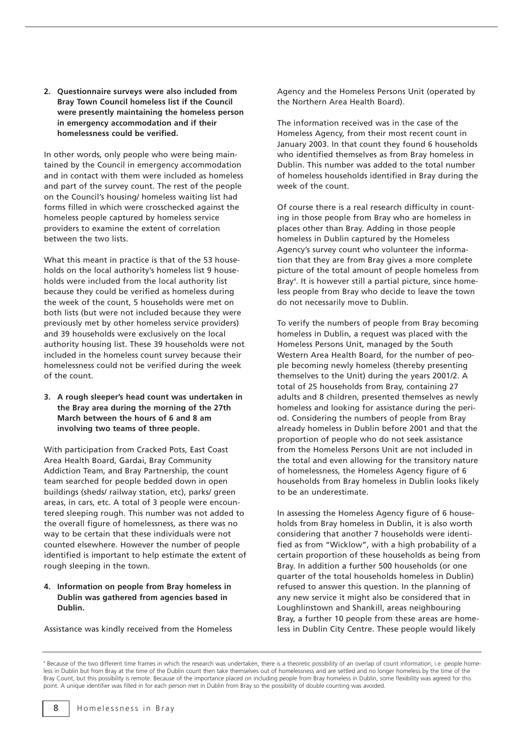**2. Questionnaire surveys were also included from Bray Town Council homeless list if the Council were presently maintaining the homeless person in emergency accommodation and if their homelessness could be verified.**

In other words, only people who were being maintained by the Council in emergency accommodation and in contact with them were included as homeless and part of the survey count. The rest of the people on the Council's housing/ homeless waiting list had forms filled in which were crosschecked against the homeless people captured by homeless service providers to examine the extent of correlation between the two lists.

What this meant in practice is that of the 53 households on the local authority's homeless list 9 households were included from the local authority list because they could be verified as homeless during the week of the count, 5 households were met on both lists (but were not included because they were previously met by other homeless service providers) and 39 households were exclusively on the local authority housing list. These 39 households were not included in the homeless count survey because their homelessness could not be verified during the week of the count.

**3. A rough sleeper's head count was undertaken in the Bray area during the morning of the 27th March between the hours of 6 and 8 am involving two teams of three people.**

With participation from Cracked Pots, East Coast Area Health Board, Gardai, Bray Community Addiction Team, and Bray Partnership, the count team searched for people bedded down in open buildings (sheds/ railway station, etc), parks/ green areas, in cars, etc. A total of 3 people were encountered sleeping rough. This number was not added to the overall figure of homelessness, as there was no way to be certain that these individuals were not counted elsewhere. However the number of people identified is important to help estimate the extent of rough sleeping in the town.

**4. Information on people from Bray homeless in Dublin was gathered from agencies based in Dublin.**

Assistance was kindly received from the Homeless Agency and the Homeless Persons Unit (operated by the Northern Area Health Board).

The information received was in the case of the Homeless Agency, from their most recent count in January 2003. In that count they found 6 households who identified themselves as from Bray homeless in Dublin. This number was added to the total number of homeless households identified in Bray during the week of the count.

Of course there is a real research difficulty in counting in those people from Bray who are homeless in places other than Bray. Adding in those people homeless in Dublin captured by the Homeless Agency's survey count who volunteer the information that they are from Bray gives a more complete picture of the total amount of people homeless from Bray[4]. It is however still a partial picture, since homeless people from Bray who decide to leave the town do not necessarily move to Dublin.

To verify the numbers of people from Bray becoming homeless in Dublin, a request was placed with the Homeless Persons Unit, managed by the South Western Area Health Board, for the number of people becoming newly homeless (thereby presenting themselves to the Unit) during the years 2001/2. A total of 25 households from Bray, containing 27 adults and 8 children, presented themselves as newly homeless and looking for assistance during the period. Considering the numbers of people from Bray already homeless in Dublin before 2001 and that the proportion of people who do not seek assistance from the Homeless Persons Unit are not included in the total and even allowing for the transitory nature of homelessness, the Homeless Agency figure of 6 households from Bray homeless in Dublin looks likely to be an underestimate.

In assessing the Homeless Agency figure of 6 households from Bray homeless in Dublin, it is also worth considering that another 7 households were identified as from "Wicklow", with a high probability of a certain proportion of these households as being from Bray. In addition a further 500 households (or one quarter of the total households homeless in Dublin) refused to answer this question. In the planning of any new service it might also be considered that in Loughlinstown and Shankill, areas neighbouring Bray, a further 10 people from these areas are homeless in Dublin City Centre. These people would likely

[4] Because of the two different time frames in which the research was undertaken, there is a theoretic possibility of an overlap of count information, i.e. people homeless in Dublin but from Bray at the time of the Dublin count then take themselves out of homelessness and are settled and no longer homeless by the time of the Bray Count, but this possibility is remote. Because of the importance placed on including people from Bray homeless in Dublin, some flexibility was agreed for this point. A unique identifier was filled in for each person met in Dublin from Bray so the possibility of double counting was avoided.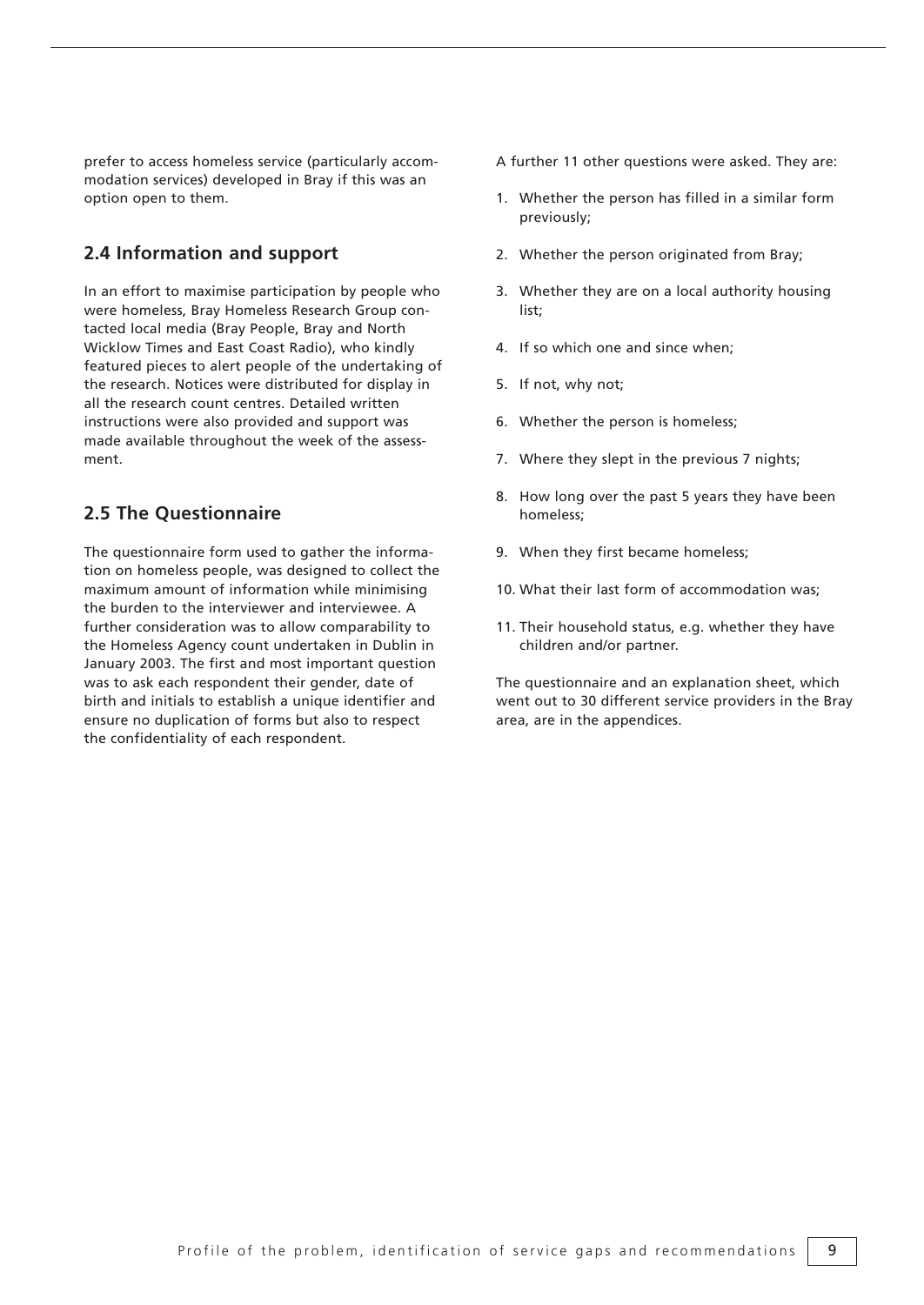prefer to access homeless service (particularly accommodation services) developed in Bray if this was an option open to them.

## 2.4 Information and support

In an effort to maximise participation by people who were homeless, Bray Homeless Research Group contacted local media (Bray People, Bray and North Wicklow Times and East Coast Radio), who kindly featured pieces to alert people of the undertaking of the research. Notices were distributed for display in all the research count centres. Detailed written instructions were also provided and support was made available throughout the week of the assessment.

## 2.5 The Questionnaire

The questionnaire form used to gather the information on homeless people, was designed to collect the maximum amount of information while minimising the burden to the interviewer and interviewee. A further consideration was to allow comparability to the Homeless Agency count undertaken in Dublin in January 2003. The first and most important question was to ask each respondent their gender, date of birth and initials to establish a unique identifier and ensure no duplication of forms but also to respect the confidentiality of each respondent.

A further 11 other questions were asked. They are:

1. Whether the person has filled in a similar form previously;
2. Whether the person originated from Bray;
3. Whether they are on a local authority housing list;
4. If so which one and since when;
5. If not, why not;
6. Whether the person is homeless;
7. Where they slept in the previous 7 nights;
8. How long over the past 5 years they have been homeless;
9. When they first became homeless;
10. What their last form of accommodation was;
11. Their household status, e.g. whether they have children and/or partner.

The questionnaire and an explanation sheet, which went out to 30 different service providers in the Bray area, are in the appendices.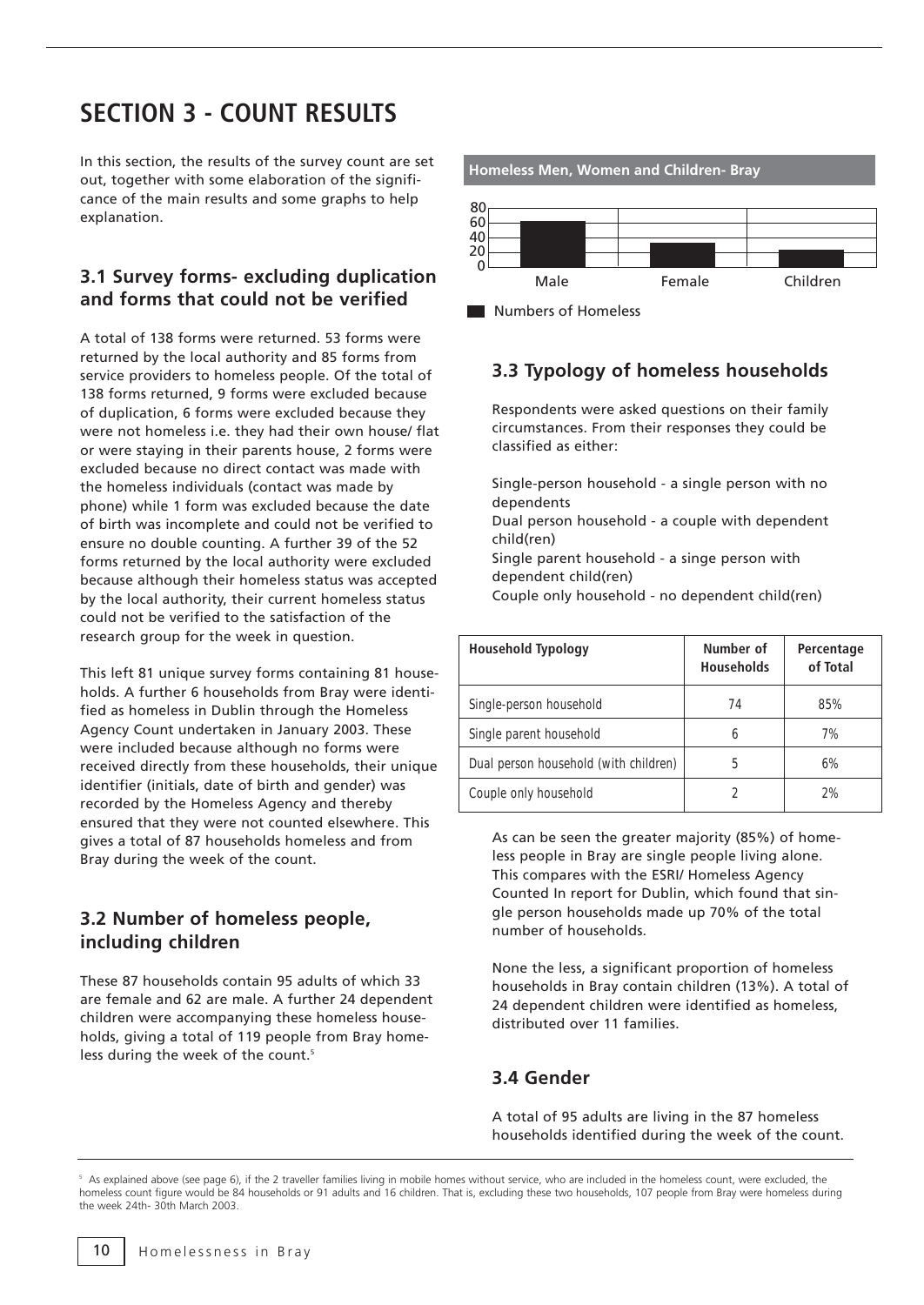# SECTION 3 - COUNT RESULTS

In this section, the results of the survey count are set out, together with some elaboration of the significance of the main results and some graphs to help explanation.

## 3.1 Survey forms- excluding duplication and forms that could not be verified

A total of 138 forms were returned. 53 forms were returned by the local authority and 85 forms from service providers to homeless people. Of the total of 138 forms returned, 9 forms were excluded because of duplication, 6 forms were excluded because they were not homeless i.e. they had their own house/ flat or were staying in their parents house, 2 forms were excluded because no direct contact was made with the homeless individuals (contact was made by phone) while 1 form was excluded because the date of birth was incomplete and could not be verified to ensure no double counting. A further 39 of the 52 forms returned by the local authority were excluded because although their homeless status was accepted by the local authority, their current homeless status could not be verified to the satisfaction of the research group for the week in question.

This left 81 unique survey forms containing 81 households. A further 6 households from Bray were identified as homeless in Dublin through the Homeless Agency Count undertaken in January 2003. These were included because although no forms were received directly from these households, their unique identifier (initials, date of birth and gender) was recorded by the Homeless Agency and thereby ensured that they were not counted elsewhere. This gives a total of 87 households homeless and from Bray during the week of the count.

## 3.2 Number of homeless people, including children

These 87 households contain 95 adults of which 33 are female and 62 are male. A further 24 dependent children were accompanying these homeless households, giving a total of 119 people from Bray homeless during the week of the count.[5]

**Homeless Men, Women and Children- Bray**

| | Male | Female | Children |
|---|---|---|---|
| Numbers of Homeless | 62 | 33 | 24 |

## 3.3 Typology of homeless households

Respondents were asked questions on their family circumstances. From their responses they could be classified as either:

Single-person household - a single person with no dependents
Dual person household - a couple with dependent child(ren)
Single parent household - a singe person with dependent child(ren)
Couple only household - no dependent child(ren)

| Household Typology | Number of Households | Percentage of Total |
|---|---|---|
| Single-person household | 74 | 85% |
| Single parent household | 6 | 7% |
| Dual person household (with children) | 5 | 6% |
| Couple only household | 2 | 2% |

As can be seen the greater majority (85%) of homeless people in Bray are single people living alone. This compares with the ESRI/ Homeless Agency Counted In report for Dublin, which found that single person households made up 70% of the total number of households.

None the less, a significant proportion of homeless households in Bray contain children (13%). A total of 24 dependent children were identified as homeless, distributed over 11 families.

## 3.4 Gender

A total of 95 adults are living in the 87 homeless households identified during the week of the count.

---

[5] As explained above (see page 6), if the 2 traveller families living in mobile homes without service, who are included in the homeless count, were excluded, the homeless count figure would be 84 households or 91 adults and 16 children. That is, excluding these two households, 107 people from Bray were homeless during the week 24th- 30th March 2003.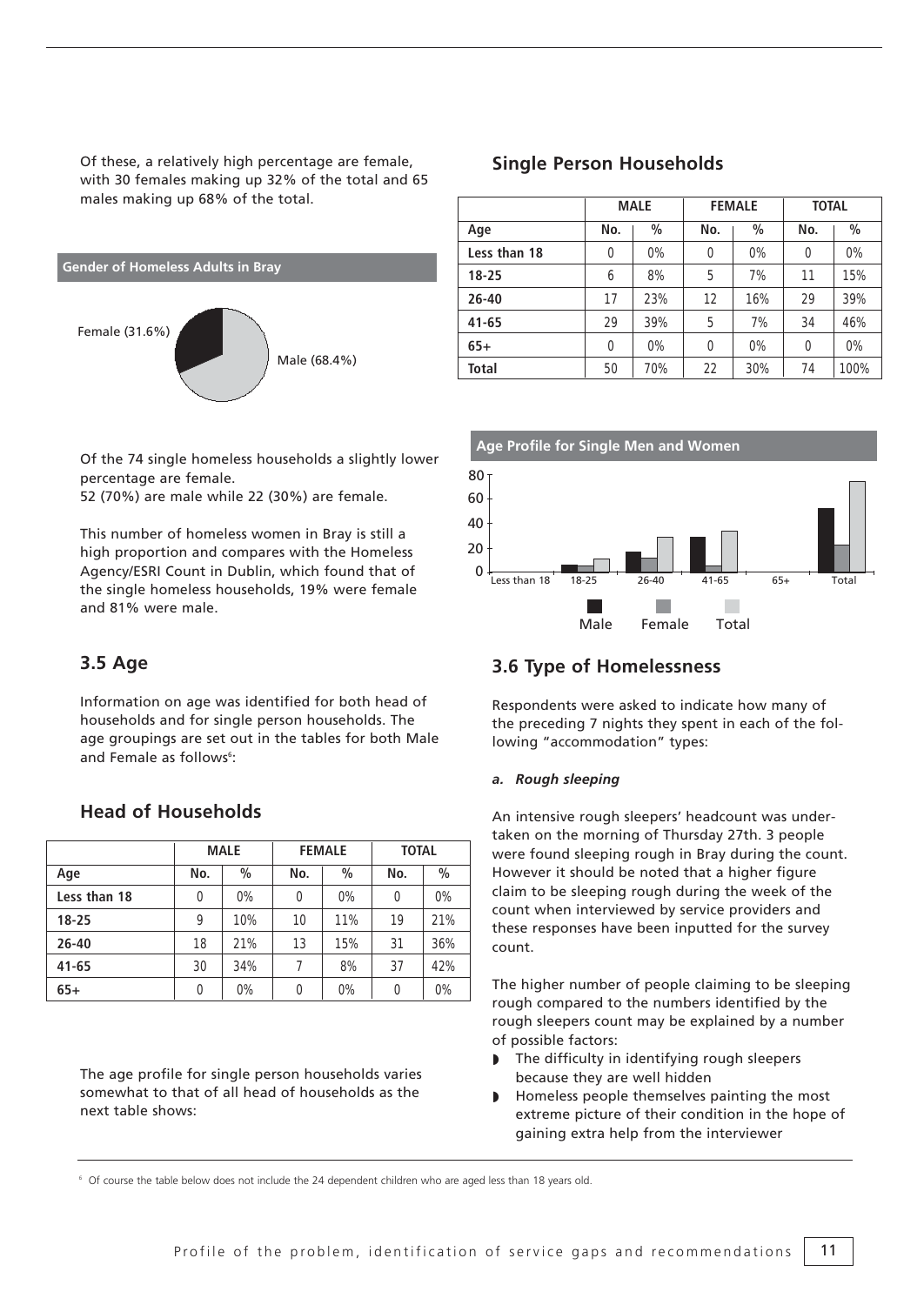Of these, a relatively high percentage are female, with 30 females making up 32% of the total and 65 males making up 68% of the total.

**Gender of Homeless Adults in Bray**

Female (31.6%)

Male (68.4%)

Of the 74 single homeless households a slightly lower percentage are female.
52 (70%) are male while 22 (30%) are female.

This number of homeless women in Bray is still a high proportion and compares with the Homeless Agency/ESRI Count in Dublin, which found that of the single homeless households, 19% were female and 81% were male.

## 3.5 Age

Information on age was identified for both head of households and for single person households. The age groupings are set out in the tables for both Male and Female as follows[6]:

### Head of Households

| | MALE | | FEMALE | | TOTAL | |
|---|---|---|---|---|---|---|
| Age | No. | % | No. | % | No. | % |
| Less than 18 | 0 | 0% | 0 | 0% | 0 | 0% |
| 18-25 | 9 | 10% | 10 | 11% | 19 | 21% |
| 26-40 | 18 | 21% | 13 | 15% | 31 | 36% |
| 41-65 | 30 | 34% | 7 | 8% | 37 | 42% |
| 65+ | 0 | 0% | 0 | 0% | 0 | 0% |

The age profile for single person households varies somewhat to that of all head of households as the next table shows:

### Single Person Households

| | MALE | | FEMALE | | TOTAL | |
|---|---|---|---|---|---|---|
| Age | No. | % | No. | % | No. | % |
| Less than 18 | 0 | 0% | 0 | 0% | 0 | 0% |
| 18-25 | 6 | 8% | 5 | 7% | 11 | 15% |
| 26-40 | 17 | 23% | 12 | 16% | 29 | 39% |
| 41-65 | 29 | 39% | 5 | 7% | 34 | 46% |
| 65+ | 0 | 0% | 0 | 0% | 0 | 0% |
| Total | 50 | 70% | 22 | 30% | 74 | 100% |

**Age Profile for Single Men and Women**

Male Female Total

## 3.6 Type of Homelessness

Respondents were asked to indicate how many of the preceding 7 nights they spent in each of the following "accommodation" types:

***a. Rough sleeping***

An intensive rough sleepers' headcount was undertaken on the morning of Thursday 27th. 3 people were found sleeping rough in Bray during the count. However it should be noted that a higher figure claim to be sleeping rough during the week of the count when interviewed by service providers and these responses have been inputted for the survey count.

The higher number of people claiming to be sleeping rough compared to the numbers identified by the rough sleepers count may be explained by a number of possible factors:

- The difficulty in identifying rough sleepers because they are well hidden
- Homeless people themselves painting the most extreme picture of their condition in the hope of gaining extra help from the interviewer

[6] Of course the table below does not include the 24 dependent children who are aged less than 18 years old.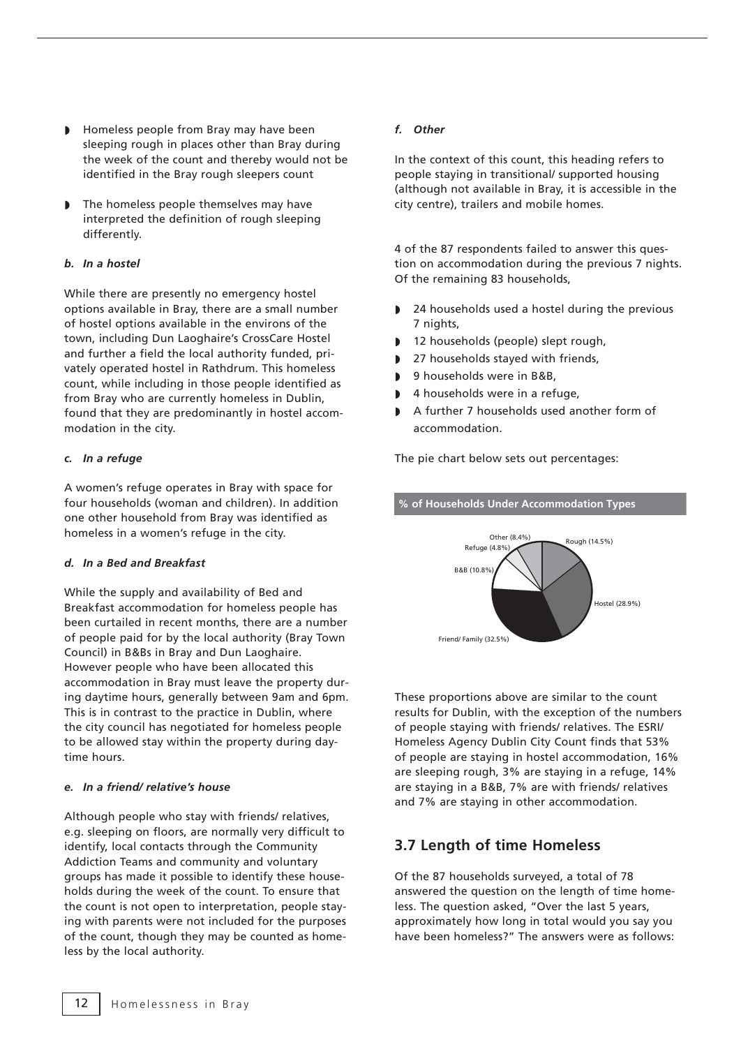- Homeless people from Bray may have been sleeping rough in places other than Bray during the week of the count and thereby would not be identified in the Bray rough sleepers count
- The homeless people themselves may have interpreted the definition of rough sleeping differently.

***b. In a hostel***

While there are presently no emergency hostel options available in Bray, there are a small number of hostel options available in the environs of the town, including Dun Laoghaire's CrossCare Hostel and further a field the local authority funded, privately operated hostel in Rathdrum. This homeless count, while including in those people identified as from Bray who are currently homeless in Dublin, found that they are predominantly in hostel accommodation in the city.

***c. In a refuge***

A women's refuge operates in Bray with space for four households (woman and children). In addition one other household from Bray was identified as homeless in a women's refuge in the city.

***d. In a Bed and Breakfast***

While the supply and availability of Bed and Breakfast accommodation for homeless people has been curtailed in recent months, there are a number of people paid for by the local authority (Bray Town Council) in B&Bs in Bray and Dun Laoghaire. However people who have been allocated this accommodation in Bray must leave the property during daytime hours, generally between 9am and 6pm. This is in contrast to the practice in Dublin, where the city council has negotiated for homeless people to be allowed stay within the property during daytime hours.

***e. In a friend/ relative's house***

Although people who stay with friends/ relatives, e.g. sleeping on floors, are normally very difficult to identify, local contacts through the Community Addiction Teams and community and voluntary groups has made it possible to identify these households during the week of the count. To ensure that the count is not open to interpretation, people staying with parents were not included for the purposes of the count, though they may be counted as homeless by the local authority.

***f. Other***

In the context of this count, this heading refers to people staying in transitional/ supported housing (although not available in Bray, it is accessible in the city centre), trailers and mobile homes.

4 of the 87 respondents failed to answer this question on accommodation during the previous 7 nights. Of the remaining 83 households,

- 24 households used a hostel during the previous 7 nights,
- 12 households (people) slept rough,
- 27 households stayed with friends,
- 9 households were in B&B,
- 4 households were in a refuge,
- A further 7 households used another form of accommodation.

The pie chart below sets out percentages:

**% of Households Under Accommodation Types**

| Accommodation Type | % |
|---|---|
| Rough | 14.5% |
| Hostel | 28.9% |
| Friend/ Family | 32.5% |
| B&B | 10.8% |
| Refuge | 4.8% |
| Other | 8.4% |

These proportions above are similar to the count results for Dublin, with the exception of the numbers of people staying with friends/ relatives. The ESRI/ Homeless Agency Dublin City Count finds that 53% of people are staying in hostel accommodation, 16% are sleeping rough, 3% are staying in a refuge, 14% are staying in a B&B, 7% are with friends/ relatives and 7% are staying in other accommodation.

## 3.7 Length of time Homeless

Of the 87 households surveyed, a total of 78 answered the question on the length of time homeless. The question asked, "Over the last 5 years, approximately how long in total would you say you have been homeless?" The answers were as follows: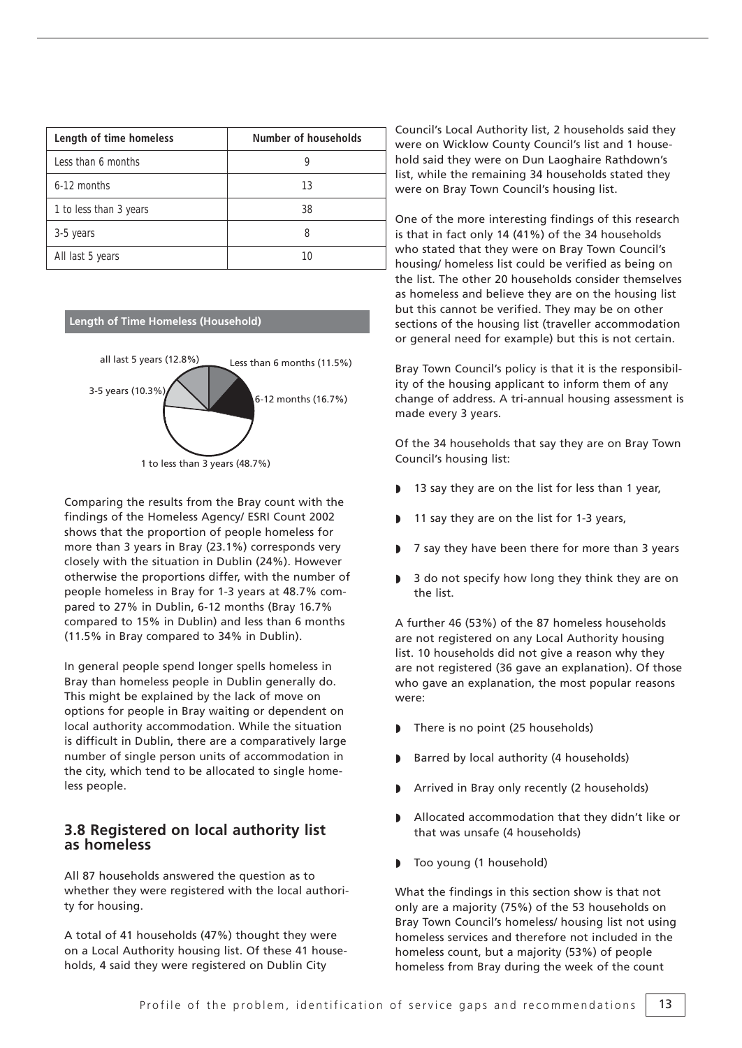| Length of time homeless | Number of households |
| --- | --- |
| Less than 6 months | 9 |
| 6-12 months | 13 |
| 1 to less than 3 years | 38 |
| 3-5 years | 8 |
| All last 5 years | 10 |

**Length of Time Homeless (Household)**

all last 5 years (12.8%)
Less than 6 months (11.5%)
3-5 years (10.3%)
6-12 months (16.7%)
1 to less than 3 years (48.7%)

Comparing the results from the Bray count with the findings of the Homeless Agency/ ESRI Count 2002 shows that the proportion of people homeless for more than 3 years in Bray (23.1%) corresponds very closely with the situation in Dublin (24%). However otherwise the proportions differ, with the number of people homeless in Bray for 1-3 years at 48.7% compared to 27% in Dublin, 6-12 months (Bray 16.7% compared to 15% in Dublin) and less than 6 months (11.5% in Bray compared to 34% in Dublin).

In general people spend longer spells homeless in Bray than homeless people in Dublin generally do. This might be explained by the lack of move on options for people in Bray waiting or dependent on local authority accommodation. While the situation is difficult in Dublin, there are a comparatively large number of single person units of accommodation in the city, which tend to be allocated to single homeless people.

## 3.8 Registered on local authority list as homeless

All 87 households answered the question as to whether they were registered with the local authority for housing.

A total of 41 households (47%) thought they were on a Local Authority housing list. Of these 41 households, 4 said they were registered on Dublin City Council's Local Authority list, 2 households said they were on Wicklow County Council's list and 1 household said they were on Dun Laoghaire Rathdown's list, while the remaining 34 households stated they were on Bray Town Council's housing list.

One of the more interesting findings of this research is that in fact only 14 (41%) of the 34 households who stated that they were on Bray Town Council's housing/ homeless list could be verified as being on the list. The other 20 households consider themselves as homeless and believe they are on the housing list but this cannot be verified. They may be on other sections of the housing list (traveller accommodation or general need for example) but this is not certain.

Bray Town Council's policy is that it is the responsibility of the housing applicant to inform them of any change of address. A tri-annual housing assessment is made every 3 years.

Of the 34 households that say they are on Bray Town Council's housing list:

- 13 say they are on the list for less than 1 year,
- 11 say they are on the list for 1-3 years,
- 7 say they have been there for more than 3 years
- 3 do not specify how long they think they are on the list.

A further 46 (53%) of the 87 homeless households are not registered on any Local Authority housing list. 10 households did not give a reason why they are not registered (36 gave an explanation). Of those who gave an explanation, the most popular reasons were:

- There is no point (25 households)
- Barred by local authority (4 households)
- Arrived in Bray only recently (2 households)
- Allocated accommodation that they didn't like or that was unsafe (4 households)
- Too young (1 household)

What the findings in this section show is that not only are a majority (75%) of the 53 households on Bray Town Council's homeless/ housing list not using homeless services and therefore not included in the homeless count, but a majority (53%) of people homeless from Bray during the week of the count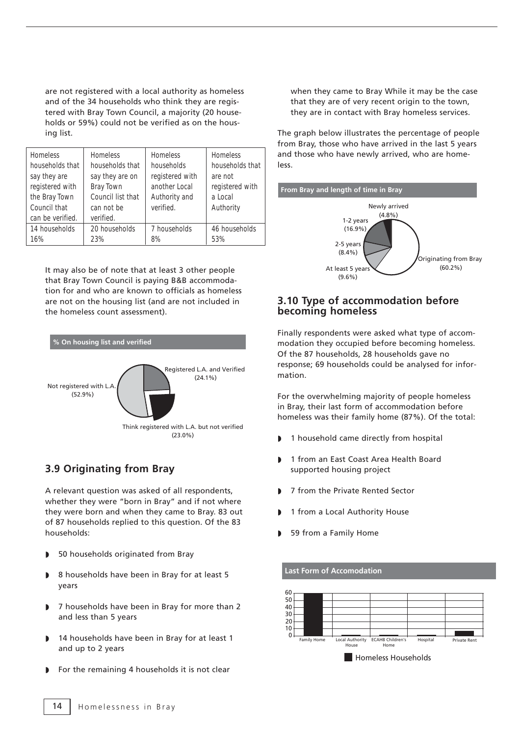are not registered with a local authority as homeless and of the 34 households who think they are registered with Bray Town Council, a majority (20 households or 59%) could not be verified as on the housing list.

| Homeless households that say they are registered with the Bray Town Council that can be verified. | Homeless households that say they are on Bray Town Council list that can not be verified. | Homeless households registered with another Local Authority and verified. | Homeless households that are not registered with a Local Authority |
|---|---|---|---|
| 14 households 16% | 20 households 23% | 7 households 8% | 46 households 53% |

It may also be of note that at least 3 other people that Bray Town Council is paying B&B accommodation for and who are known to officials as homeless are not on the housing list (and are not included in the homeless count assessment).

**% On housing list and verified**

Registered L.A. and Verified (24.1%)

Not registered with L.A. (52.9%)

Think registered with L.A. but not verified (23.0%)

## 3.9 Originating from Bray

A relevant question was asked of all respondents, whether they were "born in Bray" and if not where they were born and when they came to Bray. 83 out of 87 households replied to this question. Of the 83 households:

- 50 households originated from Bray
- 8 households have been in Bray for at least 5 years
- 7 households have been in Bray for more than 2 and less than 5 years
- 14 households have been in Bray for at least 1 and up to 2 years
- For the remaining 4 households it is not clear when they came to Bray While it may be the case that they are of very recent origin to the town, they are in contact with Bray homeless services.

The graph below illustrates the percentage of people from Bray, those who have arrived in the last 5 years and those who have newly arrived, who are homeless.

**From Bray and length of time in Bray**

Newly arrived (4.8%)

1-2 years (16.9%)

2-5 years (8.4%)

At least 5 years (9.6%)

Originating from Bray (60.2%)

## 3.10 Type of accommodation before becoming homeless

Finally respondents were asked what type of accommodation they occupied before becoming homeless. Of the 87 households, 28 households gave no response; 69 households could be analysed for information.

For the overwhelming majority of people homeless in Bray, their last form of accommodation before homeless was their family home (87%). Of the total:

- 1 household came directly from hospital
- 1 from an East Coast Area Health Board supported housing project
- 7 from the Private Rented Sector
- 1 from a Local Authority House
- 59 from a Family Home

**Last Form of Accomodation**

60
50
40
30
20
10
0

Family Home | Local Authority House | ECAHB Children's Home | Hospital | Private Rent

Homeless Households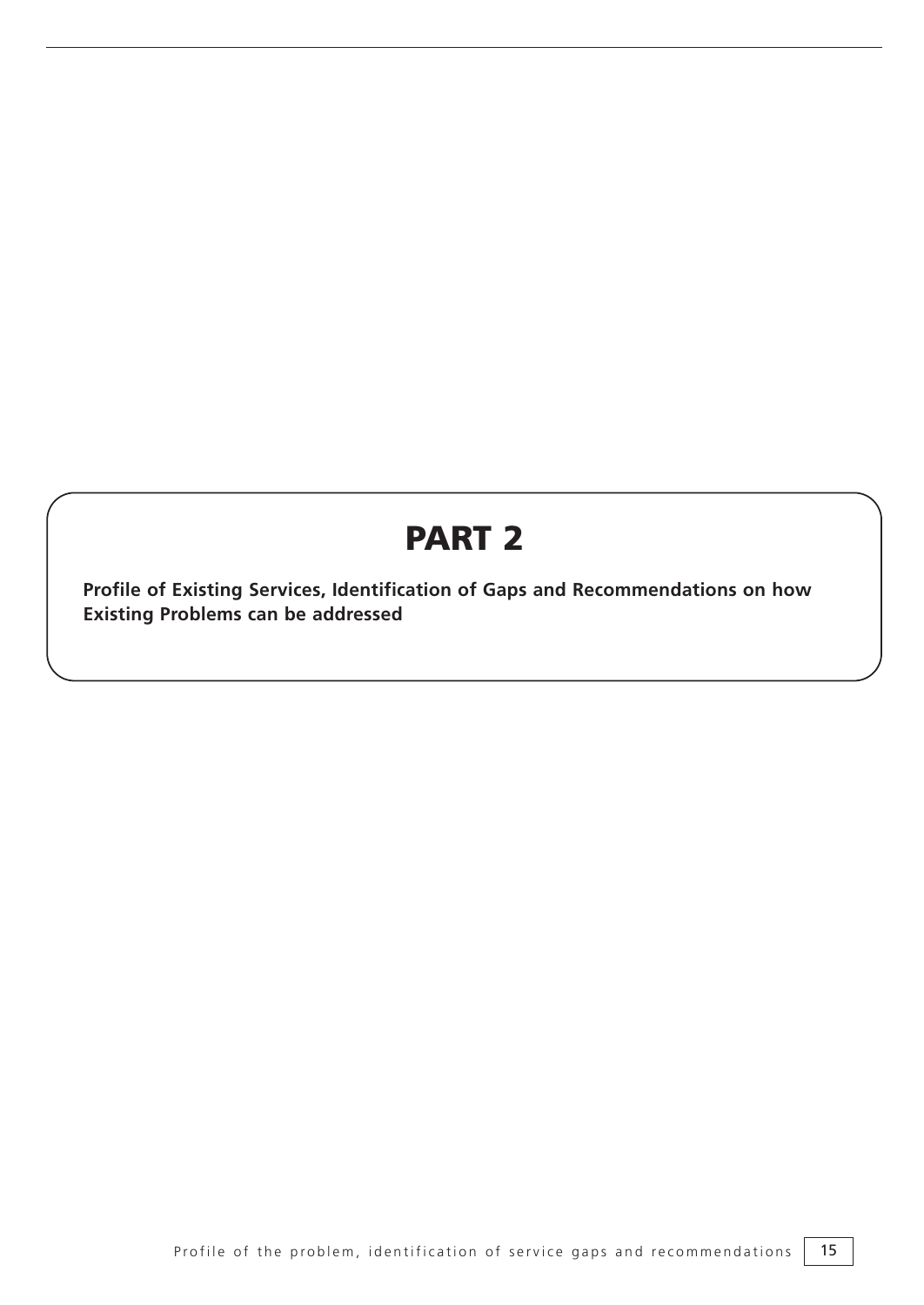# PART 2

**Profile of Existing Services, Identification of Gaps and Recommendations on how Existing Problems can be addressed**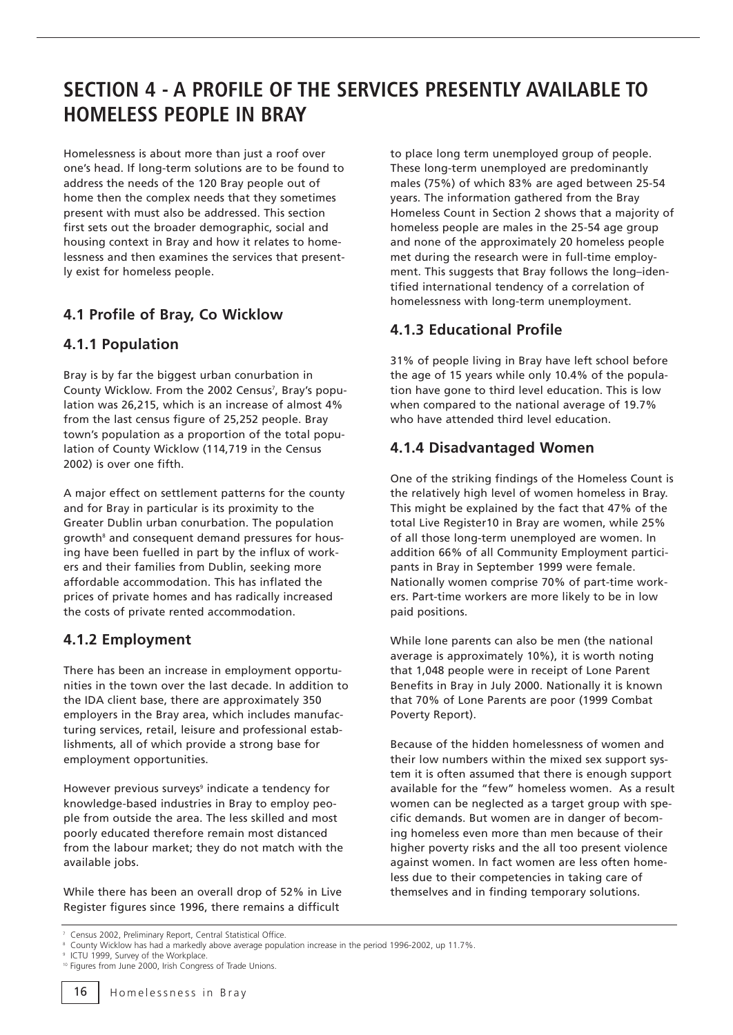# SECTION 4 - A PROFILE OF THE SERVICES PRESENTLY AVAILABLE TO HOMELESS PEOPLE IN BRAY

Homelessness is about more than just a roof over one's head. If long-term solutions are to be found to address the needs of the 120 Bray people out of home then the complex needs that they sometimes present with must also be addressed. This section first sets out the broader demographic, social and housing context in Bray and how it relates to homelessness and then examines the services that presently exist for homeless people.

## 4.1 Profile of Bray, Co Wicklow

### 4.1.1 Population

Bray is by far the biggest urban conurbation in County Wicklow. From the 2002 Census[7], Bray's population was 26,215, which is an increase of almost 4% from the last census figure of 25,252 people. Bray town's population as a proportion of the total population of County Wicklow (114,719 in the Census 2002) is over one fifth.

A major effect on settlement patterns for the county and for Bray in particular is its proximity to the Greater Dublin urban conurbation. The population growth[8] and consequent demand pressures for housing have been fuelled in part by the influx of workers and their families from Dublin, seeking more affordable accommodation. This has inflated the prices of private homes and has radically increased the costs of private rented accommodation.

### 4.1.2 Employment

There has been an increase in employment opportunities in the town over the last decade. In addition to the IDA client base, there are approximately 350 employers in the Bray area, which includes manufacturing services, retail, leisure and professional establishments, all of which provide a strong base for employment opportunities.

However previous surveys[9] indicate a tendency for knowledge-based industries in Bray to employ people from outside the area. The less skilled and most poorly educated therefore remain most distanced from the labour market; they do not match with the available jobs.

While there has been an overall drop of 52% in Live Register figures since 1996, there remains a difficult to place long term unemployed group of people. These long-term unemployed are predominantly males (75%) of which 83% are aged between 25-54 years. The information gathered from the Bray Homeless Count in Section 2 shows that a majority of homeless people are males in the 25-54 age group and none of the approximately 20 homeless people met during the research were in full-time employment. This suggests that Bray follows the long–identified international tendency of a correlation of homelessness with long-term unemployment.

### 4.1.3 Educational Profile

31% of people living in Bray have left school before the age of 15 years while only 10.4% of the population have gone to third level education. This is low when compared to the national average of 19.7% who have attended third level education.

### 4.1.4 Disadvantaged Women

One of the striking findings of the Homeless Count is the relatively high level of women homeless in Bray. This might be explained by the fact that 47% of the total Live Register10 in Bray are women, while 25% of all those long-term unemployed are women. In addition 66% of all Community Employment participants in Bray in September 1999 were female. Nationally women comprise 70% of part-time workers. Part-time workers are more likely to be in low paid positions.

While lone parents can also be men (the national average is approximately 10%), it is worth noting that 1,048 people were in receipt of Lone Parent Benefits in Bray in July 2000. Nationally it is known that 70% of Lone Parents are poor (1999 Combat Poverty Report).

Because of the hidden homelessness of women and their low numbers within the mixed sex support system it is often assumed that there is enough support available for the "few" homeless women. As a result women can be neglected as a target group with specific demands. But women are in danger of becoming homeless even more than men because of their higher poverty risks and the all too present violence against women. In fact women are less often homeless due to their competencies in taking care of themselves and in finding temporary solutions.

---

[7] Census 2002, Preliminary Report, Central Statistical Office.

[8] County Wicklow has had a markedly above average population increase in the period 1996-2002, up 11.7%.

[9] ICTU 1999, Survey of the Workplace.

[10] Figures from June 2000, Irish Congress of Trade Unions.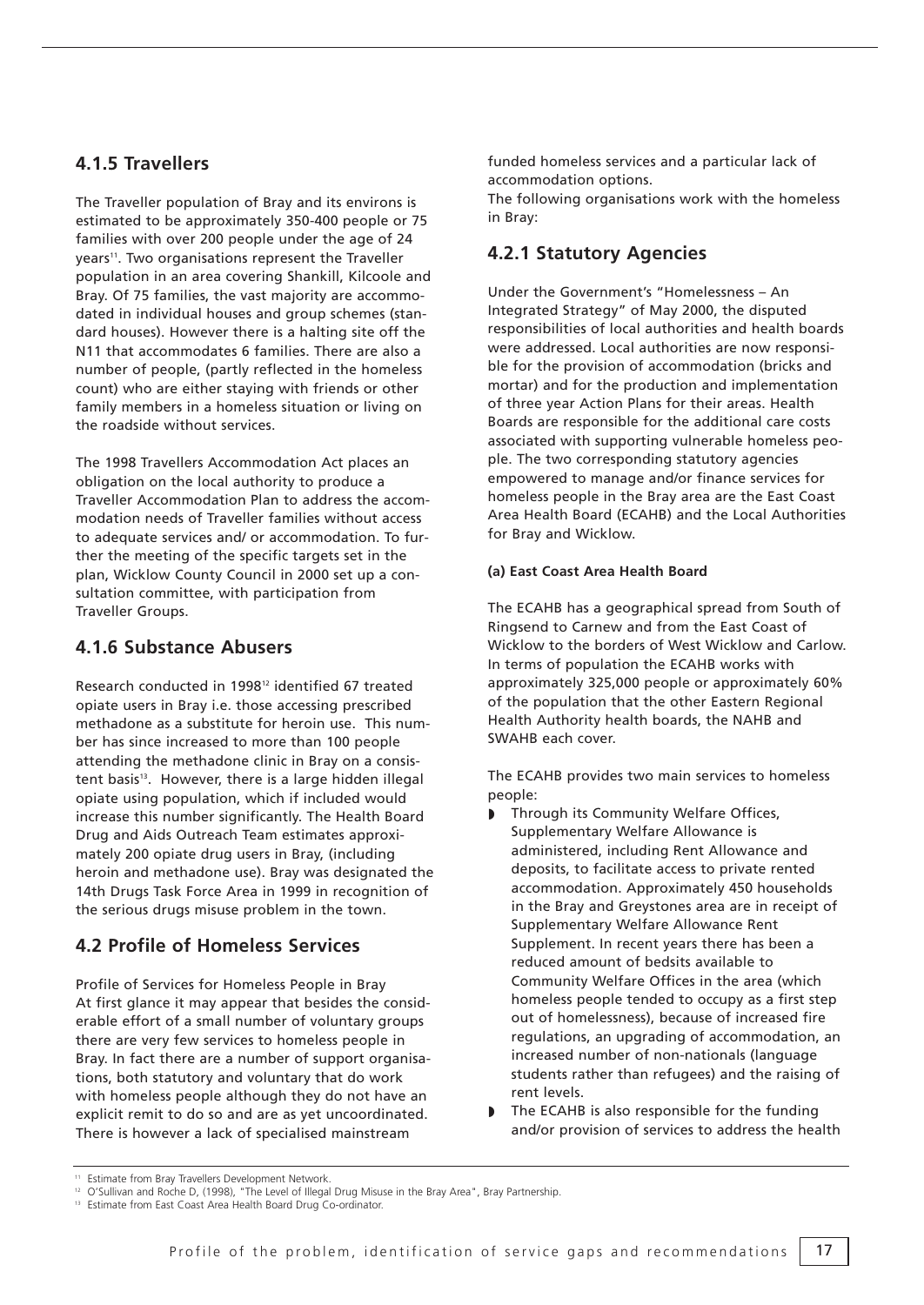### 4.1.5 Travellers

The Traveller population of Bray and its environs is estimated to be approximately 350-400 people or 75 families with over 200 people under the age of 24 years[11]. Two organisations represent the Traveller population in an area covering Shankill, Kilcoole and Bray. Of 75 families, the vast majority are accommodated in individual houses and group schemes (standard houses). However there is a halting site off the N11 that accommodates 6 families. There are also a number of people, (partly reflected in the homeless count) who are either staying with friends or other family members in a homeless situation or living on the roadside without services.

The 1998 Travellers Accommodation Act places an obligation on the local authority to produce a Traveller Accommodation Plan to address the accommodation needs of Traveller families without access to adequate services and/ or accommodation. To further the meeting of the specific targets set in the plan, Wicklow County Council in 2000 set up a consultation committee, with participation from Traveller Groups.

### 4.1.6 Substance Abusers

Research conducted in 1998[12] identified 67 treated opiate users in Bray i.e. those accessing prescribed methadone as a substitute for heroin use. This number has since increased to more than 100 people attending the methadone clinic in Bray on a consistent basis[13]. However, there is a large hidden illegal opiate using population, which if included would increase this number significantly. The Health Board Drug and Aids Outreach Team estimates approximately 200 opiate drug users in Bray, (including heroin and methadone use). Bray was designated the 14th Drugs Task Force Area in 1999 in recognition of the serious drugs misuse problem in the town.

## 4.2 Profile of Homeless Services

Profile of Services for Homeless People in Bray
At first glance it may appear that besides the considerable effort of a small number of voluntary groups there are very few services to homeless people in Bray. In fact there are a number of support organisations, both statutory and voluntary that do work with homeless people although they do not have an explicit remit to do so and are as yet uncoordinated. There is however a lack of specialised mainstream funded homeless services and a particular lack of accommodation options.
The following organisations work with the homeless in Bray:

### 4.2.1 Statutory Agencies

Under the Government's "Homelessness – An Integrated Strategy" of May 2000, the disputed responsibilities of local authorities and health boards were addressed. Local authorities are now responsible for the provision of accommodation (bricks and mortar) and for the production and implementation of three year Action Plans for their areas. Health Boards are responsible for the additional care costs associated with supporting vulnerable homeless people. The two corresponding statutory agencies empowered to manage and/or finance services for homeless people in the Bray area are the East Coast Area Health Board (ECAHB) and the Local Authorities for Bray and Wicklow.

**(a) East Coast Area Health Board**

The ECAHB has a geographical spread from South of Ringsend to Carnew and from the East Coast of Wicklow to the borders of West Wicklow and Carlow. In terms of population the ECAHB works with approximately 325,000 people or approximately 60% of the population that the other Eastern Regional Health Authority health boards, the NAHB and SWAHB each cover.

The ECAHB provides two main services to homeless people:

- Through its Community Welfare Offices, Supplementary Welfare Allowance is administered, including Rent Allowance and deposits, to facilitate access to private rented accommodation. Approximately 450 households in the Bray and Greystones area are in receipt of Supplementary Welfare Allowance Rent Supplement. In recent years there has been a reduced amount of bedsits available to Community Welfare Offices in the area (which homeless people tended to occupy as a first step out of homelessness), because of increased fire regulations, an upgrading of accommodation, an increased number of non-nationals (language students rather than refugees) and the raising of rent levels.
- The ECAHB is also responsible for the funding and/or provision of services to address the health

---

[11] Estimate from Bray Travellers Development Network.
[12] O'Sullivan and Roche D, (1998), "The Level of Illegal Drug Misuse in the Bray Area", Bray Partnership.
[13] Estimate from East Coast Area Health Board Drug Co-ordinator.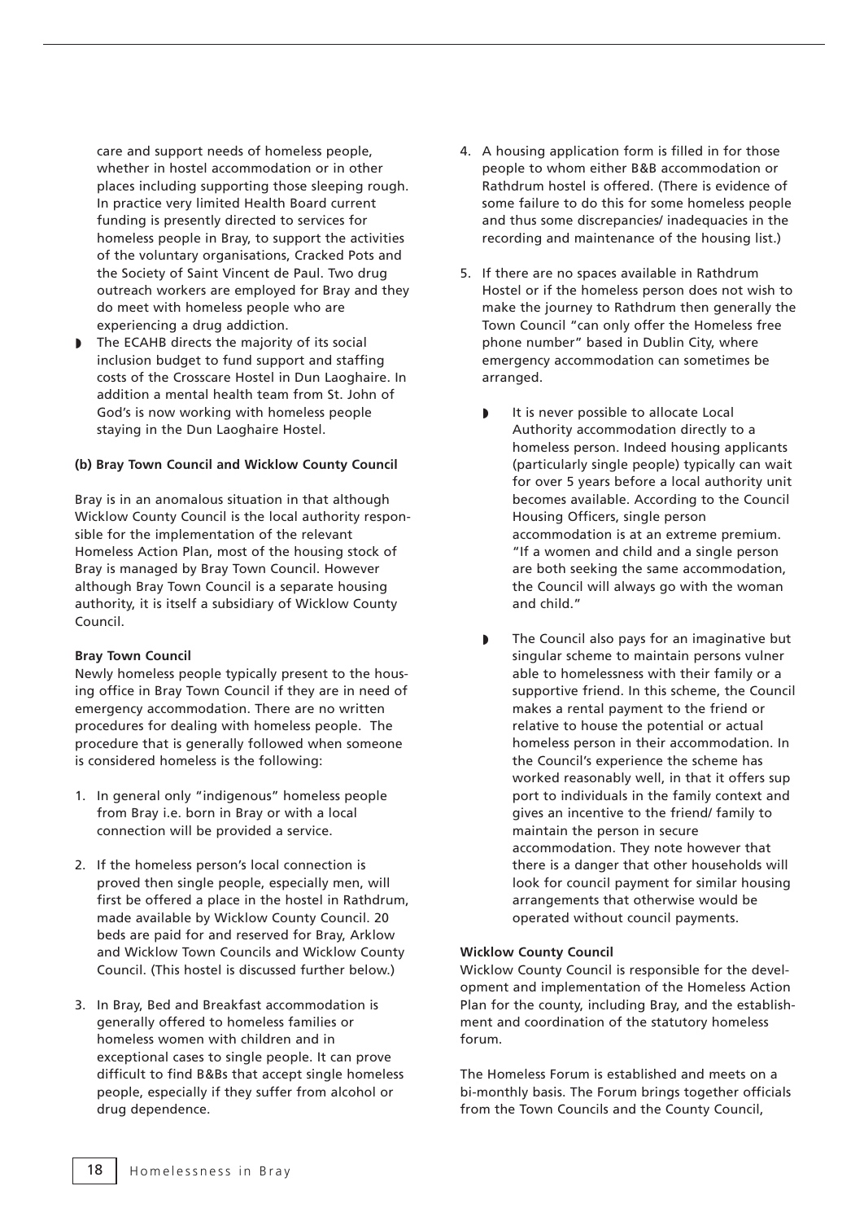care and support needs of homeless people, whether in hostel accommodation or in other places including supporting those sleeping rough. In practice very limited Health Board current funding is presently directed to services for homeless people in Bray, to support the activities of the voluntary organisations, Cracked Pots and the Society of Saint Vincent de Paul. Two drug outreach workers are employed for Bray and they do meet with homeless people who are experiencing a drug addiction.

- The ECAHB directs the majority of its social inclusion budget to fund support and staffing costs of the Crosscare Hostel in Dun Laoghaire. In addition a mental health team from St. John of God's is now working with homeless people staying in the Dun Laoghaire Hostel.

**(b) Bray Town Council and Wicklow County Council**

Bray is in an anomalous situation in that although Wicklow County Council is the local authority responsible for the implementation of the relevant Homeless Action Plan, most of the housing stock of Bray is managed by Bray Town Council. However although Bray Town Council is a separate housing authority, it is itself a subsidiary of Wicklow County Council.

**Bray Town Council**

Newly homeless people typically present to the housing office in Bray Town Council if they are in need of emergency accommodation. There are no written procedures for dealing with homeless people. The procedure that is generally followed when someone is considered homeless is the following:

1. In general only "indigenous" homeless people from Bray i.e. born in Bray or with a local connection will be provided a service.

2. If the homeless person's local connection is proved then single people, especially men, will first be offered a place in the hostel in Rathdrum, made available by Wicklow County Council. 20 beds are paid for and reserved for Bray, Arklow and Wicklow Town Councils and Wicklow County Council. (This hostel is discussed further below.)

3. In Bray, Bed and Breakfast accommodation is generally offered to homeless families or homeless women with children and in exceptional cases to single people. It can prove difficult to find B&Bs that accept single homeless people, especially if they suffer from alcohol or drug dependence.

4. A housing application form is filled in for those people to whom either B&B accommodation or Rathdrum hostel is offered. (There is evidence of some failure to do this for some homeless people and thus some discrepancies/ inadequacies in the recording and maintenance of the housing list.)

5. If there are no spaces available in Rathdrum Hostel or if the homeless person does not wish to make the journey to Rathdrum then generally the Town Council "can only offer the Homeless free phone number" based in Dublin City, where emergency accommodation can sometimes be arranged.

   - It is never possible to allocate Local Authority accommodation directly to a homeless person. Indeed housing applicants (particularly single people) typically can wait for over 5 years before a local authority unit becomes available. According to the Council Housing Officers, single person accommodation is at an extreme premium. "If a women and child and a single person are both seeking the same accommodation, the Council will always go with the woman and child."

   - The Council also pays for an imaginative but singular scheme to maintain persons vulnerable to homelessness with their family or a supportive friend. In this scheme, the Council makes a rental payment to the friend or relative to house the potential or actual homeless person in their accommodation. In the Council's experience the scheme has worked reasonably well, in that it offers support to individuals in the family context and gives an incentive to the friend/ family to maintain the person in secure accommodation. They note however that there is a danger that other households will look for council payment for similar housing arrangements that otherwise would be operated without council payments.

**Wicklow County Council**

Wicklow County Council is responsible for the development and implementation of the Homeless Action Plan for the county, including Bray, and the establishment and coordination of the statutory homeless forum.

The Homeless Forum is established and meets on a bi-monthly basis. The Forum brings together officials from the Town Councils and the County Council,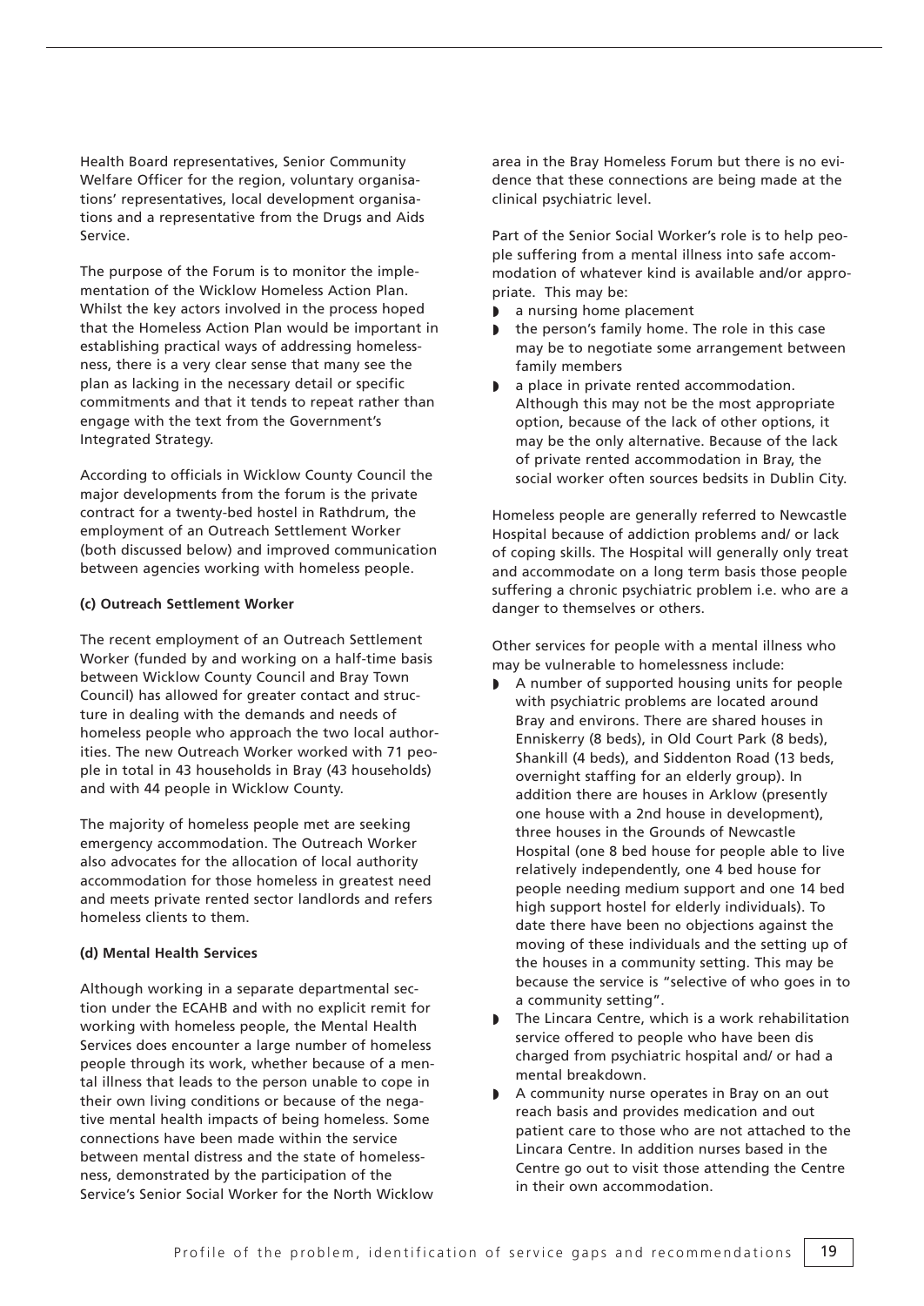Health Board representatives, Senior Community Welfare Officer for the region, voluntary organisations' representatives, local development organisations and a representative from the Drugs and Aids Service.

The purpose of the Forum is to monitor the implementation of the Wicklow Homeless Action Plan. Whilst the key actors involved in the process hoped that the Homeless Action Plan would be important in establishing practical ways of addressing homelessness, there is a very clear sense that many see the plan as lacking in the necessary detail or specific commitments and that it tends to repeat rather than engage with the text from the Government's Integrated Strategy.

According to officials in Wicklow County Council the major developments from the forum is the private contract for a twenty-bed hostel in Rathdrum, the employment of an Outreach Settlement Worker (both discussed below) and improved communication between agencies working with homeless people.

**(c) Outreach Settlement Worker**

The recent employment of an Outreach Settlement Worker (funded by and working on a half-time basis between Wicklow County Council and Bray Town Council) has allowed for greater contact and structure in dealing with the demands and needs of homeless people who approach the two local authorities. The new Outreach Worker worked with 71 people in total in 43 households in Bray (43 households) and with 44 people in Wicklow County.

The majority of homeless people met are seeking emergency accommodation. The Outreach Worker also advocates for the allocation of local authority accommodation for those homeless in greatest need and meets private rented sector landlords and refers homeless clients to them.

**(d) Mental Health Services**

Although working in a separate departmental section under the ECAHB and with no explicit remit for working with homeless people, the Mental Health Services does encounter a large number of homeless people through its work, whether because of a mental illness that leads to the person unable to cope in their own living conditions or because of the negative mental health impacts of being homeless. Some connections have been made within the service between mental distress and the state of homelessness, demonstrated by the participation of the Service's Senior Social Worker for the North Wicklow area in the Bray Homeless Forum but there is no evidence that these connections are being made at the clinical psychiatric level.

Part of the Senior Social Worker's role is to help people suffering from a mental illness into safe accommodation of whatever kind is available and/or appropriate. This may be:

- a nursing home placement
- the person's family home. The role in this case may be to negotiate some arrangement between family members
- a place in private rented accommodation. Although this may not be the most appropriate option, because of the lack of other options, it may be the only alternative. Because of the lack of private rented accommodation in Bray, the social worker often sources bedsits in Dublin City.

Homeless people are generally referred to Newcastle Hospital because of addiction problems and/ or lack of coping skills. The Hospital will generally only treat and accommodate on a long term basis those people suffering a chronic psychiatric problem i.e. who are a danger to themselves or others.

Other services for people with a mental illness who may be vulnerable to homelessness include:

- A number of supported housing units for people with psychiatric problems are located around Bray and environs. There are shared houses in Enniskerry (8 beds), in Old Court Park (8 beds), Shankill (4 beds), and Siddenton Road (13 beds, overnight staffing for an elderly group). In addition there are houses in Arklow (presently one house with a 2nd house in development), three houses in the Grounds of Newcastle Hospital (one 8 bed house for people able to live relatively independently, one 4 bed house for people needing medium support and one 14 bed high support hostel for elderly individuals). To date there have been no objections against the moving of these individuals and the setting up of the houses in a community setting. This may be because the service is "selective of who goes in to a community setting".
- The Lincara Centre, which is a work rehabilitation service offered to people who have been discharged from psychiatric hospital and/ or had a mental breakdown.
- A community nurse operates in Bray on an out reach basis and provides medication and out patient care to those who are not attached to the Lincara Centre. In addition nurses based in the Centre go out to visit those attending the Centre in their own accommodation.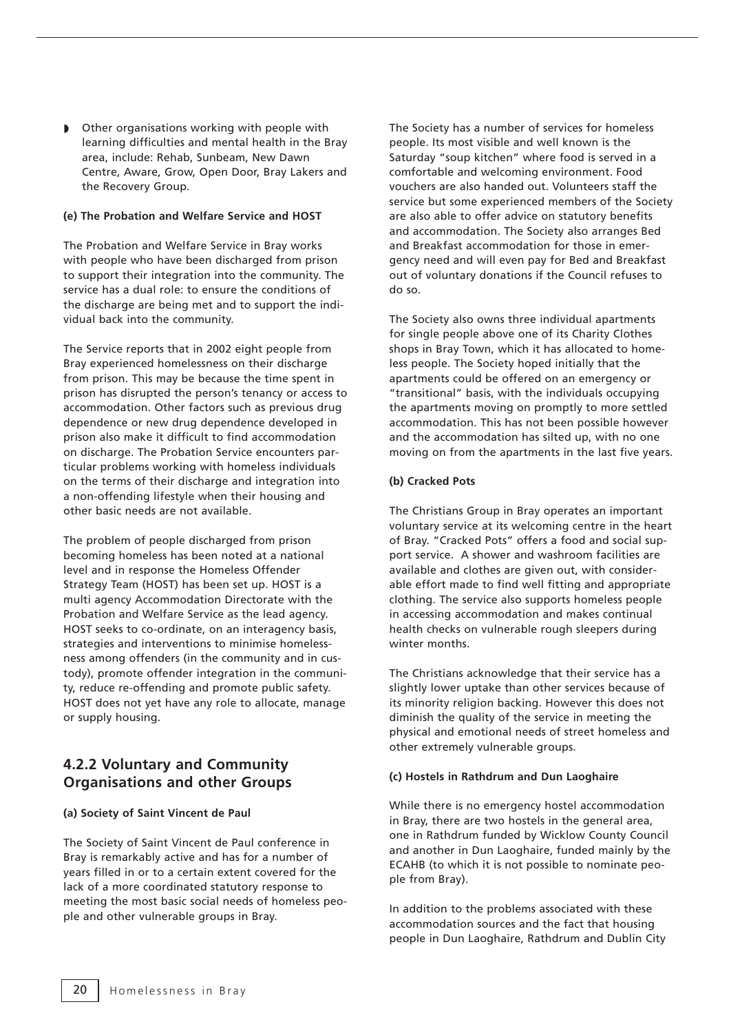- Other organisations working with people with learning difficulties and mental health in the Bray area, include: Rehab, Sunbeam, New Dawn Centre, Aware, Grow, Open Door, Bray Lakers and the Recovery Group.

#### (e) The Probation and Welfare Service and HOST

The Probation and Welfare Service in Bray works with people who have been discharged from prison to support their integration into the community. The service has a dual role: to ensure the conditions of the discharge are being met and to support the individual back into the community.

The Service reports that in 2002 eight people from Bray experienced homelessness on their discharge from prison. This may be because the time spent in prison has disrupted the person's tenancy or access to accommodation. Other factors such as previous drug dependence or new drug dependence developed in prison also make it difficult to find accommodation on discharge. The Probation Service encounters particular problems working with homeless individuals on the terms of their discharge and integration into a non-offending lifestyle when their housing and other basic needs are not available.

The problem of people discharged from prison becoming homeless has been noted at a national level and in response the Homeless Offender Strategy Team (HOST) has been set up. HOST is a multi agency Accommodation Directorate with the Probation and Welfare Service as the lead agency. HOST seeks to co-ordinate, on an interagency basis, strategies and interventions to minimise homelessness among offenders (in the community and in custody), promote offender integration in the community, reduce re-offending and promote public safety. HOST does not yet have any role to allocate, manage or supply housing.

### 4.2.2 Voluntary and Community Organisations and other Groups

#### (a) Society of Saint Vincent de Paul

The Society of Saint Vincent de Paul conference in Bray is remarkably active and has for a number of years filled in or to a certain extent covered for the lack of a more coordinated statutory response to meeting the most basic social needs of homeless people and other vulnerable groups in Bray.

The Society has a number of services for homeless people. Its most visible and well known is the Saturday "soup kitchen" where food is served in a comfortable and welcoming environment. Food vouchers are also handed out. Volunteers staff the service but some experienced members of the Society are also able to offer advice on statutory benefits and accommodation. The Society also arranges Bed and Breakfast accommodation for those in emergency need and will even pay for Bed and Breakfast out of voluntary donations if the Council refuses to do so.

The Society also owns three individual apartments for single people above one of its Charity Clothes shops in Bray Town, which it has allocated to homeless people. The Society hoped initially that the apartments could be offered on an emergency or "transitional" basis, with the individuals occupying the apartments moving on promptly to more settled accommodation. This has not been possible however and the accommodation has silted up, with no one moving on from the apartments in the last five years.

#### (b) Cracked Pots

The Christians Group in Bray operates an important voluntary service at its welcoming centre in the heart of Bray. "Cracked Pots" offers a food and social support service. A shower and washroom facilities are available and clothes are given out, with considerable effort made to find well fitting and appropriate clothing. The service also supports homeless people in accessing accommodation and makes continual health checks on vulnerable rough sleepers during winter months.

The Christians acknowledge that their service has a slightly lower uptake than other services because of its minority religion backing. However this does not diminish the quality of the service in meeting the physical and emotional needs of street homeless and other extremely vulnerable groups.

#### (c) Hostels in Rathdrum and Dun Laoghaire

While there is no emergency hostel accommodation in Bray, there are two hostels in the general area, one in Rathdrum funded by Wicklow County Council and another in Dun Laoghaire, funded mainly by the ECAHB (to which it is not possible to nominate people from Bray).

In addition to the problems associated with these accommodation sources and the fact that housing people in Dun Laoghaire, Rathdrum and Dublin City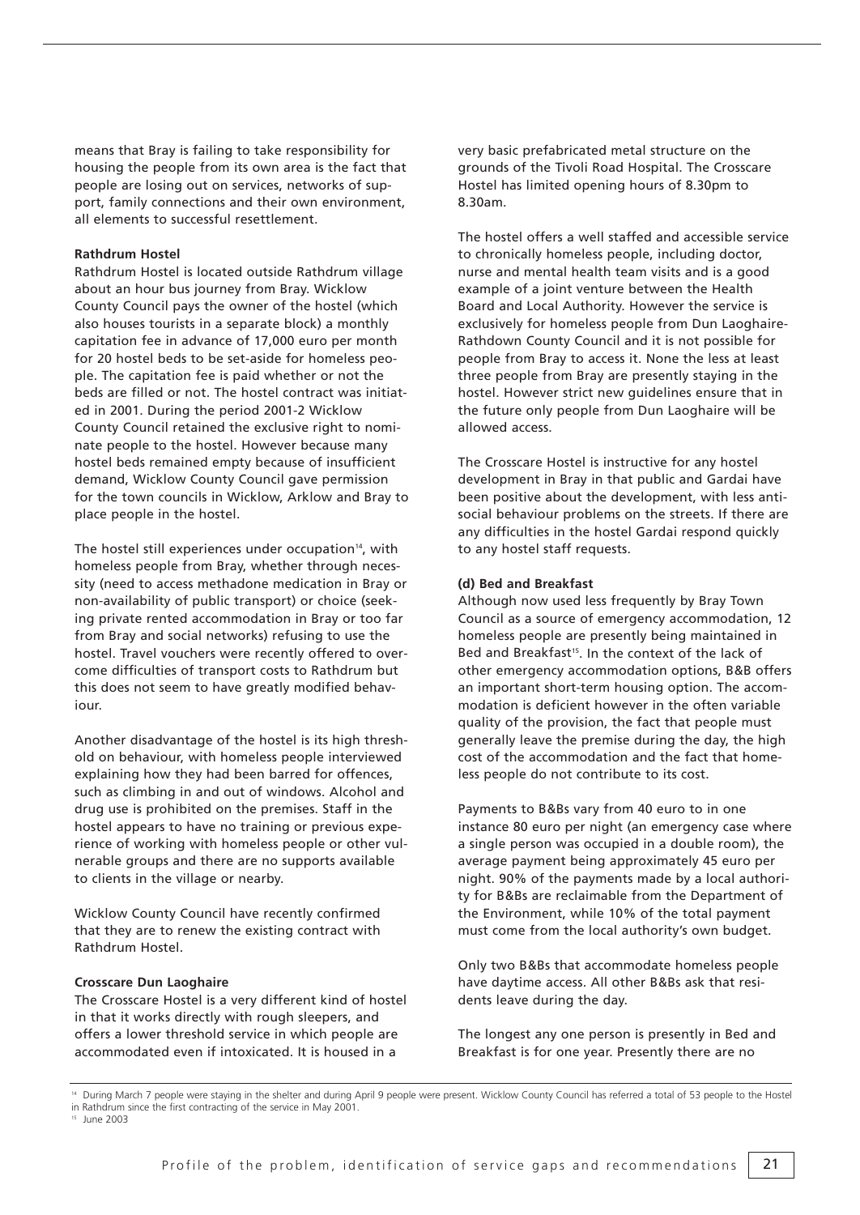means that Bray is failing to take responsibility for housing the people from its own area is the fact that people are losing out on services, networks of support, family connections and their own environment, all elements to successful resettlement.

**Rathdrum Hostel**

Rathdrum Hostel is located outside Rathdrum village about an hour bus journey from Bray. Wicklow County Council pays the owner of the hostel (which also houses tourists in a separate block) a monthly capitation fee in advance of 17,000 euro per month for 20 hostel beds to be set-aside for homeless people. The capitation fee is paid whether or not the beds are filled or not. The hostel contract was initiated in 2001. During the period 2001-2 Wicklow County Council retained the exclusive right to nominate people to the hostel. However because many hostel beds remained empty because of insufficient demand, Wicklow County Council gave permission for the town councils in Wicklow, Arklow and Bray to place people in the hostel.

The hostel still experiences under occupation[14], with homeless people from Bray, whether through necessity (need to access methadone medication in Bray or non-availability of public transport) or choice (seeking private rented accommodation in Bray or too far from Bray and social networks) refusing to use the hostel. Travel vouchers were recently offered to overcome difficulties of transport costs to Rathdrum but this does not seem to have greatly modified behaviour.

Another disadvantage of the hostel is its high threshold on behaviour, with homeless people interviewed explaining how they had been barred for offences, such as climbing in and out of windows. Alcohol and drug use is prohibited on the premises. Staff in the hostel appears to have no training or previous experience of working with homeless people or other vulnerable groups and there are no supports available to clients in the village or nearby.

Wicklow County Council have recently confirmed that they are to renew the existing contract with Rathdrum Hostel.

**Crosscare Dun Laoghaire**

The Crosscare Hostel is a very different kind of hostel in that it works directly with rough sleepers, and offers a lower threshold service in which people are accommodated even if intoxicated. It is housed in a very basic prefabricated metal structure on the grounds of the Tivoli Road Hospital. The Crosscare Hostel has limited opening hours of 8.30pm to 8.30am.

The hostel offers a well staffed and accessible service to chronically homeless people, including doctor, nurse and mental health team visits and is a good example of a joint venture between the Health Board and Local Authority. However the service is exclusively for homeless people from Dun Laoghaire-Rathdown County Council and it is not possible for people from Bray to access it. None the less at least three people from Bray are presently staying in the hostel. However strict new guidelines ensure that in the future only people from Dun Laoghaire will be allowed access.

The Crosscare Hostel is instructive for any hostel development in Bray in that public and Gardai have been positive about the development, with less anti-social behaviour problems on the streets. If there are any difficulties in the hostel Gardai respond quickly to any hostel staff requests.

**(d) Bed and Breakfast**

Although now used less frequently by Bray Town Council as a source of emergency accommodation, 12 homeless people are presently being maintained in Bed and Breakfast[15]. In the context of the lack of other emergency accommodation options, B&B offers an important short-term housing option. The accommodation is deficient however in the often variable quality of the provision, the fact that people must generally leave the premise during the day, the high cost of the accommodation and the fact that homeless people do not contribute to its cost.

Payments to B&Bs vary from 40 euro to in one instance 80 euro per night (an emergency case where a single person was occupied in a double room), the average payment being approximately 45 euro per night. 90% of the payments made by a local authority for B&Bs are reclaimable from the Department of the Environment, while 10% of the total payment must come from the local authority's own budget.

Only two B&Bs that accommodate homeless people have daytime access. All other B&Bs ask that residents leave during the day.

The longest any one person is presently in Bed and Breakfast is for one year. Presently there are no

[14] During March 7 people were staying in the shelter and during April 9 people were present. Wicklow County Council has referred a total of 53 people to the Hostel in Rathdrum since the first contracting of the service in May 2001.

[15] June 2003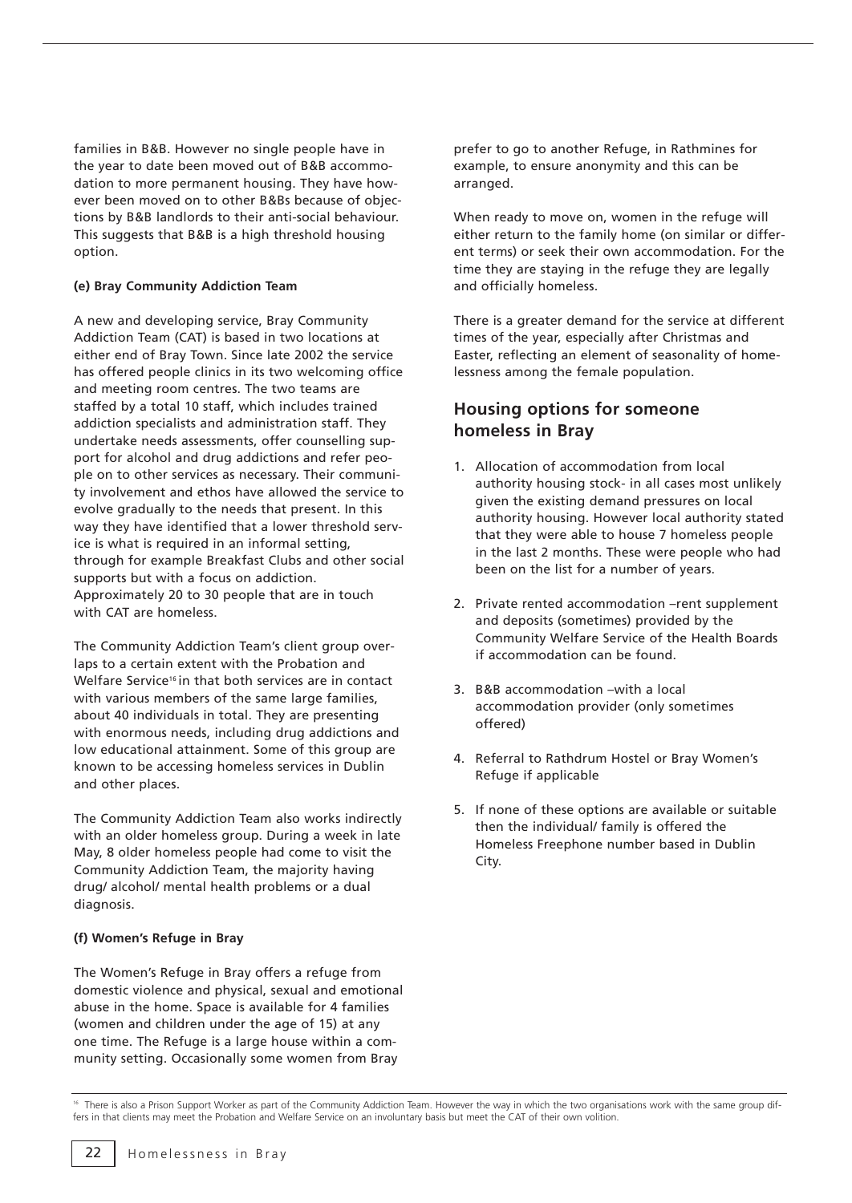families in B&B. However no single people have in the year to date been moved out of B&B accommodation to more permanent housing. They have however been moved on to other B&Bs because of objections by B&B landlords to their anti-social behaviour. This suggests that B&B is a high threshold housing option.

#### (e) Bray Community Addiction Team

A new and developing service, Bray Community Addiction Team (CAT) is based in two locations at either end of Bray Town. Since late 2002 the service has offered people clinics in its two welcoming office and meeting room centres. The two teams are staffed by a total 10 staff, which includes trained addiction specialists and administration staff. They undertake needs assessments, offer counselling support for alcohol and drug addictions and refer people on to other services as necessary. Their community involvement and ethos have allowed the service to evolve gradually to the needs that present. In this way they have identified that a lower threshold service is what is required in an informal setting, through for example Breakfast Clubs and other social supports but with a focus on addiction. Approximately 20 to 30 people that are in touch with CAT are homeless.

The Community Addiction Team's client group overlaps to a certain extent with the Probation and Welfare Service[16] in that both services are in contact with various members of the same large families, about 40 individuals in total. They are presenting with enormous needs, including drug addictions and low educational attainment. Some of this group are known to be accessing homeless services in Dublin and other places.

The Community Addiction Team also works indirectly with an older homeless group. During a week in late May, 8 older homeless people had come to visit the Community Addiction Team, the majority having drug/ alcohol/ mental health problems or a dual diagnosis.

#### (f) Women's Refuge in Bray

The Women's Refuge in Bray offers a refuge from domestic violence and physical, sexual and emotional abuse in the home. Space is available for 4 families (women and children under the age of 15) at any one time. The Refuge is a large house within a community setting. Occasionally some women from Bray prefer to go to another Refuge, in Rathmines for example, to ensure anonymity and this can be arranged.

When ready to move on, women in the refuge will either return to the family home (on similar or different terms) or seek their own accommodation. For the time they are staying in the refuge they are legally and officially homeless.

There is a greater demand for the service at different times of the year, especially after Christmas and Easter, reflecting an element of seasonality of homelessness among the female population.

## Housing options for someone homeless in Bray

1. Allocation of accommodation from local authority housing stock- in all cases most unlikely given the existing demand pressures on local authority housing. However local authority stated that they were able to house 7 homeless people in the last 2 months. These were people who had been on the list for a number of years.
2. Private rented accommodation –rent supplement and deposits (sometimes) provided by the Community Welfare Service of the Health Boards if accommodation can be found.
3. B&B accommodation –with a local accommodation provider (only sometimes offered)
4. Referral to Rathdrum Hostel or Bray Women's Refuge if applicable
5. If none of these options are available or suitable then the individual/ family is offered the Homeless Freephone number based in Dublin City.

[16] There is also a Prison Support Worker as part of the Community Addiction Team. However the way in which the two organisations work with the same group differs in that clients may meet the Probation and Welfare Service on an involuntary basis but meet the CAT of their own volition.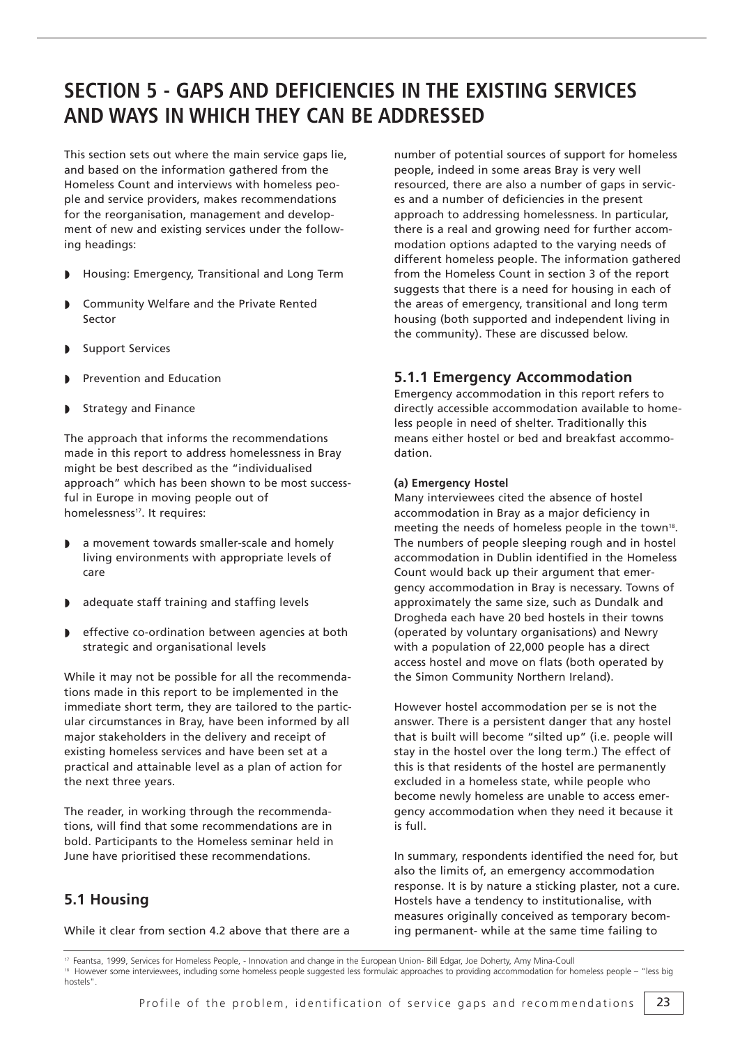# SECTION 5 - GAPS AND DEFICIENCIES IN THE EXISTING SERVICES AND WAYS IN WHICH THEY CAN BE ADDRESSED

This section sets out where the main service gaps lie, and based on the information gathered from the Homeless Count and interviews with homeless people and service providers, makes recommendations for the reorganisation, management and development of new and existing services under the following headings:

- Housing: Emergency, Transitional and Long Term
- Community Welfare and the Private Rented Sector
- Support Services
- Prevention and Education
- Strategy and Finance

The approach that informs the recommendations made in this report to address homelessness in Bray might be best described as the "individualised approach" which has been shown to be most successful in Europe in moving people out of homelessness[17]. It requires:

- a movement towards smaller-scale and homely living environments with appropriate levels of care
- adequate staff training and staffing levels
- effective co-ordination between agencies at both strategic and organisational levels

While it may not be possible for all the recommendations made in this report to be implemented in the immediate short term, they are tailored to the particular circumstances in Bray, have been informed by all major stakeholders in the delivery and receipt of existing homeless services and have been set at a practical and attainable level as a plan of action for the next three years.

The reader, in working through the recommendations, will find that some recommendations are in bold. Participants to the Homeless seminar held in June have prioritised these recommendations.

## 5.1 Housing

While it clear from section 4.2 above that there are a number of potential sources of support for homeless people, indeed in some areas Bray is very well resourced, there are also a number of gaps in services and a number of deficiencies in the present approach to addressing homelessness. In particular, there is a real and growing need for further accommodation options adapted to the varying needs of different homeless people. The information gathered from the Homeless Count in section 3 of the report suggests that there is a need for housing in each of the areas of emergency, transitional and long term housing (both supported and independent living in the community). These are discussed below.

### 5.1.1 Emergency Accommodation

Emergency accommodation in this report refers to directly accessible accommodation available to homeless people in need of shelter. Traditionally this means either hostel or bed and breakfast accommodation.

**(a) Emergency Hostel**

Many interviewees cited the absence of hostel accommodation in Bray as a major deficiency in meeting the needs of homeless people in the town[18]. The numbers of people sleeping rough and in hostel accommodation in Dublin identified in the Homeless Count would back up their argument that emergency accommodation in Bray is necessary. Towns of approximately the same size, such as Dundalk and Drogheda each have 20 bed hostels in their towns (operated by voluntary organisations) and Newry with a population of 22,000 people has a direct access hostel and move on flats (both operated by the Simon Community Northern Ireland).

However hostel accommodation per se is not the answer. There is a persistent danger that any hostel that is built will become "silted up" (i.e. people will stay in the hostel over the long term.) The effect of this is that residents of the hostel are permanently excluded in a homeless state, while people who become newly homeless are unable to access emergency accommodation when they need it because it is full.

In summary, respondents identified the need for, but also the limits of, an emergency accommodation response. It is by nature a sticking plaster, not a cure. Hostels have a tendency to institutionalise, with measures originally conceived as temporary becoming permanent- while at the same time failing to

[17] Feantsa, 1999, Services for Homeless People, - Innovation and change in the European Union- Bill Edgar, Joe Doherty, Amy Mina-Coull

[18] However some interviewees, including some homeless people suggested less formulaic approaches to providing accommodation for homeless people – "less big hostels".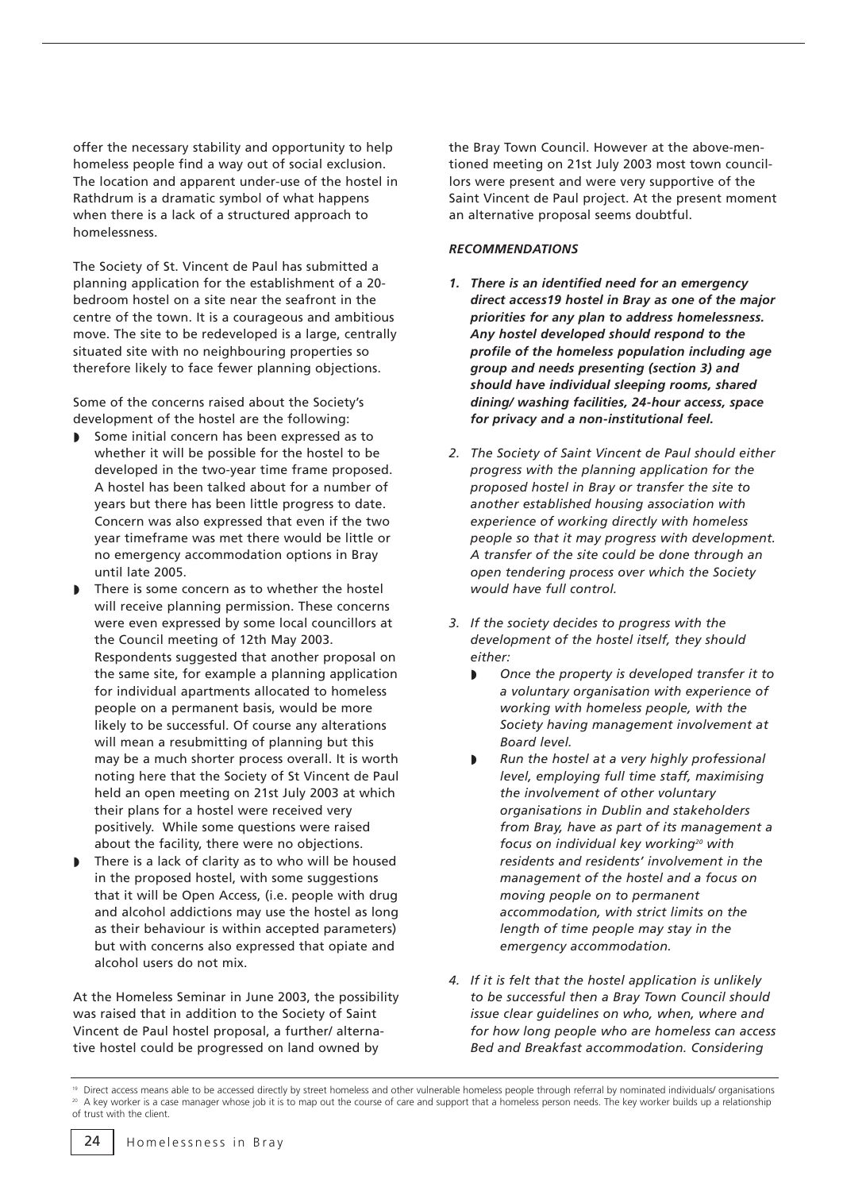offer the necessary stability and opportunity to help homeless people find a way out of social exclusion. The location and apparent under-use of the hostel in Rathdrum is a dramatic symbol of what happens when there is a lack of a structured approach to homelessness.

The Society of St. Vincent de Paul has submitted a planning application for the establishment of a 20-bedroom hostel on a site near the seafront in the centre of the town. It is a courageous and ambitious move. The site to be redeveloped is a large, centrally situated site with no neighbouring properties so therefore likely to face fewer planning objections.

Some of the concerns raised about the Society's development of the hostel are the following:

- Some initial concern has been expressed as to whether it will be possible for the hostel to be developed in the two-year time frame proposed. A hostel has been talked about for a number of years but there has been little progress to date. Concern was also expressed that even if the two year timeframe was met there would be little or no emergency accommodation options in Bray until late 2005.
- There is some concern as to whether the hostel will receive planning permission. These concerns were even expressed by some local councillors at the Council meeting of 12th May 2003. Respondents suggested that another proposal on the same site, for example a planning application for individual apartments allocated to homeless people on a permanent basis, would be more likely to be successful. Of course any alterations will mean a resubmitting of planning but this may be a much shorter process overall. It is worth noting here that the Society of St Vincent de Paul held an open meeting on 21st July 2003 at which their plans for a hostel were received very positively. While some questions were raised about the facility, there were no objections.
- There is a lack of clarity as to who will be housed in the proposed hostel, with some suggestions that it will be Open Access, (i.e. people with drug and alcohol addictions may use the hostel as long as their behaviour is within accepted parameters) but with concerns also expressed that opiate and alcohol users do not mix.

At the Homeless Seminar in June 2003, the possibility was raised that in addition to the Society of Saint Vincent de Paul hostel proposal, a further/ alternative hostel could be progressed on land owned by the Bray Town Council. However at the above-mentioned meeting on 21st July 2003 most town councillors were present and were very supportive of the Saint Vincent de Paul project. At the present moment an alternative proposal seems doubtful.

***RECOMMENDATIONS***

1. ***There is an identified need for an emergency direct access[19] hostel in Bray as one of the major priorities for any plan to address homelessness. Any hostel developed should respond to the profile of the homeless population including age group and needs presenting (section 3) and should have individual sleeping rooms, shared dining/ washing facilities, 24-hour access, space for privacy and a non-institutional feel.***
2. *The Society of Saint Vincent de Paul should either progress with the planning application for the proposed hostel in Bray or transfer the site to another established housing association with experience of working directly with homeless people so that it may progress with development. A transfer of the site could be done through an open tendering process over which the Society would have full control.*
3. *If the society decides to progress with the development of the hostel itself, they should either:*
   - *Once the property is developed transfer it to a voluntary organisation with experience of working with homeless people, with the Society having management involvement at Board level.*
   - *Run the hostel at a very highly professional level, employing full time staff, maximising the involvement of other voluntary organisations in Dublin and stakeholders from Bray, have as part of its management a focus on individual key working[20] with residents and residents' involvement in the management of the hostel and a focus on moving people on to permanent accommodation, with strict limits on the length of time people may stay in the emergency accommodation.*
4. *If it is felt that the hostel application is unlikely to be successful then a Bray Town Council should issue clear guidelines on who, when, where and for how long people who are homeless can access Bed and Breakfast accommodation. Considering*

[19] Direct access means able to be accessed directly by street homeless and other vulnerable homeless people through referral by nominated individuals/ organisations

[20] A key worker is a case manager whose job it is to map out the course of care and support that a homeless person needs. The key worker builds up a relationship of trust with the client.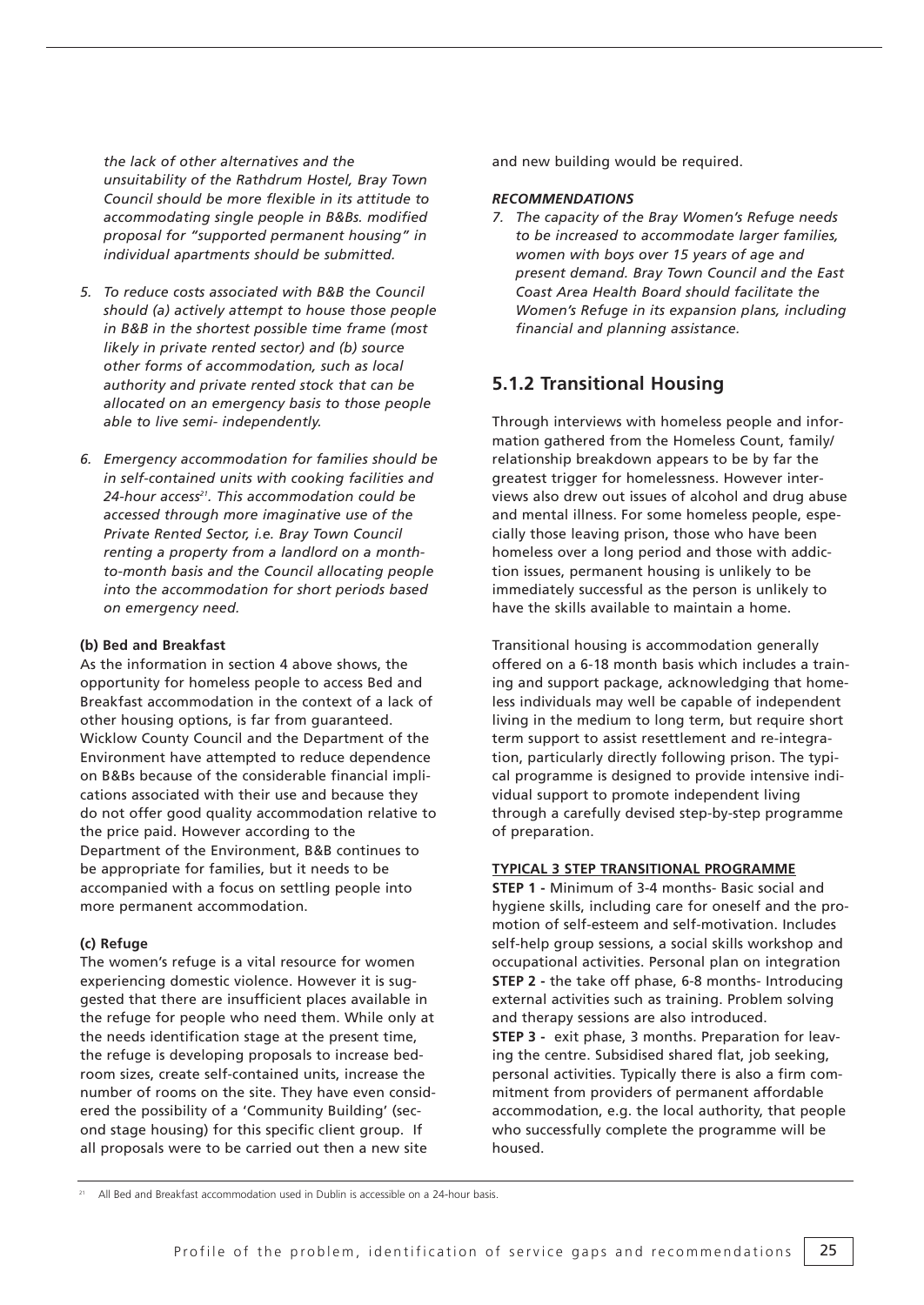*the lack of other alternatives and the unsuitability of the Rathdrum Hostel, Bray Town Council should be more flexible in its attitude to accommodating single people in B&Bs. modified proposal for "supported permanent housing" in individual apartments should be submitted.*

5. *To reduce costs associated with B&B the Council should (a) actively attempt to house those people in B&B in the shortest possible time frame (most likely in private rented sector) and (b) source other forms of accommodation, such as local authority and private rented stock that can be allocated on an emergency basis to those people able to live semi- independently.*

6. *Emergency accommodation for families should be in self-contained units with cooking facilities and 24-hour access[21]. This accommodation could be accessed through more imaginative use of the Private Rented Sector, i.e. Bray Town Council renting a property from a landlord on a month-to-month basis and the Council allocating people into the accommodation for short periods based on emergency need.*

**(b) Bed and Breakfast**

As the information in section 4 above shows, the opportunity for homeless people to access Bed and Breakfast accommodation in the context of a lack of other housing options, is far from guaranteed. Wicklow County Council and the Department of the Environment have attempted to reduce dependence on B&Bs because of the considerable financial implications associated with their use and because they do not offer good quality accommodation relative to the price paid. However according to the Department of the Environment, B&B continues to be appropriate for families, but it needs to be accompanied with a focus on settling people into more permanent accommodation.

**(c) Refuge**

The women's refuge is a vital resource for women experiencing domestic violence. However it is suggested that there are insufficient places available in the refuge for people who need them. While only at the needs identification stage at the present time, the refuge is developing proposals to increase bedroom sizes, create self-contained units, increase the number of rooms on the site. They have even considered the possibility of a 'Community Building' (second stage housing) for this specific client group. If all proposals were to be carried out then a new site and new building would be required.

***RECOMMENDATIONS***

7. *The capacity of the Bray Women's Refuge needs to be increased to accommodate larger families, women with boys over 15 years of age and present demand. Bray Town Council and the East Coast Area Health Board should facilitate the Women's Refuge in its expansion plans, including financial and planning assistance.*

## 5.1.2 Transitional Housing

Through interviews with homeless people and information gathered from the Homeless Count, family/ relationship breakdown appears to be by far the greatest trigger for homelessness. However interviews also drew out issues of alcohol and drug abuse and mental illness. For some homeless people, especially those leaving prison, those who have been homeless over a long period and those with addiction issues, permanent housing is unlikely to be immediately successful as the person is unlikely to have the skills available to maintain a home.

Transitional housing is accommodation generally offered on a 6-18 month basis which includes a training and support package, acknowledging that homeless individuals may well be capable of independent living in the medium to long term, but require short term support to assist resettlement and re-integration, particularly directly following prison. The typical programme is designed to provide intensive individual support to promote independent living through a carefully devised step-by-step programme of preparation.

**TYPICAL 3 STEP TRANSITIONAL PROGRAMME**

**STEP 1 -** Minimum of 3-4 months- Basic social and hygiene skills, including care for oneself and the promotion of self-esteem and self-motivation. Includes self-help group sessions, a social skills workshop and occupational activities. Personal plan on integration

**STEP 2 -** the take off phase, 6-8 months- Introducing external activities such as training. Problem solving and therapy sessions are also introduced.

**STEP 3 -** exit phase, 3 months. Preparation for leaving the centre. Subsidised shared flat, job seeking, personal activities. Typically there is also a firm commitment from providers of permanent affordable accommodation, e.g. the local authority, that people who successfully complete the programme will be housed.

[21] All Bed and Breakfast accommodation used in Dublin is accessible on a 24-hour basis.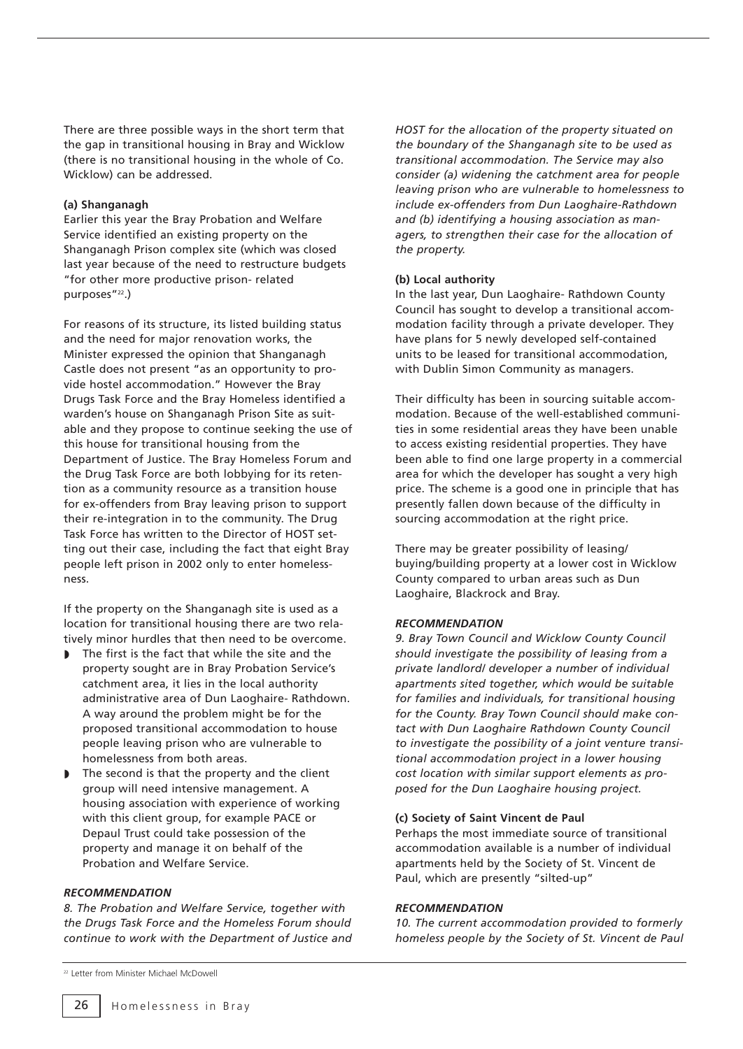There are three possible ways in the short term that the gap in transitional housing in Bray and Wicklow (there is no transitional housing in the whole of Co. Wicklow) can be addressed.

**(a) Shanganagh**

Earlier this year the Bray Probation and Welfare Service identified an existing property on the Shanganagh Prison complex site (which was closed last year because of the need to restructure budgets "for other more productive prison- related purposes"[22].)

For reasons of its structure, its listed building status and the need for major renovation works, the Minister expressed the opinion that Shanganagh Castle does not present "as an opportunity to provide hostel accommodation." However the Bray Drugs Task Force and the Bray Homeless identified a warden's house on Shanganagh Prison Site as suitable and they propose to continue seeking the use of this house for transitional housing from the Department of Justice. The Bray Homeless Forum and the Drug Task Force are both lobbying for its retention as a community resource as a transition house for ex-offenders from Bray leaving prison to support their re-integration in to the community. The Drug Task Force has written to the Director of HOST setting out their case, including the fact that eight Bray people left prison in 2002 only to enter homelessness.

If the property on the Shanganagh site is used as a location for transitional housing there are two relatively minor hurdles that then need to be overcome.

- The first is the fact that while the site and the property sought are in Bray Probation Service's catchment area, it lies in the local authority administrative area of Dun Laoghaire- Rathdown. A way around the problem might be for the proposed transitional accommodation to house people leaving prison who are vulnerable to homelessness from both areas.
- The second is that the property and the client group will need intensive management. A housing association with experience of working with this client group, for example PACE or Depaul Trust could take possession of the property and manage it on behalf of the Probation and Welfare Service.

***RECOMMENDATION***

*8. The Probation and Welfare Service, together with the Drugs Task Force and the Homeless Forum should continue to work with the Department of Justice and HOST for the allocation of the property situated on the boundary of the Shanganagh site to be used as transitional accommodation. The Service may also consider (a) widening the catchment area for people leaving prison who are vulnerable to homelessness to include ex-offenders from Dun Laoghaire-Rathdown and (b) identifying a housing association as managers, to strengthen their case for the allocation of the property.*

**(b) Local authority**

In the last year, Dun Laoghaire- Rathdown County Council has sought to develop a transitional accommodation facility through a private developer. They have plans for 5 newly developed self-contained units to be leased for transitional accommodation, with Dublin Simon Community as managers.

Their difficulty has been in sourcing suitable accommodation. Because of the well-established communities in some residential areas they have been unable to access existing residential properties. They have been able to find one large property in a commercial area for which the developer has sought a very high price. The scheme is a good one in principle that has presently fallen down because of the difficulty in sourcing accommodation at the right price.

There may be greater possibility of leasing/ buying/building property at a lower cost in Wicklow County compared to urban areas such as Dun Laoghaire, Blackrock and Bray.

***RECOMMENDATION***

*9. Bray Town Council and Wicklow County Council should investigate the possibility of leasing from a private landlord/ developer a number of individual apartments sited together, which would be suitable for families and individuals, for transitional housing for the County. Bray Town Council should make contact with Dun Laoghaire Rathdown County Council to investigate the possibility of a joint venture transitional accommodation project in a lower housing cost location with similar support elements as proposed for the Dun Laoghaire housing project.*

**(c) Society of Saint Vincent de Paul**

Perhaps the most immediate source of transitional accommodation available is a number of individual apartments held by the Society of St. Vincent de Paul, which are presently "silted-up"

***RECOMMENDATION***

*10. The current accommodation provided to formerly homeless people by the Society of St. Vincent de Paul*

[22] Letter from Minister Michael McDowell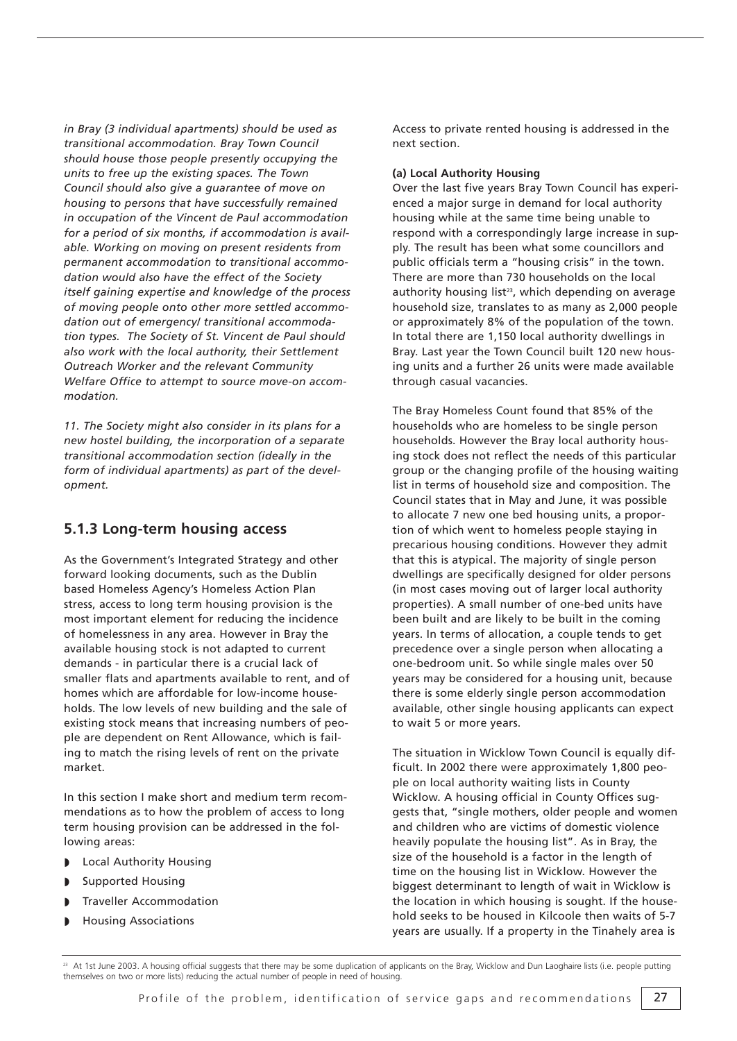*in Bray (3 individual apartments) should be used as transitional accommodation. Bray Town Council should house those people presently occupying the units to free up the existing spaces. The Town Council should also give a guarantee of move on housing to persons that have successfully remained in occupation of the Vincent de Paul accommodation for a period of six months, if accommodation is available. Working on moving on present residents from permanent accommodation to transitional accommodation would also have the effect of the Society itself gaining expertise and knowledge of the process of moving people onto other more settled accommodation out of emergency/ transitional accommodation types. The Society of St. Vincent de Paul should also work with the local authority, their Settlement Outreach Worker and the relevant Community Welfare Office to attempt to source move-on accommodation.*

*11. The Society might also consider in its plans for a new hostel building, the incorporation of a separate transitional accommodation section (ideally in the form of individual apartments) as part of the development.*

## 5.1.3 Long-term housing access

As the Government's Integrated Strategy and other forward looking documents, such as the Dublin based Homeless Agency's Homeless Action Plan stress, access to long term housing provision is the most important element for reducing the incidence of homelessness in any area. However in Bray the available housing stock is not adapted to current demands - in particular there is a crucial lack of smaller flats and apartments available to rent, and of homes which are affordable for low-income households. The low levels of new building and the sale of existing stock means that increasing numbers of people are dependent on Rent Allowance, which is failing to match the rising levels of rent on the private market.

In this section I make short and medium term recommendations as to how the problem of access to long term housing provision can be addressed in the following areas:

- Local Authority Housing
- Supported Housing
- Traveller Accommodation
- Housing Associations

Access to private rented housing is addressed in the next section.

**(a) Local Authority Housing**

Over the last five years Bray Town Council has experienced a major surge in demand for local authority housing while at the same time being unable to respond with a correspondingly large increase in supply. The result has been what some councillors and public officials term a "housing crisis" in the town. There are more than 730 households on the local authority housing list[23], which depending on average household size, translates to as many as 2,000 people or approximately 8% of the population of the town. In total there are 1,150 local authority dwellings in Bray. Last year the Town Council built 120 new housing units and a further 26 units were made available through casual vacancies.

The Bray Homeless Count found that 85% of the households who are homeless to be single person households. However the Bray local authority housing stock does not reflect the needs of this particular group or the changing profile of the housing waiting list in terms of household size and composition. The Council states that in May and June, it was possible to allocate 7 new one bed housing units, a proportion of which went to homeless people staying in precarious housing conditions. However they admit that this is atypical. The majority of single person dwellings are specifically designed for older persons (in most cases moving out of larger local authority properties). A small number of one-bed units have been built and are likely to be built in the coming years. In terms of allocation, a couple tends to get precedence over a single person when allocating a one-bedroom unit. So while single males over 50 years may be considered for a housing unit, because there is some elderly single person accommodation available, other single housing applicants can expect to wait 5 or more years.

The situation in Wicklow Town Council is equally difficult. In 2002 there were approximately 1,800 people on local authority waiting lists in County Wicklow. A housing official in County Offices suggests that, "single mothers, older people and women and children who are victims of domestic violence heavily populate the housing list". As in Bray, the size of the household is a factor in the length of time on the housing list in Wicklow. However the biggest determinant to length of wait in Wicklow is the location in which housing is sought. If the household seeks to be housed in Kilcoole then waits of 5-7 years are usually. If a property in the Tinahely area is

[23] At 1st June 2003. A housing official suggests that there may be some duplication of applicants on the Bray, Wicklow and Dun Laoghaire lists (i.e. people putting themselves on two or more lists) reducing the actual number of people in need of housing.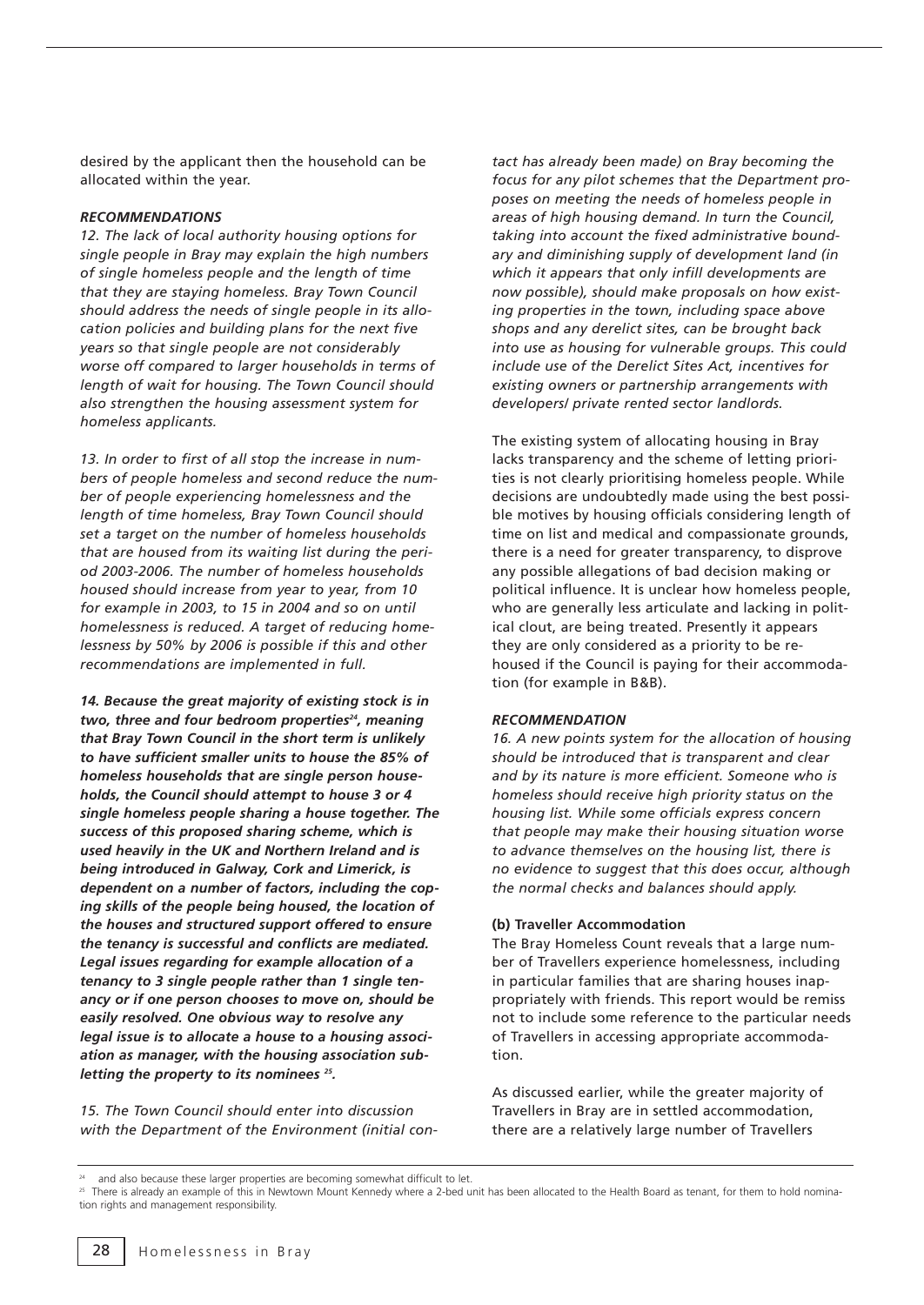desired by the applicant then the household can be allocated within the year.

***RECOMMENDATIONS***

*12. The lack of local authority housing options for single people in Bray may explain the high numbers of single homeless people and the length of time that they are staying homeless. Bray Town Council should address the needs of single people in its allocation policies and building plans for the next five years so that single people are not considerably worse off compared to larger households in terms of length of wait for housing. The Town Council should also strengthen the housing assessment system for homeless applicants.*

*13. In order to first of all stop the increase in numbers of people homeless and second reduce the number of people experiencing homelessness and the length of time homeless, Bray Town Council should set a target on the number of homeless households that are housed from its waiting list during the period 2003-2006. The number of homeless households housed should increase from year to year, from 10 for example in 2003, to 15 in 2004 and so on until homelessness is reduced. A target of reducing homelessness by 50% by 2006 is possible if this and other recommendations are implemented in full.*

***14. Because the great majority of existing stock is in two, three and four bedroom properties[24], meaning that Bray Town Council in the short term is unlikely to have sufficient smaller units to house the 85% of homeless households that are single person households, the Council should attempt to house 3 or 4 single homeless people sharing a house together. The success of this proposed sharing scheme, which is used heavily in the UK and Northern Ireland and is being introduced in Galway, Cork and Limerick, is dependent on a number of factors, including the coping skills of the people being housed, the location of the houses and structured support offered to ensure the tenancy is successful and conflicts are mediated. Legal issues regarding for example allocation of a tenancy to 3 single people rather than 1 single tenancy or if one person chooses to move on, should be easily resolved. One obvious way to resolve any legal issue is to allocate a house to a housing association as manager, with the housing association subletting the property to its nominees [25].***

*15. The Town Council should enter into discussion with the Department of the Environment (initial contact has already been made) on Bray becoming the focus for any pilot schemes that the Department proposes on meeting the needs of homeless people in areas of high housing demand. In turn the Council, taking into account the fixed administrative boundary and diminishing supply of development land (in which it appears that only infill developments are now possible), should make proposals on how existing properties in the town, including space above shops and any derelict sites, can be brought back into use as housing for vulnerable groups. This could include use of the Derelict Sites Act, incentives for existing owners or partnership arrangements with developers/ private rented sector landlords.*

The existing system of allocating housing in Bray lacks transparency and the scheme of letting priorities is not clearly prioritising homeless people. While decisions are undoubtedly made using the best possible motives by housing officials considering length of time on list and medical and compassionate grounds, there is a need for greater transparency, to disprove any possible allegations of bad decision making or political influence. It is unclear how homeless people, who are generally less articulate and lacking in political clout, are being treated. Presently it appears they are only considered as a priority to be rehoused if the Council is paying for their accommodation (for example in B&B).

***RECOMMENDATION***

*16. A new points system for the allocation of housing should be introduced that is transparent and clear and by its nature is more efficient. Someone who is homeless should receive high priority status on the housing list. While some officials express concern that people may make their housing situation worse to advance themselves on the housing list, there is no evidence to suggest that this does occur, although the normal checks and balances should apply.*

**(b) Traveller Accommodation**

The Bray Homeless Count reveals that a large number of Travellers experience homelessness, including in particular families that are sharing houses inappropriately with friends. This report would be remiss not to include some reference to the particular needs of Travellers in accessing appropriate accommodation.

As discussed earlier, while the greater majority of Travellers in Bray are in settled accommodation, there are a relatively large number of Travellers

[24] and also because these larger properties are becoming somewhat difficult to let.

[25] There is already an example of this in Newtown Mount Kennedy where a 2-bed unit has been allocated to the Health Board as tenant, for them to hold nomination rights and management responsibility.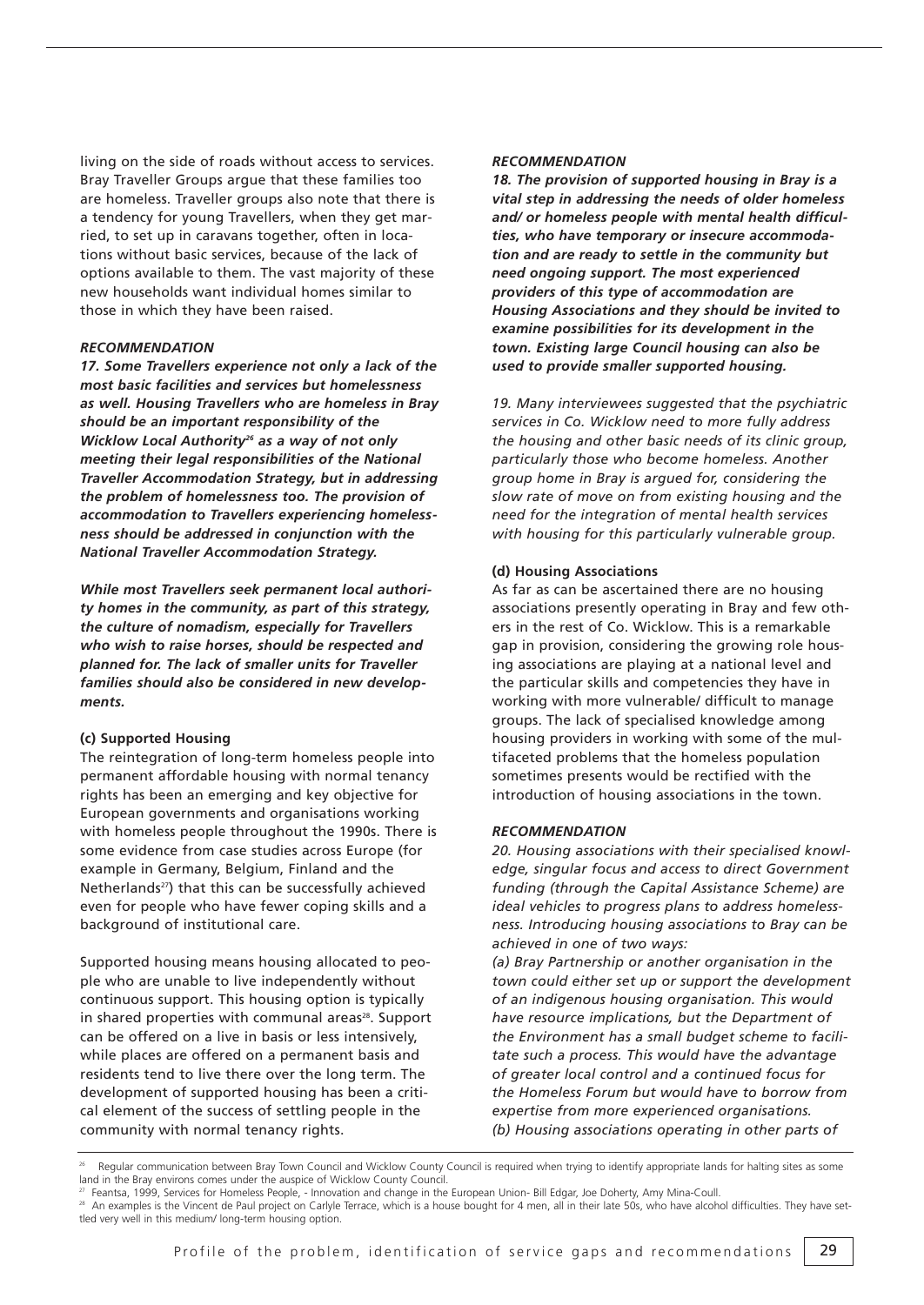living on the side of roads without access to services. Bray Traveller Groups argue that these families too are homeless. Traveller groups also note that there is a tendency for young Travellers, when they get married, to set up in caravans together, often in locations without basic services, because of the lack of options available to them. The vast majority of these new households want individual homes similar to those in which they have been raised.

***RECOMMENDATION***

***17. Some Travellers experience not only a lack of the most basic facilities and services but homelessness as well. Housing Travellers who are homeless in Bray should be an important responsibility of the Wicklow Local Authority[26] as a way of not only meeting their legal responsibilities of the National Traveller Accommodation Strategy, but in addressing the problem of homelessness too. The provision of accommodation to Travellers experiencing homelessness should be addressed in conjunction with the National Traveller Accommodation Strategy.***

***While most Travellers seek permanent local authority homes in the community, as part of this strategy, the culture of nomadism, especially for Travellers who wish to raise horses, should be respected and planned for. The lack of smaller units for Traveller families should also be considered in new developments.***

**(c) Supported Housing**

The reintegration of long-term homeless people into permanent affordable housing with normal tenancy rights has been an emerging and key objective for European governments and organisations working with homeless people throughout the 1990s. There is some evidence from case studies across Europe (for example in Germany, Belgium, Finland and the Netherlands[27]) that this can be successfully achieved even for people who have fewer coping skills and a background of institutional care.

Supported housing means housing allocated to people who are unable to live independently without continuous support. This housing option is typically in shared properties with communal areas[28]. Support can be offered on a live in basis or less intensively, while places are offered on a permanent basis and residents tend to live there over the long term. The development of supported housing has been a critical element of the success of settling people in the community with normal tenancy rights.

***RECOMMENDATION***

***18. The provision of supported housing in Bray is a vital step in addressing the needs of older homeless and/ or homeless people with mental health difficulties, who have temporary or insecure accommodation and are ready to settle in the community but need ongoing support. The most experienced providers of this type of accommodation are Housing Associations and they should be invited to examine possibilities for its development in the town. Existing large Council housing can also be used to provide smaller supported housing.***

*19. Many interviewees suggested that the psychiatric services in Co. Wicklow need to more fully address the housing and other basic needs of its clinic group, particularly those who become homeless. Another group home in Bray is argued for, considering the slow rate of move on from existing housing and the need for the integration of mental health services with housing for this particularly vulnerable group.*

**(d) Housing Associations**

As far as can be ascertained there are no housing associations presently operating in Bray and few others in the rest of Co. Wicklow. This is a remarkable gap in provision, considering the growing role housing associations are playing at a national level and the particular skills and competencies they have in working with more vulnerable/ difficult to manage groups. The lack of specialised knowledge among housing providers in working with some of the multifaceted problems that the homeless population sometimes presents would be rectified with the introduction of housing associations in the town.

***RECOMMENDATION***

*20. Housing associations with their specialised knowledge, singular focus and access to direct Government funding (through the Capital Assistance Scheme) are ideal vehicles to progress plans to address homelessness. Introducing housing associations to Bray can be achieved in one of two ways:*

*(a) Bray Partnership or another organisation in the town could either set up or support the development of an indigenous housing organisation. This would have resource implications, but the Department of the Environment has a small budget scheme to facilitate such a process. This would have the advantage of greater local control and a continued focus for the Homeless Forum but would have to borrow from expertise from more experienced organisations.*

*(b) Housing associations operating in other parts of*

---

[26] Regular communication between Bray Town Council and Wicklow County Council is required when trying to identify appropriate lands for halting sites as some land in the Bray environs comes under the auspice of Wicklow County Council.

[27] Feantsa, 1999, Services for Homeless People, - Innovation and change in the European Union- Bill Edgar, Joe Doherty, Amy Mina-Coull.

[28] An examples is the Vincent de Paul project on Carlyle Terrace, which is a house bought for 4 men, all in their late 50s, who have alcohol difficulties. They have settled very well in this medium/ long-term housing option.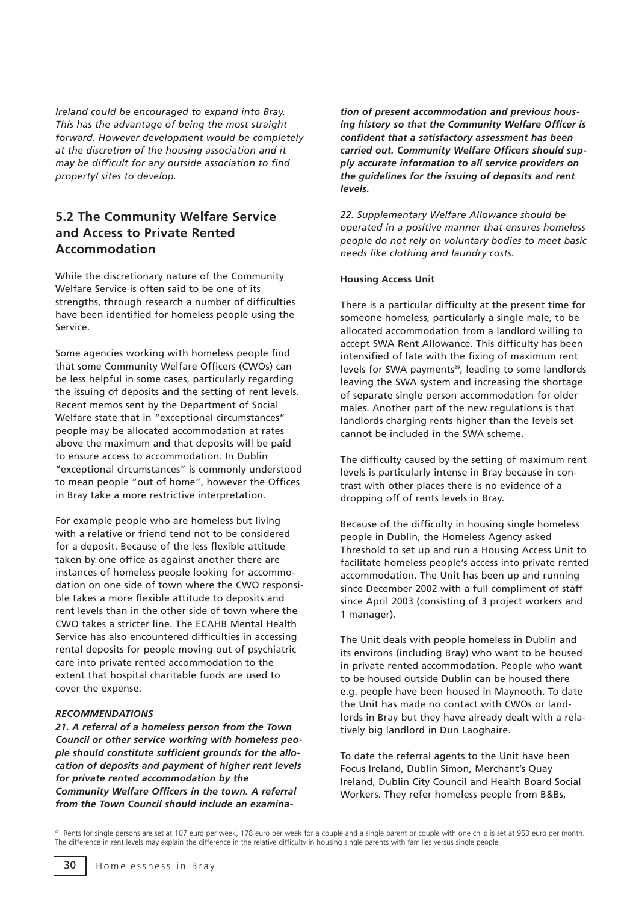*Ireland could be encouraged to expand into Bray. This has the advantage of being the most straight forward. However development would be completely at the discretion of the housing association and it may be difficult for any outside association to find property/ sites to develop.*

## 5.2 The Community Welfare Service and Access to Private Rented Accommodation

While the discretionary nature of the Community Welfare Service is often said to be one of its strengths, through research a number of difficulties have been identified for homeless people using the Service.

Some agencies working with homeless people find that some Community Welfare Officers (CWOs) can be less helpful in some cases, particularly regarding the issuing of deposits and the setting of rent levels. Recent memos sent by the Department of Social Welfare state that in "exceptional circumstances" people may be allocated accommodation at rates above the maximum and that deposits will be paid to ensure access to accommodation. In Dublin "exceptional circumstances" is commonly understood to mean people "out of home", however the Offices in Bray take a more restrictive interpretation.

For example people who are homeless but living with a relative or friend tend not to be considered for a deposit. Because of the less flexible attitude taken by one office as against another there are instances of homeless people looking for accommodation on one side of town where the CWO responsible takes a more flexible attitude to deposits and rent levels than in the other side of town where the CWO takes a stricter line. The ECAHB Mental Health Service has also encountered difficulties in accessing rental deposits for people moving out of psychiatric care into private rented accommodation to the extent that hospital charitable funds are used to cover the expense.

***RECOMMENDATIONS***

***21. A referral of a homeless person from the Town Council or other service working with homeless people should constitute sufficient grounds for the allocation of deposits and payment of higher rent levels for private rented accommodation by the Community Welfare Officers in the town. A referral from the Town Council should include an examination of present accommodation and previous housing history so that the Community Welfare Officer is confident that a satisfactory assessment has been carried out. Community Welfare Officers should supply accurate information to all service providers on the guidelines for the issuing of deposits and rent levels.***

*22. Supplementary Welfare Allowance should be operated in a positive manner that ensures homeless people do not rely on voluntary bodies to meet basic needs like clothing and laundry costs.*

**Housing Access Unit**

There is a particular difficulty at the present time for someone homeless, particularly a single male, to be allocated accommodation from a landlord willing to accept SWA Rent Allowance. This difficulty has been intensified of late with the fixing of maximum rent levels for SWA payments[29], leading to some landlords leaving the SWA system and increasing the shortage of separate single person accommodation for older males. Another part of the new regulations is that landlords charging rents higher than the levels set cannot be included in the SWA scheme.

The difficulty caused by the setting of maximum rent levels is particularly intense in Bray because in contrast with other places there is no evidence of a dropping off of rents levels in Bray.

Because of the difficulty in housing single homeless people in Dublin, the Homeless Agency asked Threshold to set up and run a Housing Access Unit to facilitate homeless people's access into private rented accommodation. The Unit has been up and running since December 2002 with a full compliment of staff since April 2003 (consisting of 3 project workers and 1 manager).

The Unit deals with people homeless in Dublin and its environs (including Bray) who want to be housed in private rented accommodation. People who want to be housed outside Dublin can be housed there e.g. people have been housed in Maynooth. To date the Unit has made no contact with CWOs or landlords in Bray but they have already dealt with a relatively big landlord in Dun Laoghaire.

To date the referral agents to the Unit have been Focus Ireland, Dublin Simon, Merchant's Quay Ireland, Dublin City Council and Health Board Social Workers. They refer homeless people from B&Bs,

[29] Rents for single persons are set at 107 euro per week, 178 euro per week for a couple and a single parent or couple with one child is set at 953 euro per month. The difference in rent levels may explain the difference in the relative difficulty in housing single parents with families versus single people.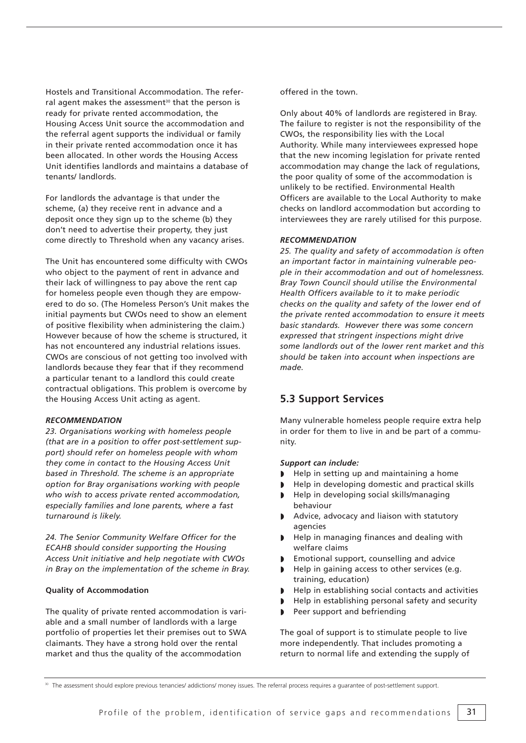Hostels and Transitional Accommodation. The referral agent makes the assessment[30] that the person is ready for private rented accommodation, the Housing Access Unit source the accommodation and the referral agent supports the individual or family in their private rented accommodation once it has been allocated. In other words the Housing Access Unit identifies landlords and maintains a database of tenants/ landlords.

For landlords the advantage is that under the scheme, (a) they receive rent in advance and a deposit once they sign up to the scheme (b) they don't need to advertise their property, they just come directly to Threshold when any vacancy arises.

The Unit has encountered some difficulty with CWOs who object to the payment of rent in advance and their lack of willingness to pay above the rent cap for homeless people even though they are empowered to do so. (The Homeless Person's Unit makes the initial payments but CWOs need to show an element of positive flexibility when administering the claim.) However because of how the scheme is structured, it has not encountered any industrial relations issues. CWOs are conscious of not getting too involved with landlords because they fear that if they recommend a particular tenant to a landlord this could create contractual obligations. This problem is overcome by the Housing Access Unit acting as agent.

***RECOMMENDATION***

*23. Organisations working with homeless people (that are in a position to offer post-settlement support) should refer on homeless people with whom they come in contact to the Housing Access Unit based in Threshold. The scheme is an appropriate option for Bray organisations working with people who wish to access private rented accommodation, especially families and lone parents, where a fast turnaround is likely.*

*24. The Senior Community Welfare Officer for the ECAHB should consider supporting the Housing Access Unit initiative and help negotiate with CWOs in Bray on the implementation of the scheme in Bray.*

**Quality of Accommodation**

The quality of private rented accommodation is variable and a small number of landlords with a large portfolio of properties let their premises out to SWA claimants. They have a strong hold over the rental market and thus the quality of the accommodation offered in the town.

Only about 40% of landlords are registered in Bray. The failure to register is not the responsibility of the CWOs, the responsibility lies with the Local Authority. While many interviewees expressed hope that the new incoming legislation for private rented accommodation may change the lack of regulations, the poor quality of some of the accommodation is unlikely to be rectified. Environmental Health Officers are available to the Local Authority to make checks on landlord accommodation but according to interviewees they are rarely utilised for this purpose.

***RECOMMENDATION***

*25. The quality and safety of accommodation is often an important factor in maintaining vulnerable people in their accommodation and out of homelessness. Bray Town Council should utilise the Environmental Health Officers available to it to make periodic checks on the quality and safety of the lower end of the private rented accommodation to ensure it meets basic standards. However there was some concern expressed that stringent inspections might drive some landlords out of the lower rent market and this should be taken into account when inspections are made.*

## 5.3 Support Services

Many vulnerable homeless people require extra help in order for them to live in and be part of a community.

***Support can include:***

- Help in setting up and maintaining a home
- Help in developing domestic and practical skills
- Help in developing social skills/managing behaviour
- Advice, advocacy and liaison with statutory agencies
- Help in managing finances and dealing with welfare claims
- Emotional support, counselling and advice
- Help in gaining access to other services (e.g. training, education)
- Help in establishing social contacts and activities
- Help in establishing personal safety and security
- Peer support and befriending

The goal of support is to stimulate people to live more independently. That includes promoting a return to normal life and extending the supply of

[30] The assessment should explore previous tenancies/ addictions/ money issues. The referral process requires a guarantee of post-settlement support.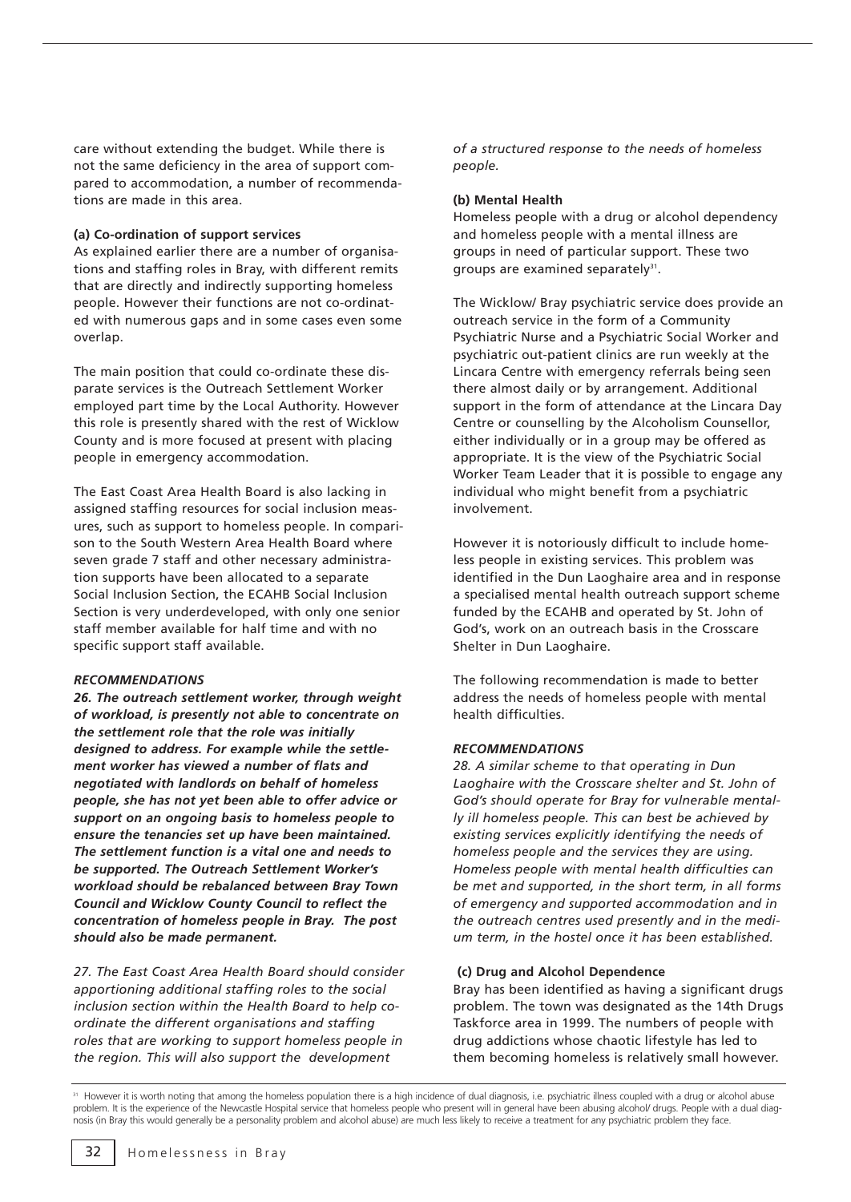care without extending the budget. While there is not the same deficiency in the area of support compared to accommodation, a number of recommendations are made in this area.

**(a) Co-ordination of support services**

As explained earlier there are a number of organisations and staffing roles in Bray, with different remits that are directly and indirectly supporting homeless people. However their functions are not co-ordinated with numerous gaps and in some cases even some overlap.

The main position that could co-ordinate these disparate services is the Outreach Settlement Worker employed part time by the Local Authority. However this role is presently shared with the rest of Wicklow County and is more focused at present with placing people in emergency accommodation.

The East Coast Area Health Board is also lacking in assigned staffing resources for social inclusion measures, such as support to homeless people. In comparison to the South Western Area Health Board where seven grade 7 staff and other necessary administration supports have been allocated to a separate Social Inclusion Section, the ECAHB Social Inclusion Section is very underdeveloped, with only one senior staff member available for half time and with no specific support staff available.

***RECOMMENDATIONS***

***26. The outreach settlement worker, through weight of workload, is presently not able to concentrate on the settlement role that the role was initially designed to address. For example while the settlement worker has viewed a number of flats and negotiated with landlords on behalf of homeless people, she has not yet been able to offer advice or support on an ongoing basis to homeless people to ensure the tenancies set up have been maintained. The settlement function is a vital one and needs to be supported. The Outreach Settlement Worker's workload should be rebalanced between Bray Town Council and Wicklow County Council to reflect the concentration of homeless people in Bray. The post should also be made permanent.***

*27. The East Coast Area Health Board should consider apportioning additional staffing roles to the social inclusion section within the Health Board to help co-ordinate the different organisations and staffing roles that are working to support homeless people in the region. This will also support the development of a structured response to the needs of homeless people.*

**(b) Mental Health**

Homeless people with a drug or alcohol dependency and homeless people with a mental illness are groups in need of particular support. These two groups are examined separately[31].

The Wicklow/ Bray psychiatric service does provide an outreach service in the form of a Community Psychiatric Nurse and a Psychiatric Social Worker and psychiatric out-patient clinics are run weekly at the Lincara Centre with emergency referrals being seen there almost daily or by arrangement. Additional support in the form of attendance at the Lincara Day Centre or counselling by the Alcoholism Counsellor, either individually or in a group may be offered as appropriate. It is the view of the Psychiatric Social Worker Team Leader that it is possible to engage any individual who might benefit from a psychiatric involvement.

However it is notoriously difficult to include homeless people in existing services. This problem was identified in the Dun Laoghaire area and in response a specialised mental health outreach support scheme funded by the ECAHB and operated by St. John of God's, work on an outreach basis in the Crosscare Shelter in Dun Laoghaire.

The following recommendation is made to better address the needs of homeless people with mental health difficulties.

***RECOMMENDATIONS***

*28. A similar scheme to that operating in Dun Laoghaire with the Crosscare shelter and St. John of God's should operate for Bray for vulnerable mentally ill homeless people. This can best be achieved by existing services explicitly identifying the needs of homeless people and the services they are using. Homeless people with mental health difficulties can be met and supported, in the short term, in all forms of emergency and supported accommodation and in the outreach centres used presently and in the medium term, in the hostel once it has been established.*

**(c) Drug and Alcohol Dependence**

Bray has been identified as having a significant drugs problem. The town was designated as the 14th Drugs Taskforce area in 1999. The numbers of people with drug addictions whose chaotic lifestyle has led to them becoming homeless is relatively small however.

[31] However it is worth noting that among the homeless population there is a high incidence of dual diagnosis, i.e. psychiatric illness coupled with a drug or alcohol abuse problem. It is the experience of the Newcastle Hospital service that homeless people who present will in general have been abusing alcohol/ drugs. People with a dual diagnosis (in Bray this would generally be a personality problem and alcohol abuse) are much less likely to receive a treatment for any psychiatric problem they face.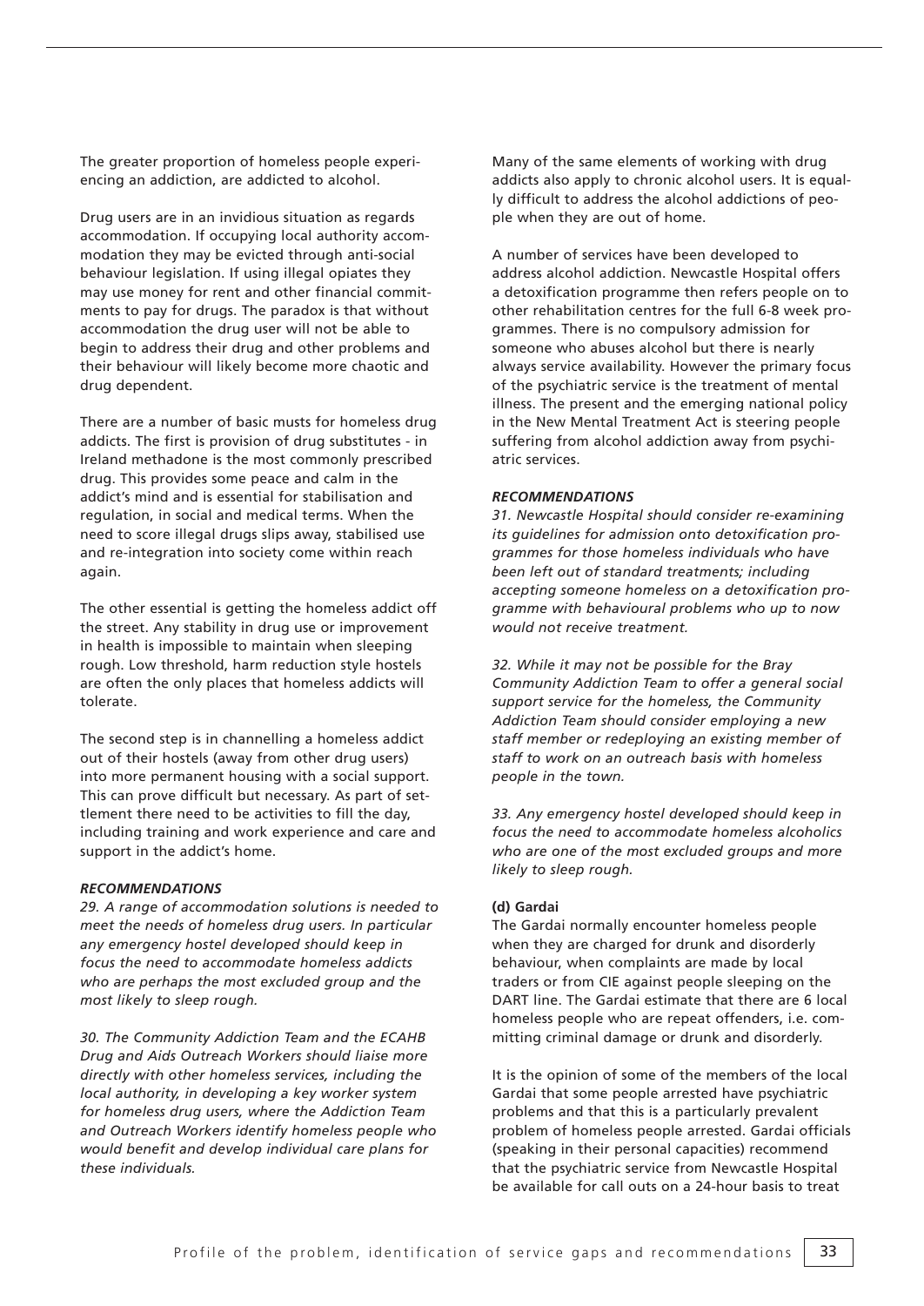The greater proportion of homeless people experiencing an addiction, are addicted to alcohol.

Drug users are in an invidious situation as regards accommodation. If occupying local authority accommodation they may be evicted through anti-social behaviour legislation. If using illegal opiates they may use money for rent and other financial commitments to pay for drugs. The paradox is that without accommodation the drug user will not be able to begin to address their drug and other problems and their behaviour will likely become more chaotic and drug dependent.

There are a number of basic musts for homeless drug addicts. The first is provision of drug substitutes - in Ireland methadone is the most commonly prescribed drug. This provides some peace and calm in the addict's mind and is essential for stabilisation and regulation, in social and medical terms. When the need to score illegal drugs slips away, stabilised use and re-integration into society come within reach again.

The other essential is getting the homeless addict off the street. Any stability in drug use or improvement in health is impossible to maintain when sleeping rough. Low threshold, harm reduction style hostels are often the only places that homeless addicts will tolerate.

The second step is in channelling a homeless addict out of their hostels (away from other drug users) into more permanent housing with a social support. This can prove difficult but necessary. As part of settlement there need to be activities to fill the day, including training and work experience and care and support in the addict's home.

***RECOMMENDATIONS***

*29. A range of accommodation solutions is needed to meet the needs of homeless drug users. In particular any emergency hostel developed should keep in focus the need to accommodate homeless addicts who are perhaps the most excluded group and the most likely to sleep rough.*

*30. The Community Addiction Team and the ECAHB Drug and Aids Outreach Workers should liaise more directly with other homeless services, including the local authority, in developing a key worker system for homeless drug users, where the Addiction Team and Outreach Workers identify homeless people who would benefit and develop individual care plans for these individuals.*

Many of the same elements of working with drug addicts also apply to chronic alcohol users. It is equally difficult to address the alcohol addictions of people when they are out of home.

A number of services have been developed to address alcohol addiction. Newcastle Hospital offers a detoxification programme then refers people on to other rehabilitation centres for the full 6-8 week programmes. There is no compulsory admission for someone who abuses alcohol but there is nearly always service availability. However the primary focus of the psychiatric service is the treatment of mental illness. The present and the emerging national policy in the New Mental Treatment Act is steering people suffering from alcohol addiction away from psychiatric services.

***RECOMMENDATIONS***

*31. Newcastle Hospital should consider re-examining its guidelines for admission onto detoxification programmes for those homeless individuals who have been left out of standard treatments; including accepting someone homeless on a detoxification programme with behavioural problems who up to now would not receive treatment.*

*32. While it may not be possible for the Bray Community Addiction Team to offer a general social support service for the homeless, the Community Addiction Team should consider employing a new staff member or redeploying an existing member of staff to work on an outreach basis with homeless people in the town.*

*33. Any emergency hostel developed should keep in focus the need to accommodate homeless alcoholics who are one of the most excluded groups and more likely to sleep rough.*

**(d) Gardai**

The Gardai normally encounter homeless people when they are charged for drunk and disorderly behaviour, when complaints are made by local traders or from CIE against people sleeping on the DART line. The Gardai estimate that there are 6 local homeless people who are repeat offenders, i.e. committing criminal damage or drunk and disorderly.

It is the opinion of some of the members of the local Gardai that some people arrested have psychiatric problems and that this is a particularly prevalent problem of homeless people arrested. Gardai officials (speaking in their personal capacities) recommend that the psychiatric service from Newcastle Hospital be available for call outs on a 24-hour basis to treat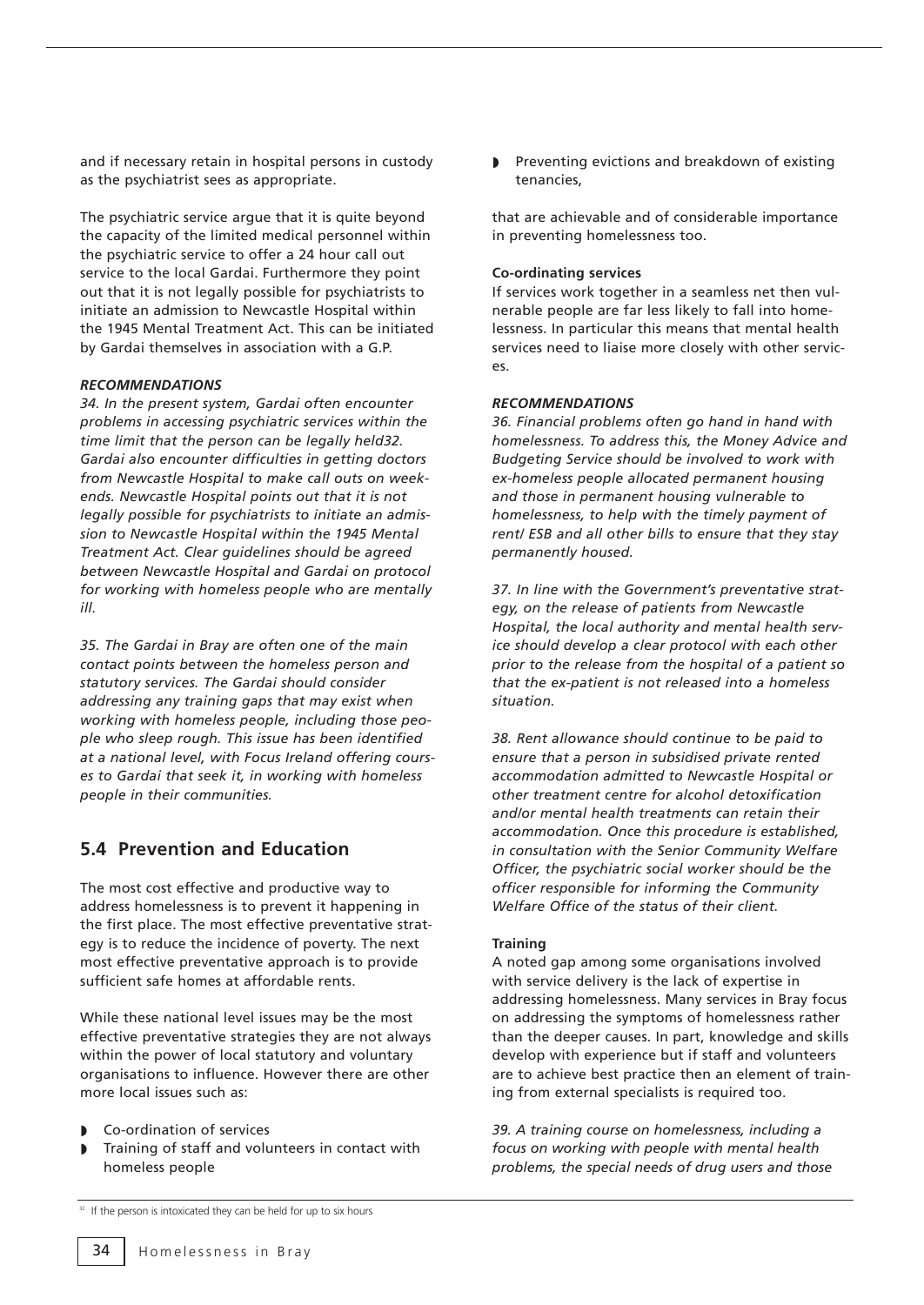and if necessary retain in hospital persons in custody as the psychiatrist sees as appropriate.

The psychiatric service argue that it is quite beyond the capacity of the limited medical personnel within the psychiatric service to offer a 24 hour call out service to the local Gardai. Furthermore they point out that it is not legally possible for psychiatrists to initiate an admission to Newcastle Hospital within the 1945 Mental Treatment Act. This can be initiated by Gardai themselves in association with a G.P.

***RECOMMENDATIONS***

*34. In the present system, Gardai often encounter problems in accessing psychiatric services within the time limit that the person can be legally held[32]. Gardai also encounter difficulties in getting doctors from Newcastle Hospital to make call outs on weekends. Newcastle Hospital points out that it is not legally possible for psychiatrists to initiate an admission to Newcastle Hospital within the 1945 Mental Treatment Act. Clear guidelines should be agreed between Newcastle Hospital and Gardai on protocol for working with homeless people who are mentally ill.*

*35. The Gardai in Bray are often one of the main contact points between the homeless person and statutory services. The Gardai should consider addressing any training gaps that may exist when working with homeless people, including those people who sleep rough. This issue has been identified at a national level, with Focus Ireland offering courses to Gardai that seek it, in working with homeless people in their communities.*

## 5.4 Prevention and Education

The most cost effective and productive way to address homelessness is to prevent it happening in the first place. The most effective preventative strategy is to reduce the incidence of poverty. The next most effective preventative approach is to provide sufficient safe homes at affordable rents.

While these national level issues may be the most effective preventative strategies they are not always within the power of local statutory and voluntary organisations to influence. However there are other more local issues such as:

- Co-ordination of services
- Training of staff and volunteers in contact with homeless people
- Preventing evictions and breakdown of existing tenancies,

that are achievable and of considerable importance in preventing homelessness too.

**Co-ordinating services**

If services work together in a seamless net then vulnerable people are far less likely to fall into homelessness. In particular this means that mental health services need to liaise more closely with other services.

***RECOMMENDATIONS***

*36. Financial problems often go hand in hand with homelessness. To address this, the Money Advice and Budgeting Service should be involved to work with ex-homeless people allocated permanent housing and those in permanent housing vulnerable to homelessness, to help with the timely payment of rent/ ESB and all other bills to ensure that they stay permanently housed.*

*37. In line with the Government's preventative strategy, on the release of patients from Newcastle Hospital, the local authority and mental health service should develop a clear protocol with each other prior to the release from the hospital of a patient so that the ex-patient is not released into a homeless situation.*

*38. Rent allowance should continue to be paid to ensure that a person in subsidised private rented accommodation admitted to Newcastle Hospital or other treatment centre for alcohol detoxification and/or mental health treatments can retain their accommodation. Once this procedure is established, in consultation with the Senior Community Welfare Officer, the psychiatric social worker should be the officer responsible for informing the Community Welfare Office of the status of their client.*

**Training**

A noted gap among some organisations involved with service delivery is the lack of expertise in addressing homelessness. Many services in Bray focus on addressing the symptoms of homelessness rather than the deeper causes. In part, knowledge and skills develop with experience but if staff and volunteers are to achieve best practice then an element of training from external specialists is required too.

*39. A training course on homelessness, including a focus on working with people with mental health problems, the special needs of drug users and those*

[32] If the person is intoxicated they can be held for up to six hours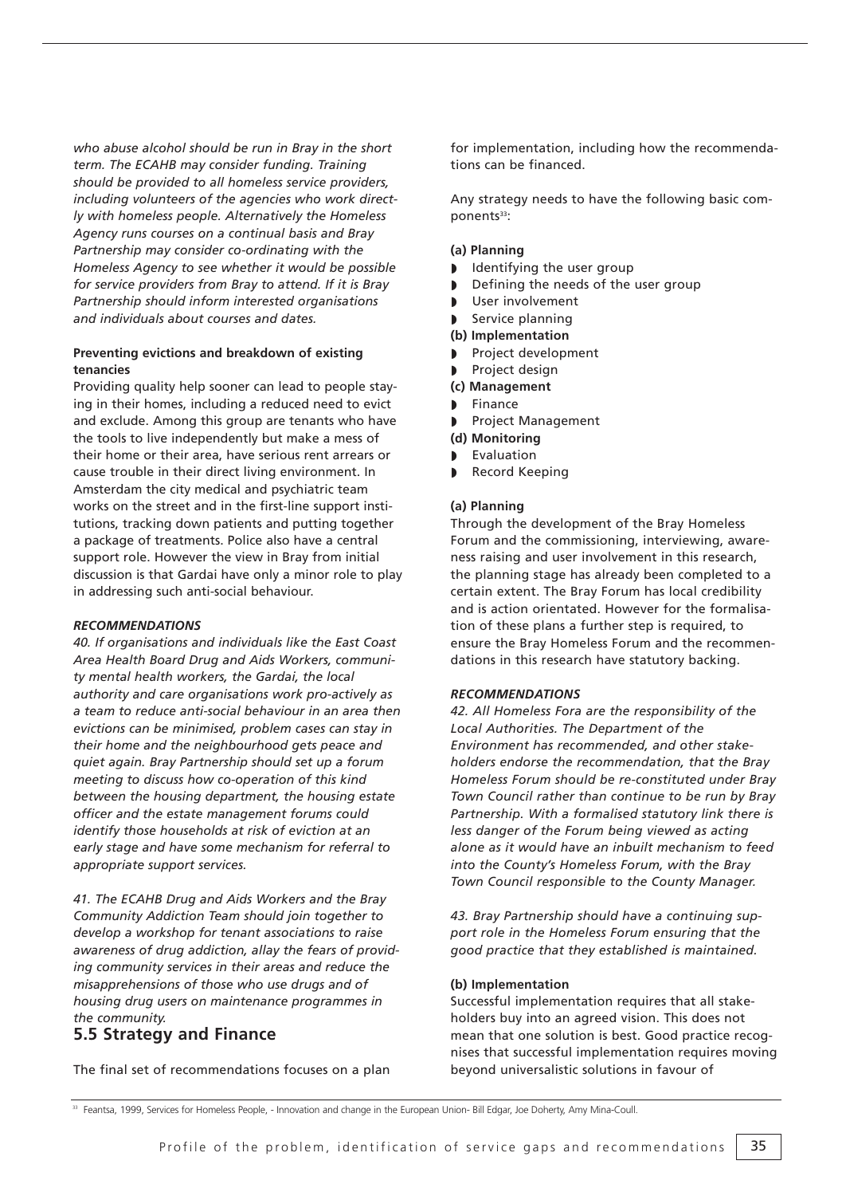*who abuse alcohol should be run in Bray in the short term. The ECAHB may consider funding. Training should be provided to all homeless service providers, including volunteers of the agencies who work directly with homeless people. Alternatively the Homeless Agency runs courses on a continual basis and Bray Partnership may consider co-ordinating with the Homeless Agency to see whether it would be possible for service providers from Bray to attend. If it is Bray Partnership should inform interested organisations and individuals about courses and dates.*

**Preventing evictions and breakdown of existing tenancies**

Providing quality help sooner can lead to people staying in their homes, including a reduced need to evict and exclude. Among this group are tenants who have the tools to live independently but make a mess of their home or their area, have serious rent arrears or cause trouble in their direct living environment. In Amsterdam the city medical and psychiatric team works on the street and in the first-line support institutions, tracking down patients and putting together a package of treatments. Police also have a central support role. However the view in Bray from initial discussion is that Gardai have only a minor role to play in addressing such anti-social behaviour.

***RECOMMENDATIONS***

*40. If organisations and individuals like the East Coast Area Health Board Drug and Aids Workers, community mental health workers, the Gardai, the local authority and care organisations work pro-actively as a team to reduce anti-social behaviour in an area then evictions can be minimised, problem cases can stay in their home and the neighbourhood gets peace and quiet again. Bray Partnership should set up a forum meeting to discuss how co-operation of this kind between the housing department, the housing estate officer and the estate management forums could identify those households at risk of eviction at an early stage and have some mechanism for referral to appropriate support services.*

*41. The ECAHB Drug and Aids Workers and the Bray Community Addiction Team should join together to develop a workshop for tenant associations to raise awareness of drug addiction, allay the fears of providing community services in their areas and reduce the misapprehensions of those who use drugs and of housing drug users on maintenance programmes in the community.*

## 5.5 Strategy and Finance

The final set of recommendations focuses on a plan for implementation, including how the recommendations can be financed.

Any strategy needs to have the following basic components[33]:

**(a) Planning**

- Identifying the user group
- Defining the needs of the user group
- User involvement
- Service planning

**(b) Implementation**

- Project development
- Project design

**(c) Management**

- Finance
- Project Management

**(d) Monitoring**

- Evaluation
- Record Keeping

**(a) Planning**

Through the development of the Bray Homeless Forum and the commissioning, interviewing, awareness raising and user involvement in this research, the planning stage has already been completed to a certain extent. The Bray Forum has local credibility and is action orientated. However for the formalisation of these plans a further step is required, to ensure the Bray Homeless Forum and the recommendations in this research have statutory backing.

***RECOMMENDATIONS***

*42. All Homeless Fora are the responsibility of the Local Authorities. The Department of the Environment has recommended, and other stakeholders endorse the recommendation, that the Bray Homeless Forum should be re-constituted under Bray Town Council rather than continue to be run by Bray Partnership. With a formalised statutory link there is less danger of the Forum being viewed as acting alone as it would have an inbuilt mechanism to feed into the County's Homeless Forum, with the Bray Town Council responsible to the County Manager.*

*43. Bray Partnership should have a continuing support role in the Homeless Forum ensuring that the good practice that they established is maintained.*

**(b) Implementation**

Successful implementation requires that all stakeholders buy into an agreed vision. This does not mean that one solution is best. Good practice recognises that successful implementation requires moving beyond universalistic solutions in favour of

[33] Feantsa, 1999, Services for Homeless People, - Innovation and change in the European Union- Bill Edgar, Joe Doherty, Amy Mina-Coull.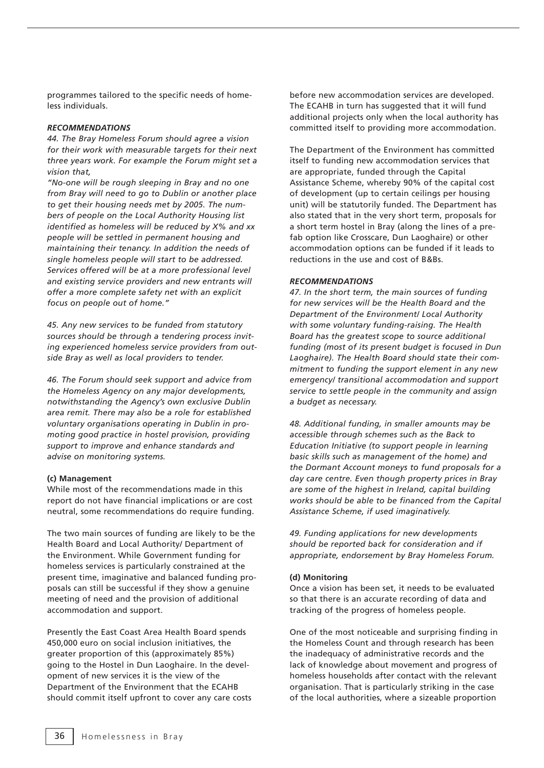programmes tailored to the specific needs of homeless individuals.

***RECOMMENDATIONS***

*44. The Bray Homeless Forum should agree a vision for their work with measurable targets for their next three years work. For example the Forum might set a vision that,*

*"No-one will be rough sleeping in Bray and no one from Bray will need to go to Dublin or another place to get their housing needs met by 2005. The numbers of people on the Local Authority Housing list identified as homeless will be reduced by X% and xx people will be settled in permanent housing and maintaining their tenancy. In addition the needs of single homeless people will start to be addressed. Services offered will be at a more professional level and existing service providers and new entrants will offer a more complete safety net with an explicit focus on people out of home."*

*45. Any new services to be funded from statutory sources should be through a tendering process inviting experienced homeless service providers from outside Bray as well as local providers to tender.*

*46. The Forum should seek support and advice from the Homeless Agency on any major developments, notwithstanding the Agency's own exclusive Dublin area remit. There may also be a role for established voluntary organisations operating in Dublin in promoting good practice in hostel provision, providing support to improve and enhance standards and advise on monitoring systems.*

**(c) Management**

While most of the recommendations made in this report do not have financial implications or are cost neutral, some recommendations do require funding.

The two main sources of funding are likely to be the Health Board and Local Authority/ Department of the Environment. While Government funding for homeless services is particularly constrained at the present time, imaginative and balanced funding proposals can still be successful if they show a genuine meeting of need and the provision of additional accommodation and support.

Presently the East Coast Area Health Board spends 450,000 euro on social inclusion initiatives, the greater proportion of this (approximately 85%) going to the Hostel in Dun Laoghaire. In the development of new services it is the view of the Department of the Environment that the ECAHB should commit itself upfront to cover any care costs before new accommodation services are developed. The ECAHB in turn has suggested that it will fund additional projects only when the local authority has committed itself to providing more accommodation.

The Department of the Environment has committed itself to funding new accommodation services that are appropriate, funded through the Capital Assistance Scheme, whereby 90% of the capital cost of development (up to certain ceilings per housing unit) will be statutorily funded. The Department has also stated that in the very short term, proposals for a short term hostel in Bray (along the lines of a prefab option like Crosscare, Dun Laoghaire) or other accommodation options can be funded if it leads to reductions in the use and cost of B&Bs.

***RECOMMENDATIONS***

*47. In the short term, the main sources of funding for new services will be the Health Board and the Department of the Environment/ Local Authority with some voluntary funding-raising. The Health Board has the greatest scope to source additional funding (most of its present budget is focused in Dun Laoghaire). The Health Board should state their commitment to funding the support element in any new emergency/ transitional accommodation and support service to settle people in the community and assign a budget as necessary.*

*48. Additional funding, in smaller amounts may be accessible through schemes such as the Back to Education Initiative (to support people in learning basic skills such as management of the home) and the Dormant Account moneys to fund proposals for a day care centre. Even though property prices in Bray are some of the highest in Ireland, capital building works should be able to be financed from the Capital Assistance Scheme, if used imaginatively.*

*49. Funding applications for new developments should be reported back for consideration and if appropriate, endorsement by Bray Homeless Forum.*

**(d) Monitoring**

Once a vision has been set, it needs to be evaluated so that there is an accurate recording of data and tracking of the progress of homeless people.

One of the most noticeable and surprising finding in the Homeless Count and through research has been the inadequacy of administrative records and the lack of knowledge about movement and progress of homeless households after contact with the relevant organisation. That is particularly striking in the case of the local authorities, where a sizeable proportion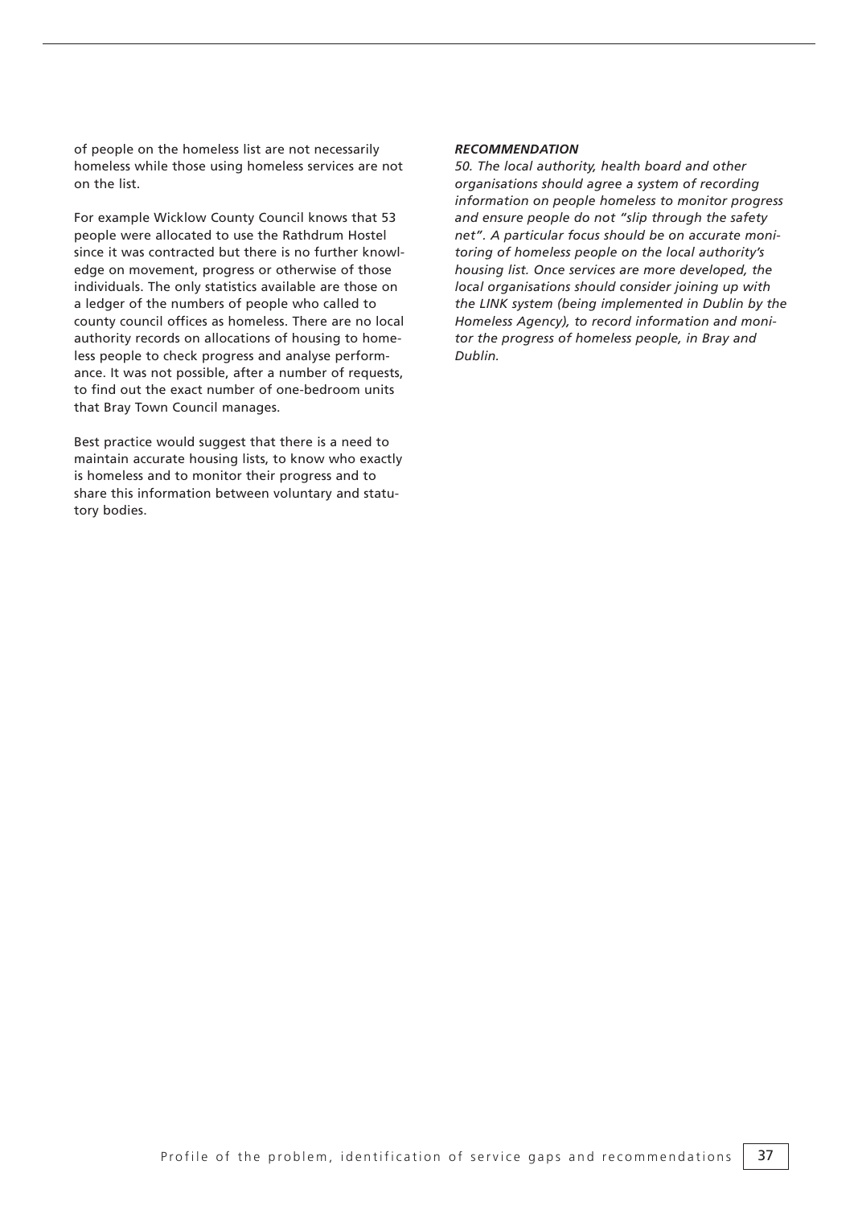of people on the homeless list are not necessarily homeless while those using homeless services are not on the list.

For example Wicklow County Council knows that 53 people were allocated to use the Rathdrum Hostel since it was contracted but there is no further knowledge on movement, progress or otherwise of those individuals. The only statistics available are those on a ledger of the numbers of people who called to county council offices as homeless. There are no local authority records on allocations of housing to homeless people to check progress and analyse performance. It was not possible, after a number of requests, to find out the exact number of one-bedroom units that Bray Town Council manages.

Best practice would suggest that there is a need to maintain accurate housing lists, to know who exactly is homeless and to monitor their progress and to share this information between voluntary and statutory bodies.

***RECOMMENDATION***

*50. The local authority, health board and other organisations should agree a system of recording information on people homeless to monitor progress and ensure people do not "slip through the safety net". A particular focus should be on accurate monitoring of homeless people on the local authority's housing list. Once services are more developed, the local organisations should consider joining up with the LINK system (being implemented in Dublin by the Homeless Agency), to record information and monitor the progress of homeless people, in Bray and Dublin.*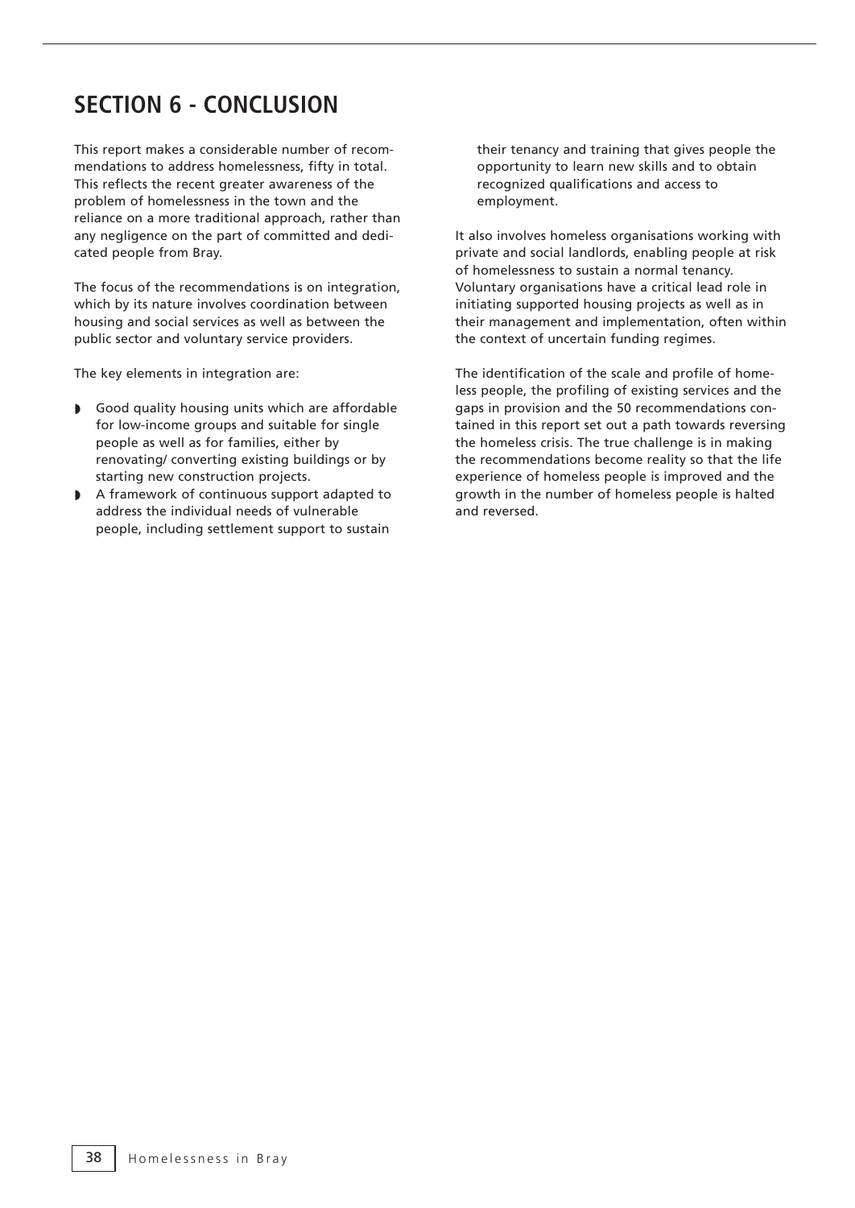# SECTION 6 - CONCLUSION

This report makes a considerable number of recommendations to address homelessness, fifty in total. This reflects the recent greater awareness of the problem of homelessness in the town and the reliance on a more traditional approach, rather than any negligence on the part of committed and dedicated people from Bray.

The focus of the recommendations is on integration, which by its nature involves coordination between housing and social services as well as between the public sector and voluntary service providers.

The key elements in integration are:

- Good quality housing units which are affordable for low-income groups and suitable for single people as well as for families, either by renovating/ converting existing buildings or by starting new construction projects.
- A framework of continuous support adapted to address the individual needs of vulnerable people, including settlement support to sustain their tenancy and training that gives people the opportunity to learn new skills and to obtain recognized qualifications and access to employment.

It also involves homeless organisations working with private and social landlords, enabling people at risk of homelessness to sustain a normal tenancy. Voluntary organisations have a critical lead role in initiating supported housing projects as well as in their management and implementation, often within the context of uncertain funding regimes.

The identification of the scale and profile of homeless people, the profiling of existing services and the gaps in provision and the 50 recommendations contained in this report set out a path towards reversing the homeless crisis. The true challenge is in making the recommendations become reality so that the life experience of homeless people is improved and the growth in the number of homeless people is halted and reversed.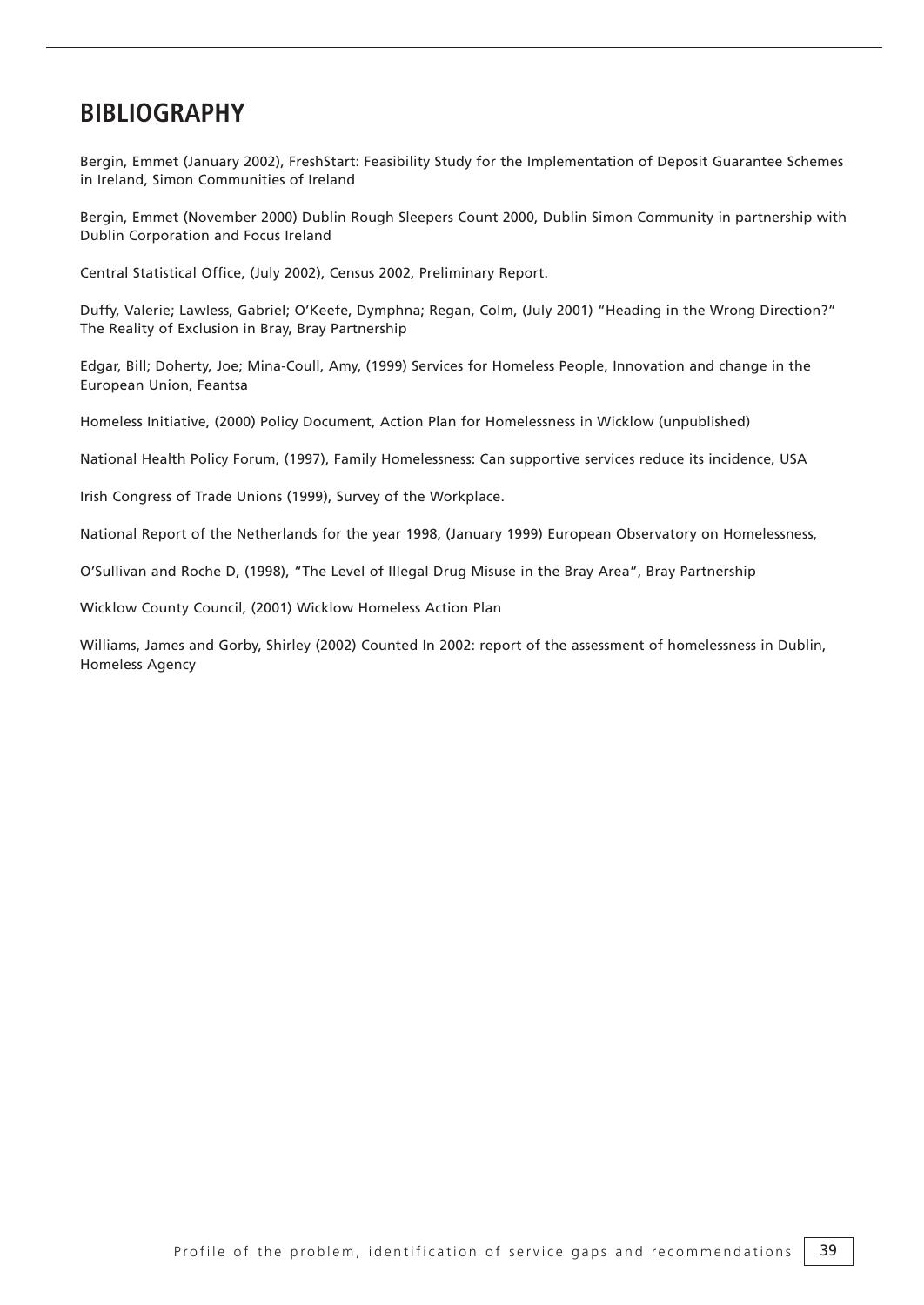# BIBLIOGRAPHY

Bergin, Emmet (January 2002), FreshStart: Feasibility Study for the Implementation of Deposit Guarantee Schemes in Ireland, Simon Communities of Ireland

Bergin, Emmet (November 2000) Dublin Rough Sleepers Count 2000, Dublin Simon Community in partnership with Dublin Corporation and Focus Ireland

Central Statistical Office, (July 2002), Census 2002, Preliminary Report.

Duffy, Valerie; Lawless, Gabriel; O'Keefe, Dymphna; Regan, Colm, (July 2001) "Heading in the Wrong Direction?" The Reality of Exclusion in Bray, Bray Partnership

Edgar, Bill; Doherty, Joe; Mina-Coull, Amy, (1999) Services for Homeless People, Innovation and change in the European Union, Feantsa

Homeless Initiative, (2000) Policy Document, Action Plan for Homelessness in Wicklow (unpublished)

National Health Policy Forum, (1997), Family Homelessness: Can supportive services reduce its incidence, USA

Irish Congress of Trade Unions (1999), Survey of the Workplace.

National Report of the Netherlands for the year 1998, (January 1999) European Observatory on Homelessness,

O'Sullivan and Roche D, (1998), "The Level of Illegal Drug Misuse in the Bray Area", Bray Partnership

Wicklow County Council, (2001) Wicklow Homeless Action Plan

Williams, James and Gorby, Shirley (2002) Counted In 2002: report of the assessment of homelessness in Dublin, Homeless Agency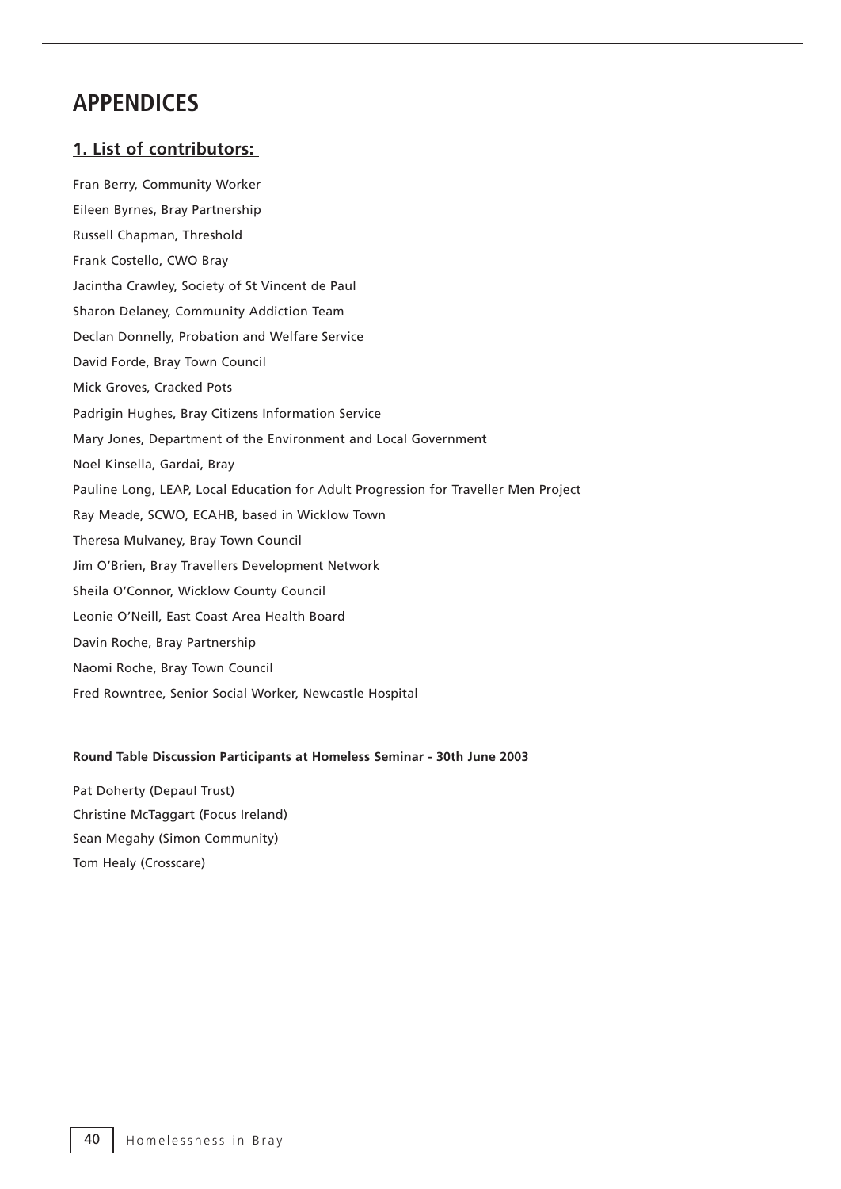# APPENDICES

## 1. List of contributors:

Fran Berry, Community Worker

Eileen Byrnes, Bray Partnership

Russell Chapman, Threshold

Frank Costello, CWO Bray

Jacintha Crawley, Society of St Vincent de Paul

Sharon Delaney, Community Addiction Team

Declan Donnelly, Probation and Welfare Service

David Forde, Bray Town Council

Mick Groves, Cracked Pots

Padrigin Hughes, Bray Citizens Information Service

Mary Jones, Department of the Environment and Local Government

Noel Kinsella, Gardai, Bray

Pauline Long, LEAP, Local Education for Adult Progression for Traveller Men Project

Ray Meade, SCWO, ECAHB, based in Wicklow Town

Theresa Mulvaney, Bray Town Council

Jim O'Brien, Bray Travellers Development Network

Sheila O'Connor, Wicklow County Council

Leonie O'Neill, East Coast Area Health Board

Davin Roche, Bray Partnership

Naomi Roche, Bray Town Council

Fred Rowntree, Senior Social Worker, Newcastle Hospital

**Round Table Discussion Participants at Homeless Seminar - 30th June 2003**

Pat Doherty (Depaul Trust)

Christine McTaggart (Focus Ireland)

Sean Megahy (Simon Community)

Tom Healy (Crosscare)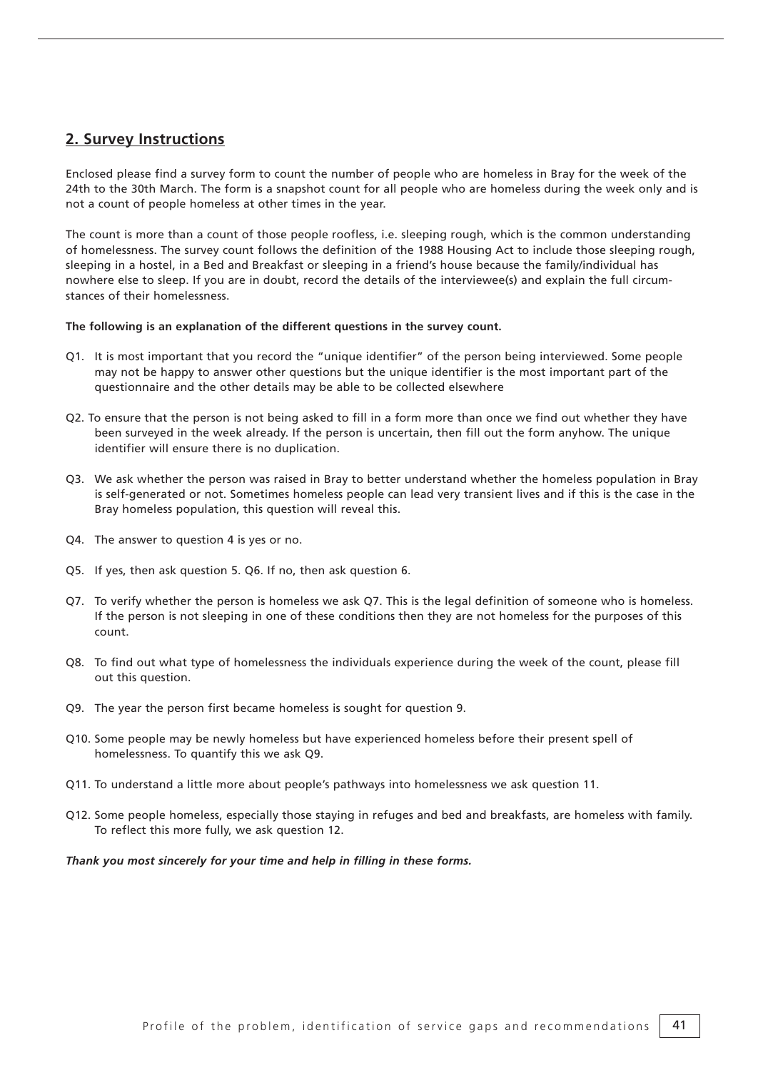## 2. Survey Instructions

Enclosed please find a survey form to count the number of people who are homeless in Bray for the week of the 24th to the 30th March. The form is a snapshot count for all people who are homeless during the week only and is not a count of people homeless at other times in the year.

The count is more than a count of those people roofless, i.e. sleeping rough, which is the common understanding of homelessness. The survey count follows the definition of the 1988 Housing Act to include those sleeping rough, sleeping in a hostel, in a Bed and Breakfast or sleeping in a friend's house because the family/individual has nowhere else to sleep. If you are in doubt, record the details of the interviewee(s) and explain the full circumstances of their homelessness.

**The following is an explanation of the different questions in the survey count.**

Q1. It is most important that you record the "unique identifier" of the person being interviewed. Some people may not be happy to answer other questions but the unique identifier is the most important part of the questionnaire and the other details may be able to be collected elsewhere

Q2. To ensure that the person is not being asked to fill in a form more than once we find out whether they have been surveyed in the week already. If the person is uncertain, then fill out the form anyhow. The unique identifier will ensure there is no duplication.

Q3. We ask whether the person was raised in Bray to better understand whether the homeless population in Bray is self-generated or not. Sometimes homeless people can lead very transient lives and if this is the case in the Bray homeless population, this question will reveal this.

Q4. The answer to question 4 is yes or no.

Q5. If yes, then ask question 5. Q6. If no, then ask question 6.

Q7. To verify whether the person is homeless we ask Q7. This is the legal definition of someone who is homeless. If the person is not sleeping in one of these conditions then they are not homeless for the purposes of this count.

Q8. To find out what type of homelessness the individuals experience during the week of the count, please fill out this question.

Q9. The year the person first became homeless is sought for question 9.

Q10. Some people may be newly homeless but have experienced homeless before their present spell of homelessness. To quantify this we ask Q9.

Q11. To understand a little more about people's pathways into homelessness we ask question 11.

Q12. Some people homeless, especially those staying in refuges and bed and breakfasts, are homeless with family. To reflect this more fully, we ask question 12.

***Thank you most sincerely for your time and help in filling in these forms.***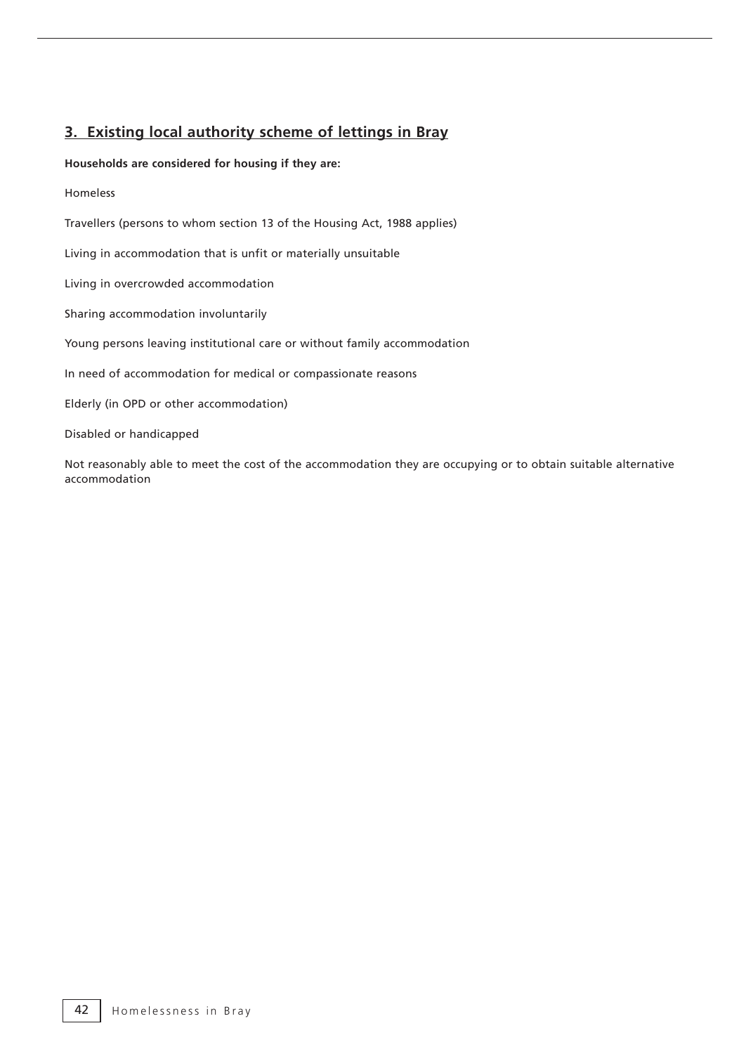## 3. Existing local authority scheme of lettings in Bray

**Households are considered for housing if they are:**

Homeless

Travellers (persons to whom section 13 of the Housing Act, 1988 applies)

Living in accommodation that is unfit or materially unsuitable

Living in overcrowded accommodation

Sharing accommodation involuntarily

Young persons leaving institutional care or without family accommodation

In need of accommodation for medical or compassionate reasons

Elderly (in OPD or other accommodation)

Disabled or handicapped

Not reasonably able to meet the cost of the accommodation they are occupying or to obtain suitable alternative accommodation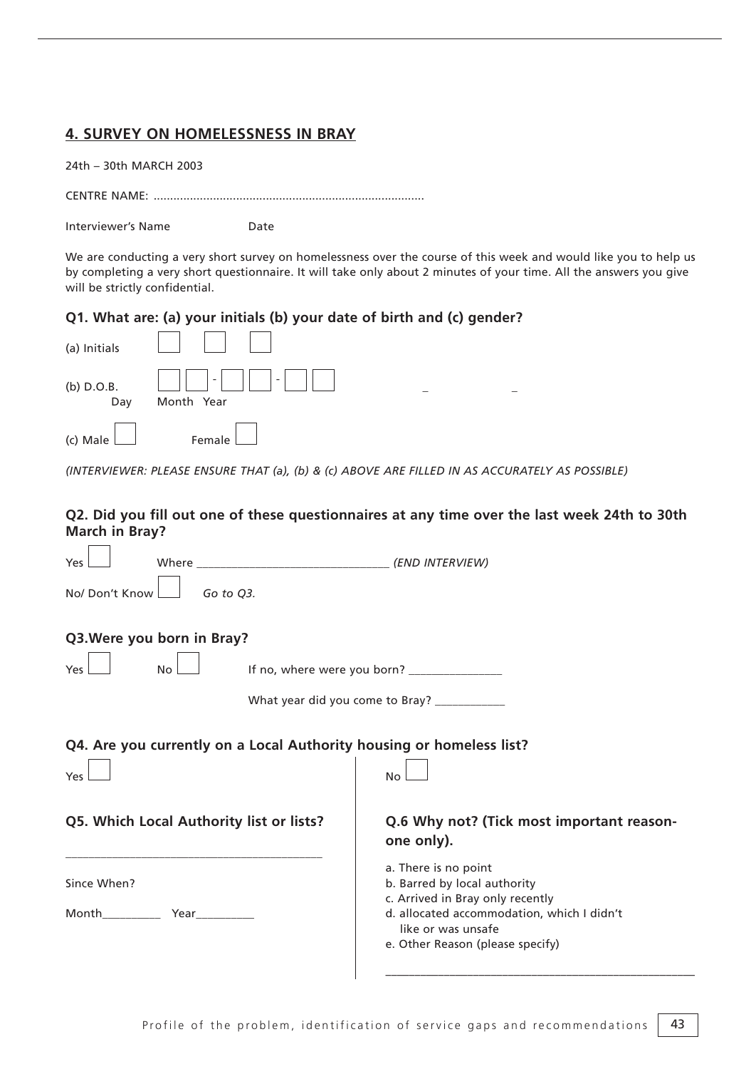## 4. SURVEY ON HOMELESSNESS IN BRAY

24th – 30th MARCH 2003

CENTRE NAME: .................................................................................

Interviewer's Name Date

We are conducting a very short survey on homelessness over the course of this week and would like you to help us by completing a very short questionnaire. It will take only about 2 minutes of your time. All the answers you give will be strictly confidential.

### Q1. What are: (a) your initials (b) your date of birth and (c) gender?

(a) Initials ☐ ☐ ☐

(b) D.O.B. ☐☐ - ☐☐ - ☐☐
Day Month Year

(c) Male ☐ Female ☐

*(INTERVIEWER: PLEASE ENSURE THAT (a), (b) & (c) ABOVE ARE FILLED IN AS ACCURATELY AS POSSIBLE)*

### Q2. Did you fill out one of these questionnaires at any time over the last week 24th to 30th March in Bray?

Yes ☐ Where ________________________________ *(END INTERVIEW)*

No/ Don't Know ☐ *Go to Q3.*

### Q3.Were you born in Bray?

Yes ☐ No ☐ If no, where were you born? _______________

What year did you come to Bray? ____________

### Q4. Are you currently on a Local Authority housing or homeless list?

Yes ☐

### Q5. Which Local Authority list or lists?

____________________________________________

Since When?

Month__________ Year__________

No ☐

### Q.6 Why not? (Tick most important reason- one only).

a. There is no point
b. Barred by local authority
c. Arrived in Bray only recently
d. allocated accommodation, which I didn't like or was unsafe
e. Other Reason (please specify)

____________________________________________________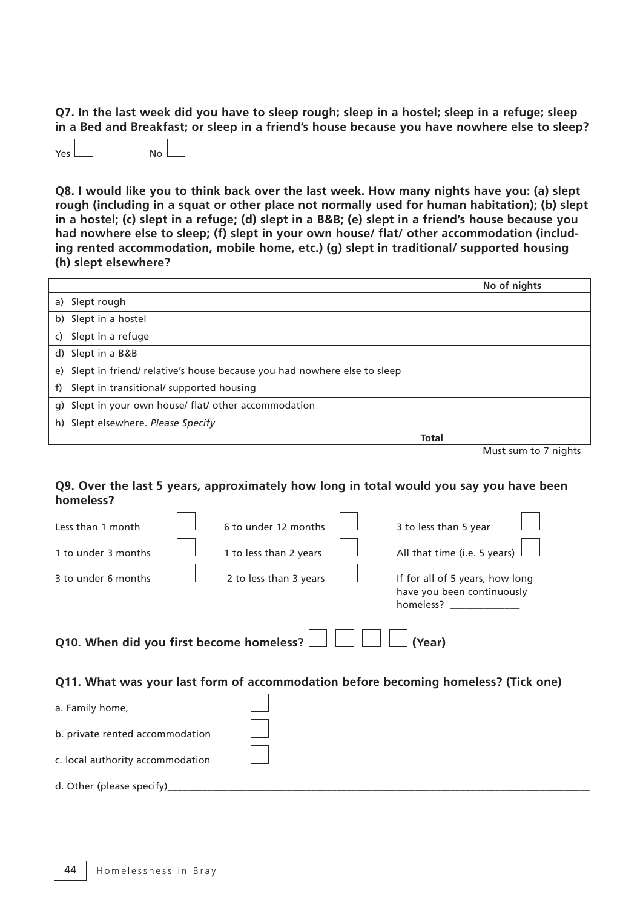**Q7. In the last week did you have to sleep rough; sleep in a hostel; sleep in a refuge; sleep in a Bed and Breakfast; or sleep in a friend's house because you have nowhere else to sleep?**

Yes ☐ No ☐

**Q8. I would like you to think back over the last week. How many nights have you: (a) slept rough (including in a squat or other place not normally used for human habitation); (b) slept in a hostel; (c) slept in a refuge; (d) slept in a B&B; (e) slept in a friend's house because you had nowhere else to sleep; (f) slept in your own house/ flat/ other accommodation (including rented accommodation, mobile home, etc.) (g) slept in traditional/ supported housing (h) slept elsewhere?**

| | No of nights |
|---|---|
| a) Slept rough | |
| b) Slept in a hostel | |
| c) Slept in a refuge | |
| d) Slept in a B&B | |
| e) Slept in friend/ relative's house because you had nowhere else to sleep | |
| f) Slept in transitional/ supported housing | |
| g) Slept in your own house/ flat/ other accommodation | |
| h) Slept elsewhere. *Please Specify* | |
| **Total** | |

Must sum to 7 nights

**Q9. Over the last 5 years, approximately how long in total would you say you have been homeless?**

Less than 1 month ☐ 6 to under 12 months ☐ 3 to less than 5 year ☐

1 to under 3 months ☐ 1 to less than 2 years ☐ All that time (i.e. 5 years) ☐

3 to under 6 months ☐ 2 to less than 3 years ☐ If for all of 5 years, how long have you been continuously homeless? _____________

**Q10. When did you first become homeless?** ☐ ☐ ☐ ☐ **(Year)**

**Q11. What was your last form of accommodation before becoming homeless? (Tick one)**

a. Family home, ☐

b. private rented accommodation ☐

c. local authority accommodation ☐

d. Other (please specify)_______________________________________________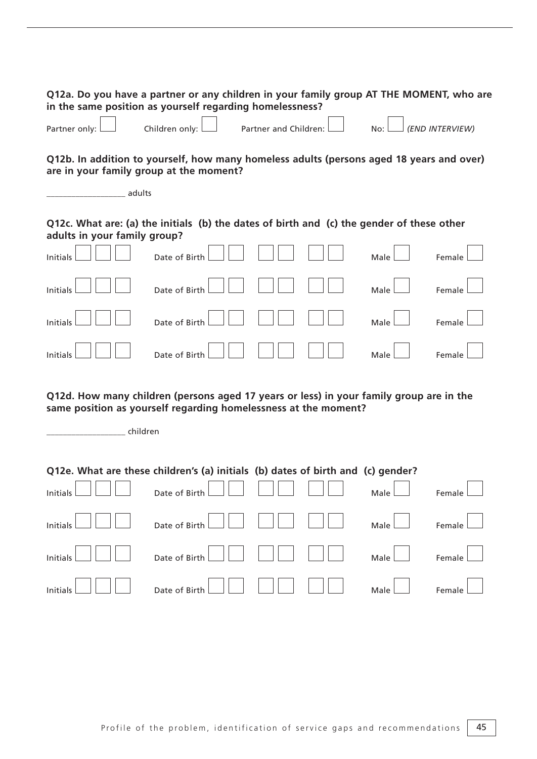**Q12a. Do you have a partner or any children in your family group AT THE MOMENT, who are in the same position as yourself regarding homelessness?**

Partner only: ☐ Children only: ☐ Partner and Children: ☐ No: ☐ *(END INTERVIEW)*

**Q12b. In addition to yourself, how many homeless adults (persons aged 18 years and over) are in your family group at the moment?**

___________________ adults

**Q12c. What are: (a) the initials (b) the dates of birth and (c) the gender of these other adults in your family group?**

Initials ☐ ☐ ☐ Date of Birth ☐ ☐ ☐ ☐ ☐ ☐ Male ☐ Female ☐

Initials ☐ ☐ ☐ Date of Birth ☐ ☐ ☐ ☐ ☐ ☐ Male ☐ Female ☐

Initials ☐ ☐ ☐ Date of Birth ☐ ☐ ☐ ☐ ☐ ☐ Male ☐ Female ☐

Initials ☐ ☐ ☐ Date of Birth ☐ ☐ ☐ ☐ ☐ ☐ Male ☐ Female ☐

**Q12d. How many children (persons aged 17 years or less) in your family group are in the same position as yourself regarding homelessness at the moment?**

___________________ children

**Q12e. What are these children's (a) initials (b) dates of birth and (c) gender?**

Initials ☐ ☐ ☐ Date of Birth ☐ ☐ ☐ ☐ ☐ ☐ Male ☐ Female ☐

Initials ☐ ☐ ☐ Date of Birth ☐ ☐ ☐ ☐ ☐ ☐ Male ☐ Female ☐

Initials ☐ ☐ ☐ Date of Birth ☐ ☐ ☐ ☐ ☐ ☐ Male ☐ Female ☐

Initials ☐ ☐ ☐ Date of Birth ☐ ☐ ☐ ☐ ☐ ☐ Male ☐ Female ☐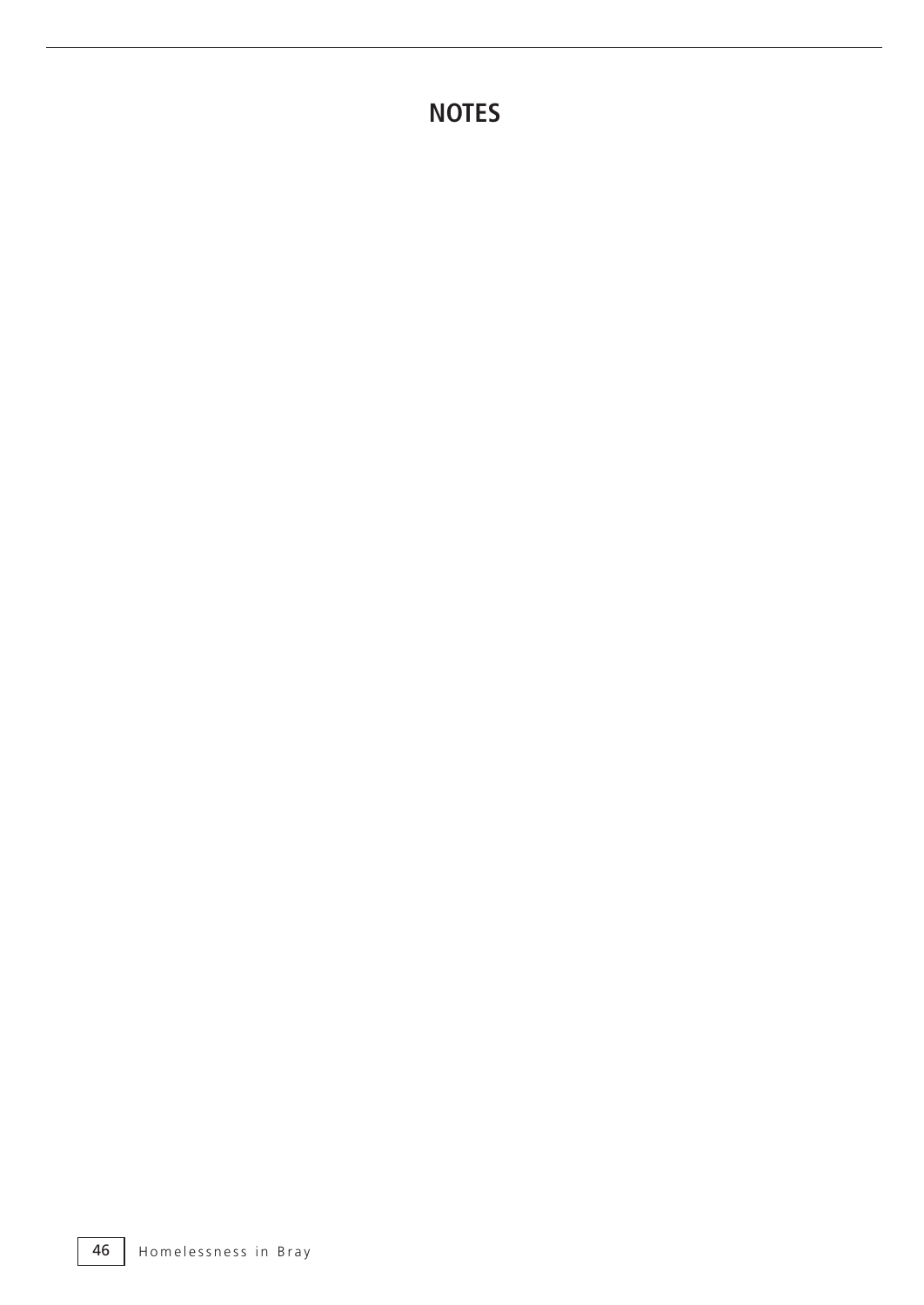# NOTES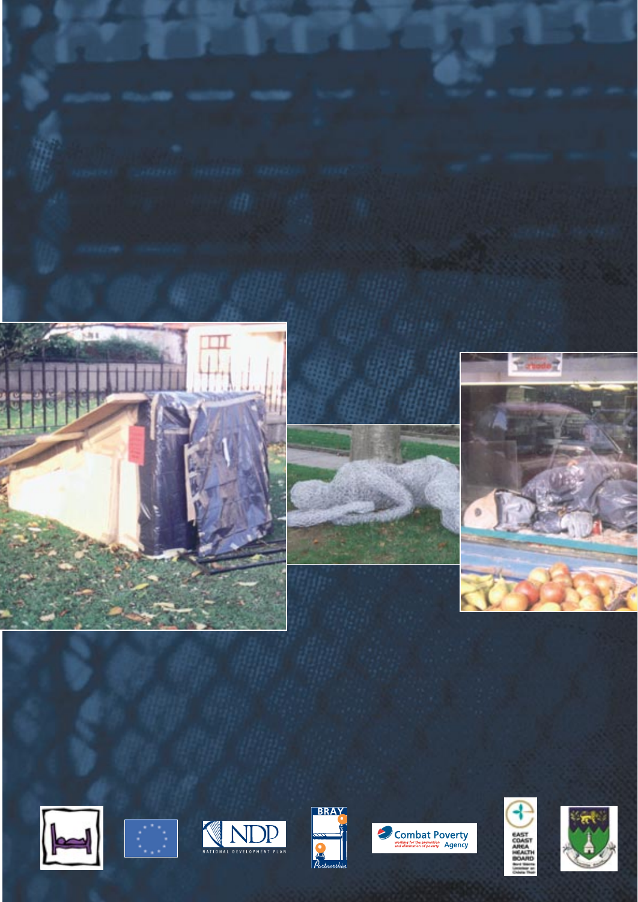NDP NATIONAL DEVELOPMENT PLAN

BRAY Partnership

Combat Poverty Agency
working for the prevention and elimination of poverty

EAST COAST AREA HEALTH BOARD